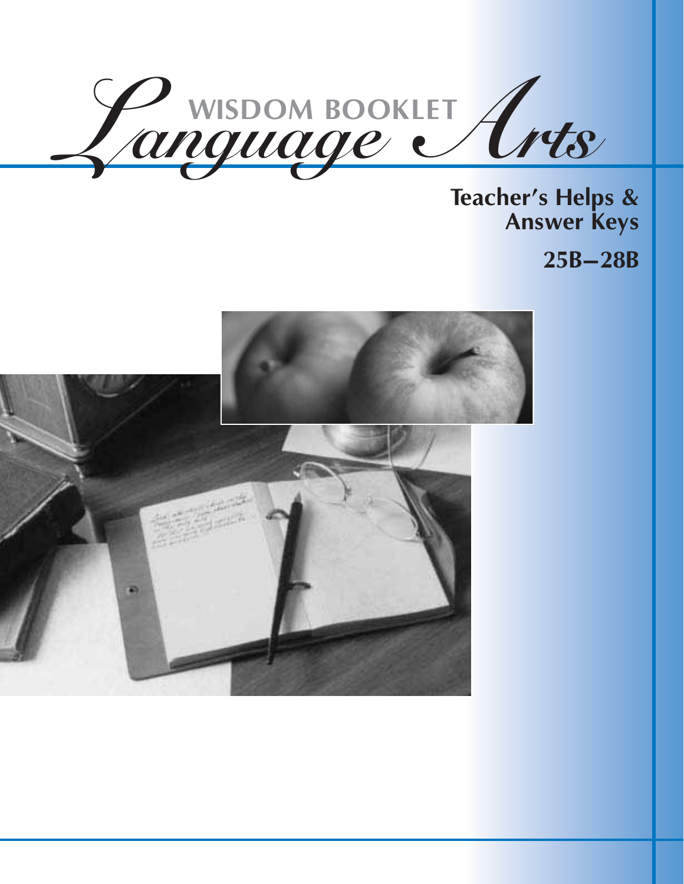# WISDOM BOOKLET Language Arts

## Teacher's Helps & Answer Keys

## 25B–28B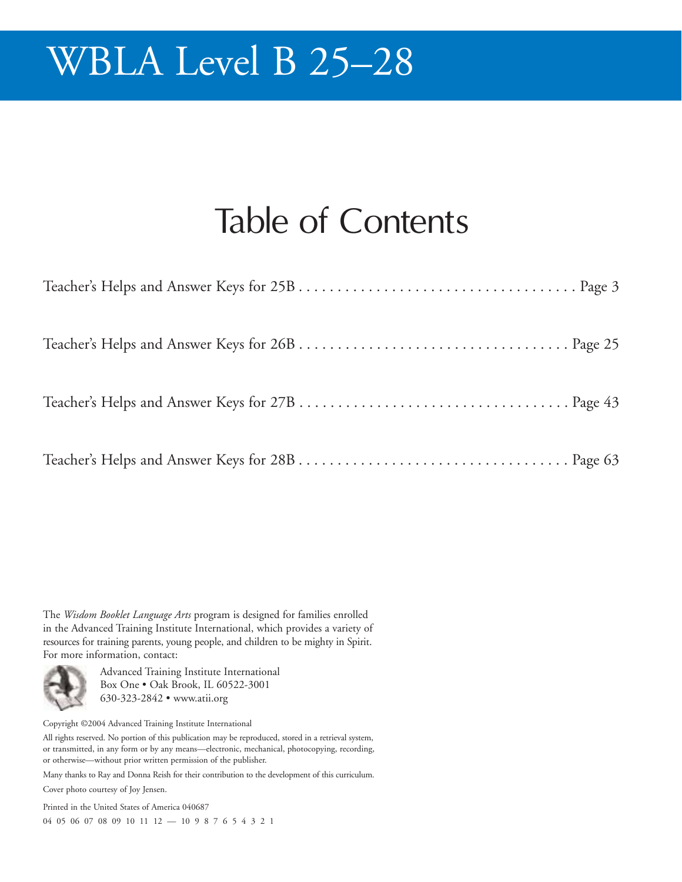# WBLA Level B 25–28

## Table of Contents

Teacher's Helps and Answer Keys for 25B . . . . . . . . . . . . . . . . . . . . . . . . . . . . . . . . . . . Page 3

Teacher's Helps and Answer Keys for 26B . . . . . . . . . . . . . . . . . . . . . . . . . . . . . . . . . . . Page 25

Teacher's Helps and Answer Keys for 27B . . . . . . . . . . . . . . . . . . . . . . . . . . . . . . . . . . . Page 43

Teacher's Helps and Answer Keys for 28B . . . . . . . . . . . . . . . . . . . . . . . . . . . . . . . . . . . Page 63

The *Wisdom Booklet Language Arts* program is designed for families enrolled in the Advanced Training Institute International, which provides a variety of resources for training parents, young people, and children to be mighty in Spirit. For more information, contact:

Advanced Training Institute International
Box One • Oak Brook, IL 60522-3001
630-323-2842 • www.atii.org

Copyright ©2004 Advanced Training Institute International

All rights reserved. No portion of this publication may be reproduced, stored in a retrieval system, or transmitted, in any form or by any means—electronic, mechanical, photocopying, recording, or otherwise—without prior written permission of the publisher.

Many thanks to Ray and Donna Reish for their contribution to the development of this curriculum.

Cover photo courtesy of Joy Jensen.

Printed in the United States of America 040687

04 05 06 07 08 09 10 11 12 — 10 9 8 7 6 5 4 3 2 1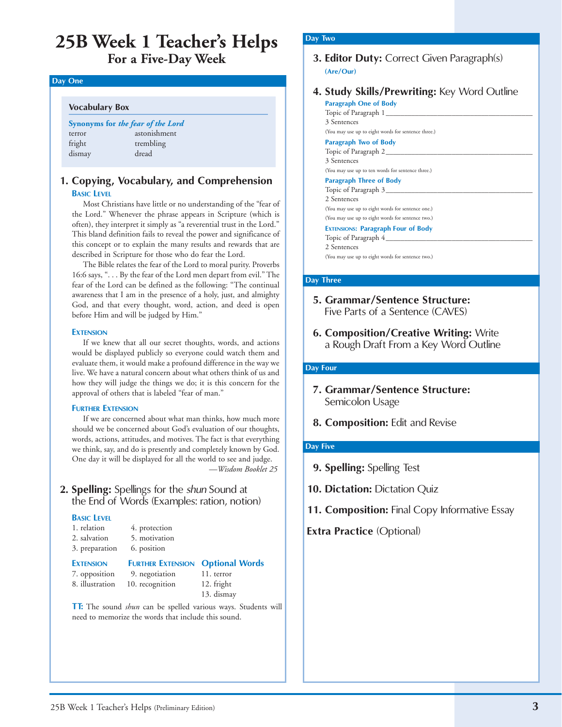# 25B Week 1 Teacher's Helps
## For a Five-Day Week

### Day One

**Vocabulary Box**

**Synonyms for *the fear of the Lord***

| | |
|---|---|
| terror | astonishment |
| fright | trembling |
| dismay | dread |

### 1. Copying, Vocabulary, and Comprehension

**Basic Level**

Most Christians have little or no understanding of the "fear of the Lord." Whenever the phrase appears in Scripture (which is often), they interpret it simply as "a reverential trust in the Lord." This bland definition fails to reveal the power and significance of this concept or to explain the many results and rewards that are described in Scripture for those who do fear the Lord.

The Bible relates the fear of the Lord to moral purity. Proverbs 16:6 says, ". . . By the fear of the Lord men depart from evil." The fear of the Lord can be defined as the following: "The continual awareness that I am in the presence of a holy, just, and almighty God, and that every thought, word, action, and deed is open before Him and will be judged by Him."

**Extension**

If we knew that all our secret thoughts, words, and actions would be displayed publicly so everyone could watch them and evaluate them, it would make a profound difference in the way we live. We have a natural concern about what others think of us and how they will judge the things we do; it is this concern for the approval of others that is labeled "fear of man."

**Further Extension**

If we are concerned about what man thinks, how much more should we be concerned about God's evaluation of our thoughts, words, actions, attitudes, and motives. The fact is that everything we think, say, and do is presently and completely known by God. One day it will be displayed for all the world to see and judge.

—*Wisdom Booklet 25*

### 2. Spelling: Spellings for the *shun* Sound at the End of Words (Examples: ration, notion)

**Basic Level**

1. relation
2. salvation
3. preparation
4. protection
5. motivation
6. position

**Extension**

7. opposition
8. illustration

**Further Extension**

9. negotiation
10. recognition

**Optional Words**

11. terror
12. fright
13. dismay

**TT:** The sound *shun* can be spelled various ways. Students will need to memorize the words that include this sound.

### Day Two

### 3. Editor Duty: Correct Given Paragraph(s)

**(Are/Our)**

### 4. Study Skills/Prewriting: Key Word Outline

**Paragraph One of Body**

Topic of Paragraph 1 ______________________

3 Sentences

(You may use up to eight words for sentence three.)

**Paragraph Two of Body**

Topic of Paragraph 2 ______________________

3 Sentences

(You may use up to ten words for sentence three.)

**Paragraph Three of Body**

Topic of Paragraph 3 ______________________

2 Sentences

(You may use up to eight words for sentence one.)

(You may use up to eight words for sentence two.)

**Extensions: Paragraph Four of Body**

Topic of Paragraph 4 ______________________

2 Sentences

(You may use up to eight words for sentence two.)

### Day Three

### 5. Grammar/Sentence Structure: Five Parts of a Sentence (CAVES)

### 6. Composition/Creative Writing: Write a Rough Draft From a Key Word Outline

### Day Four

### 7. Grammar/Sentence Structure: Semicolon Usage

### 8. Composition: Edit and Revise

### Day Five

### 9. Spelling: Spelling Test

### 10. Dictation: Dictation Quiz

### 11. Composition: Final Copy Informative Essay

### Extra Practice (Optional)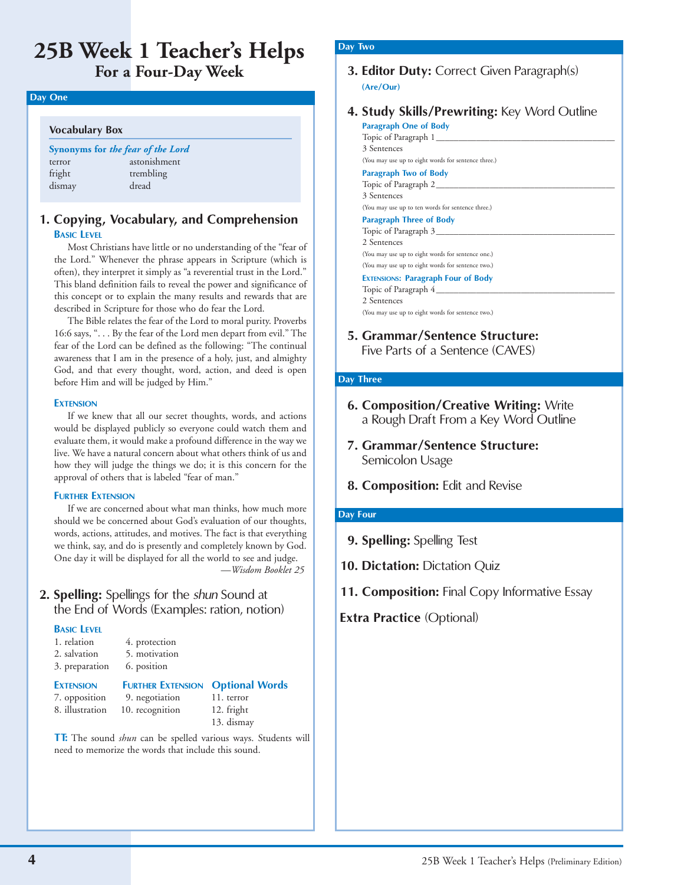# 25B Week 1 Teacher's Helps
## For a Four-Day Week

### Day One

**Vocabulary Box**

**Synonyms for *the fear of the Lord***

| | |
|---|---|
| terror | astonishment |
| fright | trembling |
| dismay | dread |

### 1. Copying, Vocabulary, and Comprehension

**Basic Level**

Most Christians have little or no understanding of the "fear of the Lord." Whenever the phrase appears in Scripture (which is often), they interpret it simply as "a reverential trust in the Lord." This bland definition fails to reveal the power and significance of this concept or to explain the many results and rewards that are described in Scripture for those who do fear the Lord.

The Bible relates the fear of the Lord to moral purity. Proverbs 16:6 says, ". . . By the fear of the Lord men depart from evil." The fear of the Lord can be defined as the following: "The continual awareness that I am in the presence of a holy, just, and almighty God, and that every thought, word, action, and deed is open before Him and will be judged by Him."

**Extension**

If we knew that all our secret thoughts, words, and actions would be displayed publicly so everyone could watch them and evaluate them, it would make a profound difference in the way we live. We have a natural concern about what others think of us and how they will judge the things we do; it is this concern for the approval of others that is labeled "fear of man."

**Further Extension**

If we are concerned about what man thinks, how much more should we be concerned about God's evaluation of our thoughts, words, actions, attitudes, and motives. The fact is that everything we think, say, and do is presently and completely known by God. One day it will be displayed for all the world to see and judge.

—*Wisdom Booklet 25*

### 2. Spelling: Spellings for the *shun* Sound at the End of Words (Examples: ration, notion)

**Basic Level**

1. relation
2. salvation
3. preparation
4. protection
5. motivation
6. position

**Extension**

7. opposition
8. illustration

**Further Extension**

9. negotiation
10. recognition

**Optional Words**

11. terror
12. fright
13. dismay

**TT:** The sound *shun* can be spelled various ways. Students will need to memorize the words that include this sound.

### Day Two

### 3. Editor Duty: Correct Given Paragraph(s)

**(Are/Our)**

### 4. Study Skills/Prewriting: Key Word Outline

**Paragraph One of Body**

Topic of Paragraph 1 ________________________________

3 Sentences

(You may use up to eight words for sentence three.)

**Paragraph Two of Body**

Topic of Paragraph 2 ________________________________

3 Sentences

(You may use up to ten words for sentence three.)

**Paragraph Three of Body**

Topic of Paragraph 3 ________________________________

2 Sentences

(You may use up to eight words for sentence one.)

(You may use up to eight words for sentence two.)

**Extensions: Paragraph Four of Body**

Topic of Paragraph 4 ________________________________

2 Sentences

(You may use up to eight words for sentence two.)

### 5. Grammar/Sentence Structure: Five Parts of a Sentence (CAVES)

### Day Three

### 6. Composition/Creative Writing: Write a Rough Draft From a Key Word Outline

### 7. Grammar/Sentence Structure: Semicolon Usage

### 8. Composition: Edit and Revise

### Day Four

### 9. Spelling: Spelling Test

### 10. Dictation: Dictation Quiz

### 11. Composition: Final Copy Informative Essay

**Extra Practice** (Optional)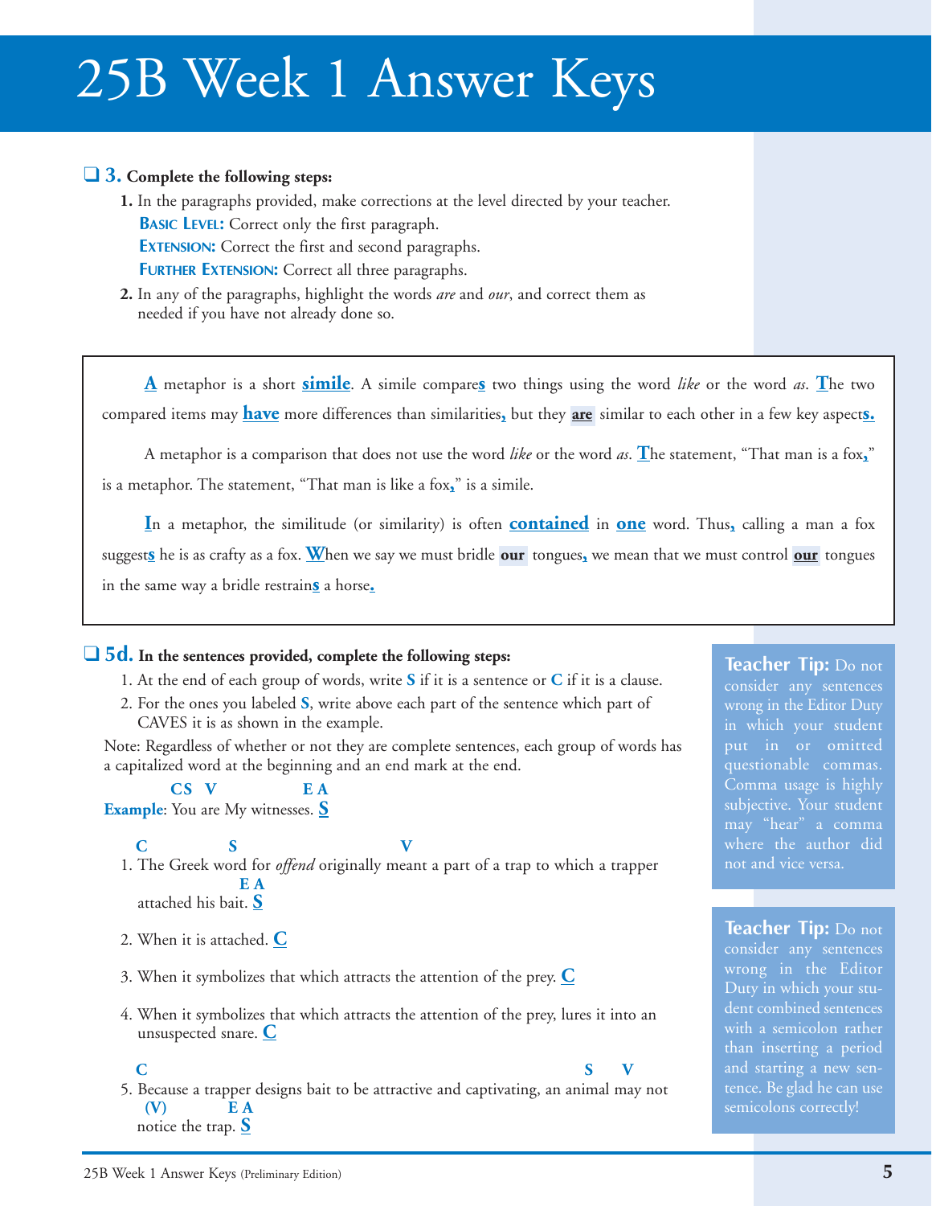# 25B Week 1 Answer Keys

❑ **3. Complete the following steps:**

1. In the paragraphs provided, make corrections at the level directed by your teacher.
   **Basic Level:** Correct only the first paragraph.
   **Extension:** Correct the first and second paragraphs.
   **Further Extension:** Correct all three paragraphs.
2. In any of the paragraphs, highlight the words *are* and *our*, and correct them as needed if you have not already done so.

> **A** metaphor is a short **simile**. A simile compare**s** two things using the word *like* or the word *as*. **T**he two compared items may **have** more differences than similarities**,** but they **are** similar to each other in a few key aspect**s.**
>
> A metaphor is a comparison that does not use the word *like* or the word *as*. **T**he statement, "That man is a fox**,**" is a metaphor. The statement, "That man is like a fox**,**" is a simile.
>
> **I**n a metaphor, the similitude (or similarity) is often **contained** in **one** word. Thus**,** calling a man a fox suggest**s** he is as crafty as a fox. **W**hen we say we must bridle **our** tongues**,** we mean that we must control **our** tongues in the same way a bridle restrain**s** a horse**.**

❑ **5d. In the sentences provided, complete the following steps:**

1. At the end of each group of words, write **S** if it is a sentence or **C** if it is a clause.
2. For the ones you labeled **S**, write above each part of the sentence which part of CAVES it is as shown in the example.

Note: Regardless of whether or not they are complete sentences, each group of words has a capitalized word at the beginning and an end mark at the end.

**Example**: You (**CS**) are (**V**) My witnesses (**EA**). **S**

1. The (**C**) Greek word (**S**) for *offend* originally meant (**V**) a part of a trap to which a trapper attached his bait (**EA**). **S**
2. When it is attached. **C**
3. When it symbolizes that which attracts the attention of the prey. **C**
4. When it symbolizes that which attracts the attention of the prey, lures it into an unsuspected snare. **C**
5. Because (**C**) a trapper designs bait to be attractive and captivating, an animal (**S**) may (**V**) not notice (**(V)**) the trap (**EA**). **S**

**Teacher Tip:** Do not consider any sentences wrong in the Editor Duty in which your student put in or omitted questionable commas. Comma usage is highly subjective. Your student may "hear" a comma where the author did not and vice versa.

**Teacher Tip:** Do not consider any sentences wrong in the Editor Duty in which your student combined sentences with a semicolon rather than inserting a period and starting a new sentence. Be glad he can use semicolons correctly!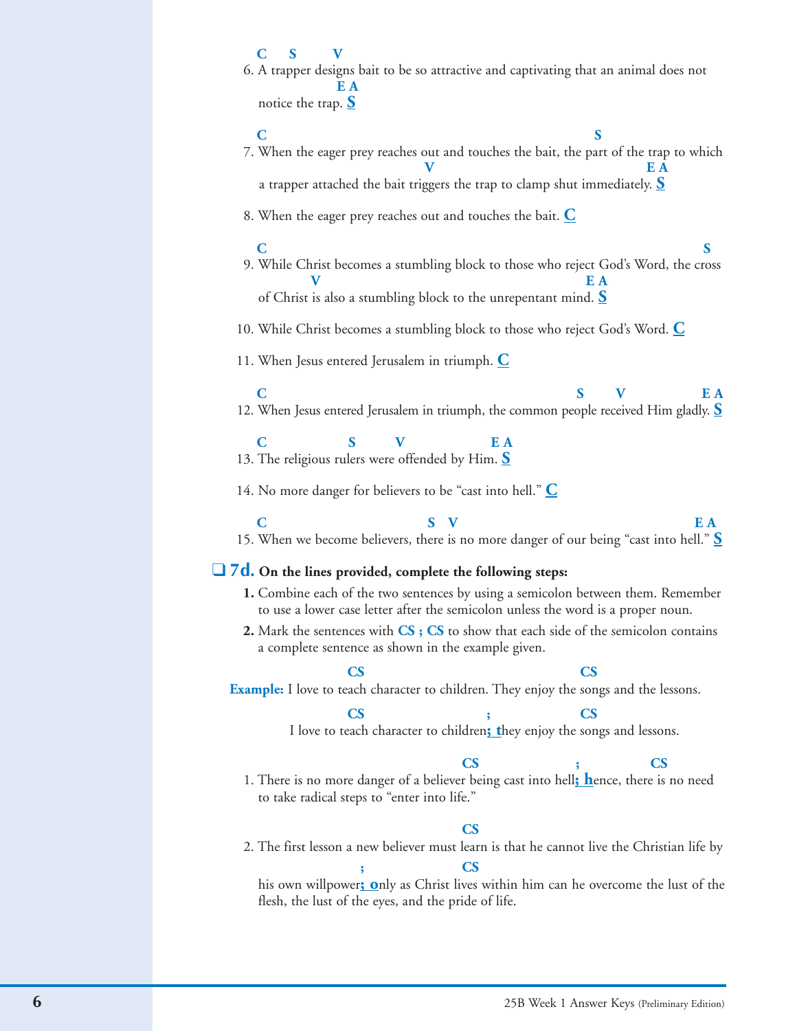6. A trapper designs bait to be so attractive and captivating that an animal does not notice the trap. **S**

   (C, S, V, E A markings above: C over "A", S over "trapper", V over "designs", E A over "trap.")

7. When the eager prey reaches out and touches the bait, the part of the trap to which a trapper attached the bait triggers the trap to clamp shut immediately. **S**

   (C over "When", S over "part", V over "triggers", E A over "immediately.")

8. When the eager prey reaches out and touches the bait. **C**

9. While Christ becomes a stumbling block to those who reject God's Word, the cross of Christ is also a stumbling block to the unrepentant mind. **S**

   (C over "While", S over "cross", V over "is", E A over "mind.")

10. While Christ becomes a stumbling block to those who reject God's Word. **C**

11. When Jesus entered Jerusalem in triumph. **C**

12. When Jesus entered Jerusalem in triumph, the common people received Him gladly. **S**

    (C over "When", S over "people", V over "received", E A over "gladly.")

13. The religious rulers were offended by Him. **S**

    (C over "The", S over "rulers", V over "were offended", E A over "Him.")

14. No more danger for believers to be "cast into hell." **C**

15. When we become believers, there is no more danger of our being "cast into hell." **S**

    (C over "When", S over "there", V over "is", E A over "hell.")

## ❑ 7d. On the lines provided, complete the following steps:

**1.** Combine each of the two sentences by using a semicolon between them. Remember to use a lower case letter after the semicolon unless the word is a proper noun.

**2.** Mark the sentences with **CS ; CS** to show that each side of the semicolon contains a complete sentence as shown in the example given.

**Example:** I love to teach character to children. They enjoy the songs and the lessons.

(CS over first sentence, CS over second sentence)

I love to teach character to children**; t**hey enjoy the songs and lessons.

(CS ; CS)

1. There is no more danger of a believer being cast into hell**; h**ence, there is no need to take radical steps to "enter into life."

   (CS ; CS)

2. The first lesson a new believer must learn is that he cannot live the Christian life by his own willpower**; o**nly as Christ lives within him can he overcome the lust of the flesh, the lust of the eyes, and the pride of life.

   (CS ; CS)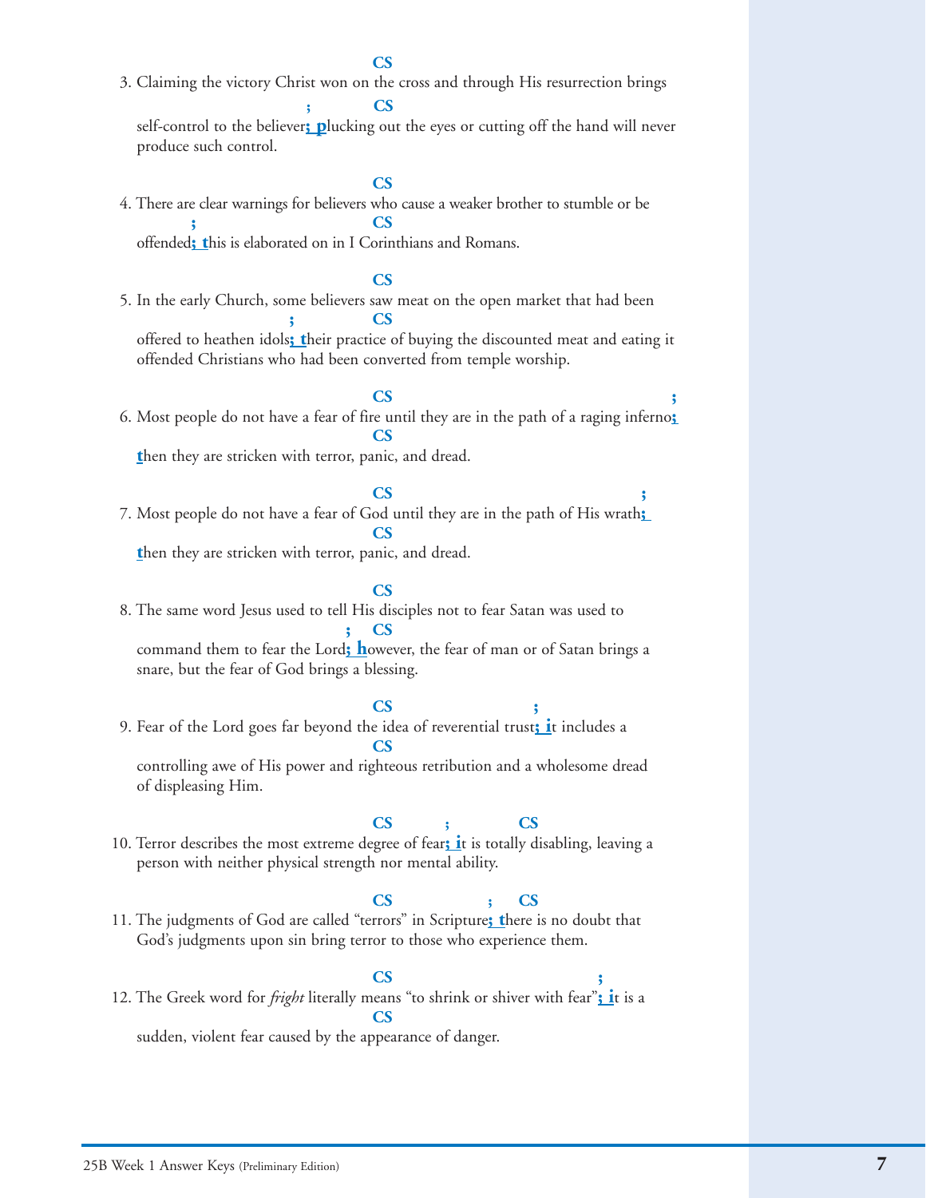3. Claiming the victory Christ won on the cross and through His resurrection brings self-control to the believer; plucking out the eyes or cutting off the hand will never produce such control.

   CS ; CS

4. There are clear warnings for believers who cause a weaker brother to stumble or be offended; this is elaborated on in I Corinthians and Romans.

   CS ; CS

5. In the early Church, some believers saw meat on the open market that had been offered to heathen idols; their practice of buying the discounted meat and eating it offended Christians who had been converted from temple worship.

   CS ; CS

6. Most people do not have a fear of fire until they are in the path of a raging inferno; then they are stricken with terror, panic, and dread.

   CS ; CS

7. Most people do not have a fear of God until they are in the path of His wrath; then they are stricken with terror, panic, and dread.

   CS ; CS

8. The same word Jesus used to tell His disciples not to fear Satan was used to command them to fear the Lord; however, the fear of man or of Satan brings a snare, but the fear of God brings a blessing.

   CS ; CS

9. Fear of the Lord goes far beyond the idea of reverential trust; it includes a controlling awe of His power and righteous retribution and a wholesome dread of displeasing Him.

   CS ; CS

10. Terror describes the most extreme degree of fear; it is totally disabling, leaving a person with neither physical strength nor mental ability.

    CS ; CS

11. The judgments of God are called "terrors" in Scripture; there is no doubt that God's judgments upon sin bring terror to those who experience them.

    CS ; CS

12. The Greek word for *fright* literally means "to shrink or shiver with fear"; it is a sudden, violent fear caused by the appearance of danger.

    CS ; CS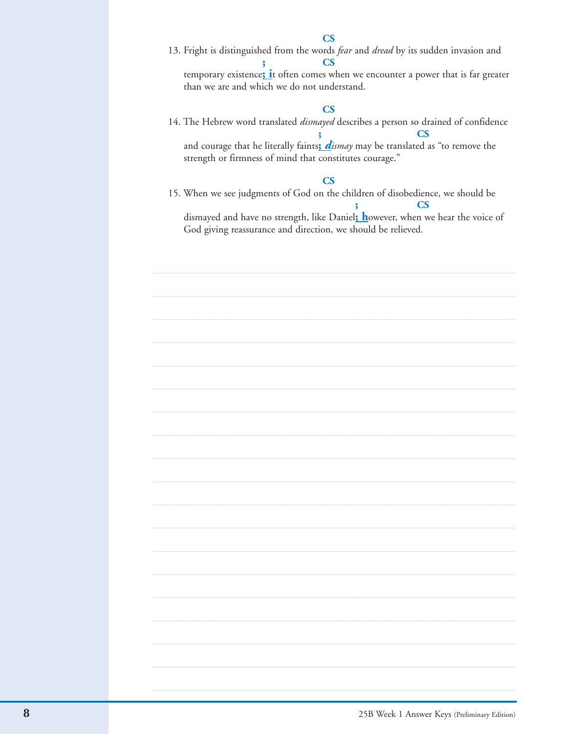13. Fright is distinguished from the words *fear* and *dread* by its sudden invasion and temporary existence**; i**t often comes when we encounter a power that is far greater than we are and which we do not understand.

    (CS ; CS)

14. The Hebrew word translated *dismayed* describes a person so drained of confidence and courage that he literally faints**; *d***ismay* may be translated as "to remove the strength or firmness of mind that constitutes courage."

    (CS ; CS)

15. When we see judgments of God on the children of disobedience, we should be dismayed and have no strength, like Daniel**; h**owever, when we hear the voice of God giving reassurance and direction, we should be relieved.

    (CS ; CS)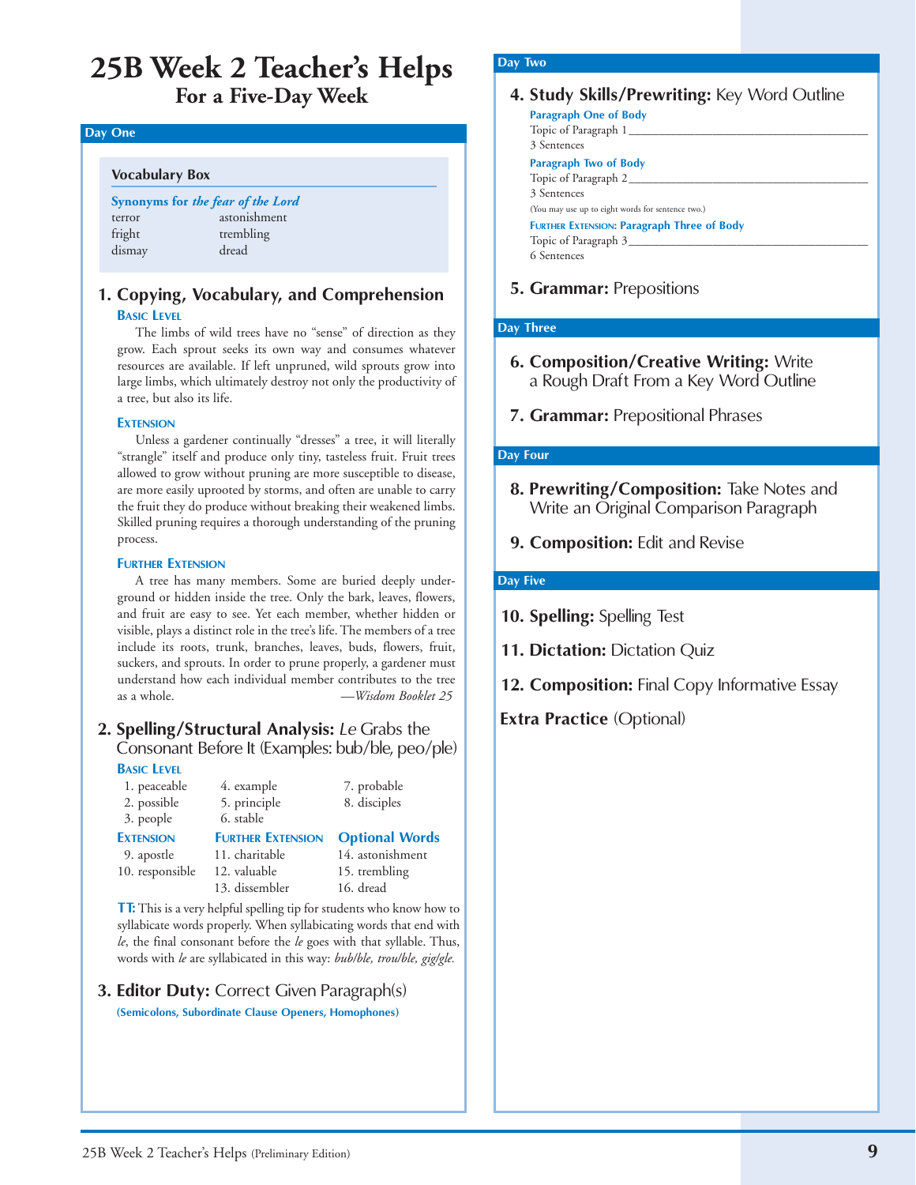# 25B Week 2 Teacher's Helps

## For a Five-Day Week

### Day One

**Vocabulary Box**

**Synonyms for *the fear of the Lord***

| | |
|---|---|
| terror | astonishment |
| fright | trembling |
| dismay | dread |

### 1. Copying, Vocabulary, and Comprehension

**Basic Level**

The limbs of wild trees have no "sense" of direction as they grow. Each sprout seeks its own way and consumes whatever resources are available. If left unpruned, wild sprouts grow into large limbs, which ultimately destroy not only the productivity of a tree, but also its life.

**Extension**

Unless a gardener continually "dresses" a tree, it will literally "strangle" itself and produce only tiny, tasteless fruit. Fruit trees allowed to grow without pruning are more susceptible to disease, are more easily uprooted by storms, and often are unable to carry the fruit they do produce without breaking their weakened limbs. Skilled pruning requires a thorough understanding of the pruning process.

**Further Extension**

A tree has many members. Some are buried deeply underground or hidden inside the tree. Only the bark, leaves, flowers, and fruit are easy to see. Yet each member, whether hidden or visible, plays a distinct role in the tree's life. The members of a tree include its roots, trunk, branches, leaves, buds, flowers, fruit, suckers, and sprouts. In order to prune properly, a gardener must understand how each individual member contributes to the tree as a whole. —*Wisdom Booklet 25*

### 2. Spelling/Structural Analysis: *Le* Grabs the Consonant Before It (Examples: bub/ble, peo/ple)

**Basic Level**

1. peaceable
2. possible
3. people
4. example
5. principle
6. stable
7. probable
8. disciples

| Extension | Further Extension | Optional Words |
|---|---|---|
| 9. apostle | 11. charitable | 14. astonishment |
| 10. responsible | 12. valuable | 15. trembling |
| | 13. dissembler | 16. dread |

**TT:** This is a very helpful spelling tip for students who know how to syllabicate words properly. When syllabicating words that end with *le*, the final consonant before the *le* goes with that syllable. Thus, words with *le* are syllabicated in this way: *bub/ble, trou/ble, gig/gle.*

### 3. Editor Duty: Correct Given Paragraph(s)

**(Semicolons, Subordinate Clause Openers, Homophones)**

### Day Two

### 4. Study Skills/Prewriting: Key Word Outline

**Paragraph One of Body**

Topic of Paragraph 1 ________________________________

3 Sentences

**Paragraph Two of Body**

Topic of Paragraph 2 ________________________________

3 Sentences

(You may use up to eight words for sentence two.)

**Further Extension: Paragraph Three of Body**

Topic of Paragraph 3 ________________________________

6 Sentences

### 5. Grammar: Prepositions

### Day Three

### 6. Composition/Creative Writing: Write a Rough Draft From a Key Word Outline

### 7. Grammar: Prepositional Phrases

### Day Four

### 8. Prewriting/Composition: Take Notes and Write an Original Comparison Paragraph

### 9. Composition: Edit and Revise

### Day Five

### 10. Spelling: Spelling Test

### 11. Dictation: Dictation Quiz

### 12. Composition: Final Copy Informative Essay

### Extra Practice (Optional)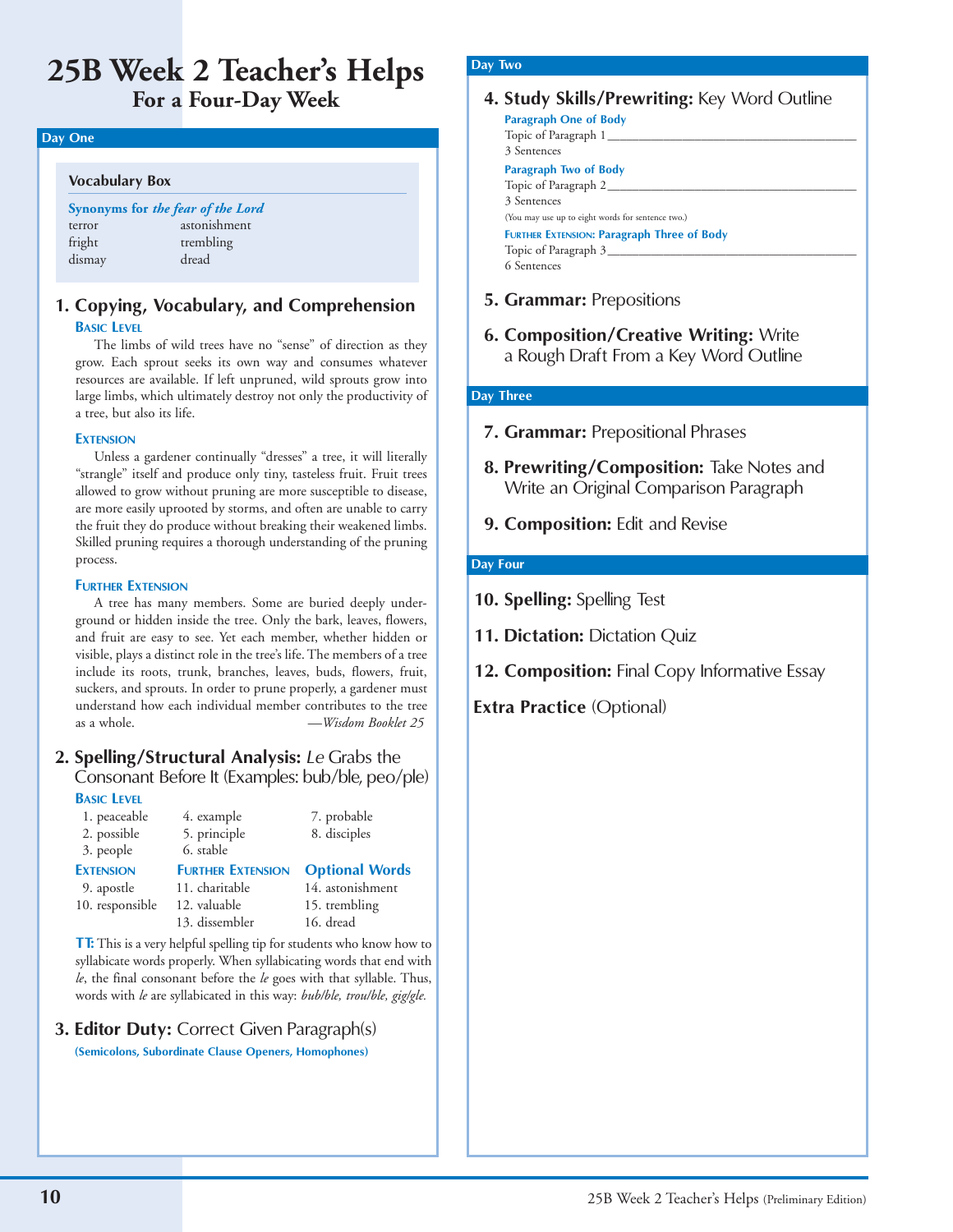# 25B Week 2 Teacher's Helps

## For a Four-Day Week

### Day One

**Vocabulary Box**

**Synonyms for *the fear of the Lord***

| | |
|---|---|
| terror | astonishment |
| fright | trembling |
| dismay | dread |

#### 1. Copying, Vocabulary, and Comprehension

**Basic Level**

The limbs of wild trees have no "sense" of direction as they grow. Each sprout seeks its own way and consumes whatever resources are available. If left unpruned, wild sprouts grow into large limbs, which ultimately destroy not only the productivity of a tree, but also its life.

**Extension**

Unless a gardener continually "dresses" a tree, it will literally "strangle" itself and produce only tiny, tasteless fruit. Fruit trees allowed to grow without pruning are more susceptible to disease, are more easily uprooted by storms, and often are unable to carry the fruit they do produce without breaking their weakened limbs. Skilled pruning requires a thorough understanding of the pruning process.

**Further Extension**

A tree has many members. Some are buried deeply underground or hidden inside the tree. Only the bark, leaves, flowers, and fruit are easy to see. Yet each member, whether hidden or visible, plays a distinct role in the tree's life. The members of a tree include its roots, trunk, branches, leaves, buds, flowers, fruit, suckers, and sprouts. In order to prune properly, a gardener must understand how each individual member contributes to the tree as a whole. —*Wisdom Booklet 25*

#### 2. Spelling/Structural Analysis: *Le* Grabs the Consonant Before It (Examples: bub/ble, peo/ple)

**Basic Level**

1. peaceable
2. possible
3. people
4. example
5. principle
6. stable
7. probable
8. disciples

**Extension**

9. apostle
10. responsible

**Further Extension**

11. charitable
12. valuable
13. dissembler

**Optional Words**

14. astonishment
15. trembling
16. dread

**TT:** This is a very helpful spelling tip for students who know how to syllabicate words properly. When syllabicating words that end with *le*, the final consonant before the *le* goes with that syllable. Thus, words with *le* are syllabicated in this way: *bub/ble, trou/ble, gig/gle.*

#### 3. Editor Duty: Correct Given Paragraph(s)

**(Semicolons, Subordinate Clause Openers, Homophones)**

### Day Two

#### 4. Study Skills/Prewriting: Key Word Outline

**Paragraph One of Body**

Topic of Paragraph 1 ______________________________

3 Sentences

**Paragraph Two of Body**

Topic of Paragraph 2 ______________________________

3 Sentences

(You may use up to eight words for sentence two.)

**Further Extension: Paragraph Three of Body**

Topic of Paragraph 3 ______________________________

6 Sentences

#### 5. Grammar: Prepositions

#### 6. Composition/Creative Writing: Write a Rough Draft From a Key Word Outline

### Day Three

#### 7. Grammar: Prepositional Phrases

#### 8. Prewriting/Composition: Take Notes and Write an Original Comparison Paragraph

#### 9. Composition: Edit and Revise

### Day Four

#### 10. Spelling: Spelling Test

#### 11. Dictation: Dictation Quiz

#### 12. Composition: Final Copy Informative Essay

**Extra Practice** (Optional)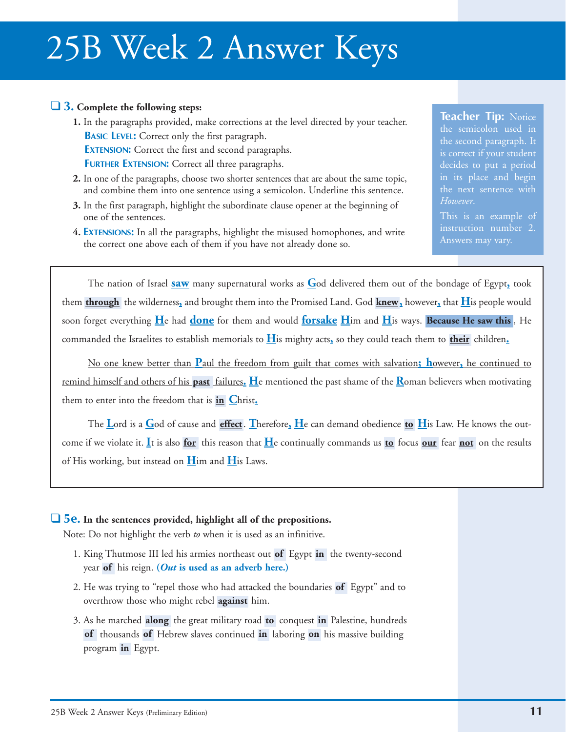# 25B Week 2 Answer Keys

❑ **3. Complete the following steps:**

1. In the paragraphs provided, make corrections at the level directed by your teacher.
   **BASIC LEVEL:** Correct only the first paragraph.
   **EXTENSION:** Correct the first and second paragraphs.
   **FURTHER EXTENSION:** Correct all three paragraphs.
2. In one of the paragraphs, choose two shorter sentences that are about the same topic, and combine them into one sentence using a semicolon. Underline this sentence.
3. In the first paragraph, highlight the subordinate clause opener at the beginning of one of the sentences.
4. **EXTENSIONS:** In all the paragraphs, highlight the misused homophones, and write the correct one above each of them if you have not already done so.

**Teacher Tip:** Notice the semicolon used in the second paragraph. It is correct if your student decides to put a period in its place and begin the next sentence with *However*.

This is an example of instruction number 2. Answers may vary.

The nation of Israel **saw** many supernatural works as **G**od delivered them out of the bondage of Egypt**,** took them **through** the wilderness**,** and brought them into the Promised Land. God **knew,** however**,** that **H**is people would soon forget everything **H**e had **done** for them and would **forsake** **H**im and **H**is ways. **Because He saw this**, He commanded the Israelites to establish memorials to **H**is mighty acts**,** so they could teach them to **their** children**.**

No one knew better than **P**aul the freedom from guilt that comes with salvation**; h**owever**,** he continued to remind himself and others of his **past** failures**.** **H**e mentioned the past shame of the **R**oman believers when motivating them to enter into the freedom that is **in** **C**hrist**.**

The **L**ord is a **G**od of cause and **effect**. **T**herefore**,** **H**e can demand obedience **to** **H**is Law. He knows the outcome if we violate it. **I**t is also **for** this reason that **H**e continually commands us **to** focus **our** fear **not** on the results of His working, but instead on **H**im and **H**is Laws.

❑ **5e. In the sentences provided, highlight all of the prepositions.**

Note: Do not highlight the verb *to* when it is used as an infinitive.

1. King Thutmose III led his armies northeast out **of** Egypt **in** the twenty-second year **of** his reign. **(*Out* is used as an adverb here.)**
2. He was trying to "repel those who had attacked the boundaries **of** Egypt" and to overthrow those who might rebel **against** him.
3. As he marched **along** the great military road **to** conquest **in** Palestine, hundreds **of** thousands **of** Hebrew slaves continued **in** laboring **on** his massive building program **in** Egypt.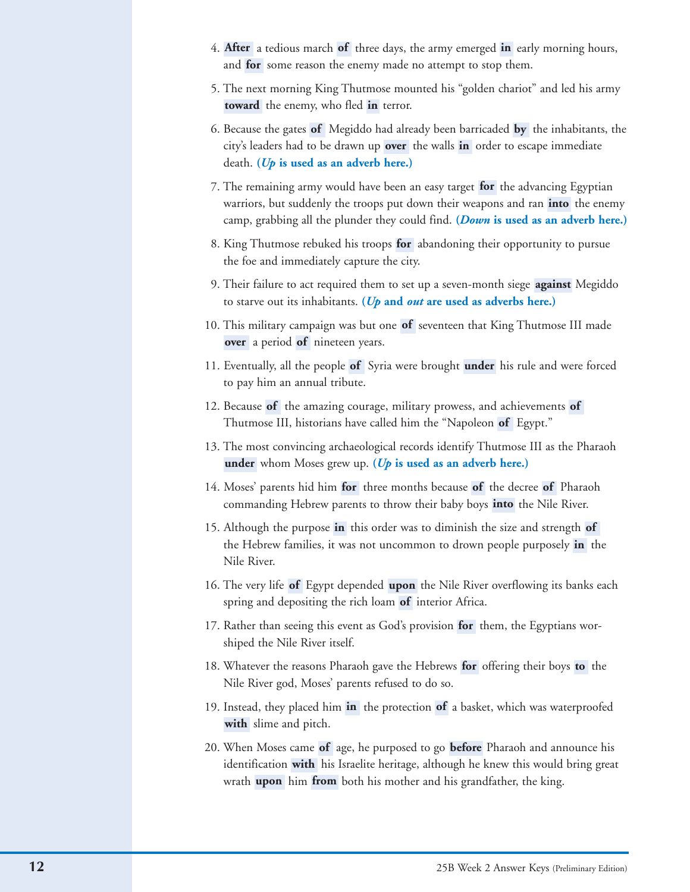4. **After** a tedious march **of** three days, the army emerged **in** early morning hours, and **for** some reason the enemy made no attempt to stop them.

5. The next morning King Thutmose mounted his "golden chariot" and led his army **toward** the enemy, who fled **in** terror.

6. Because the gates **of** Megiddo had already been barricaded **by** the inhabitants, the city's leaders had to be drawn up **over** the walls **in** order to escape immediate death. **(*Up* is used as an adverb here.)**

7. The remaining army would have been an easy target **for** the advancing Egyptian warriors, but suddenly the troops put down their weapons and ran **into** the enemy camp, grabbing all the plunder they could find. **(*Down* is used as an adverb here.)**

8. King Thutmose rebuked his troops **for** abandoning their opportunity to pursue the foe and immediately capture the city.

9. Their failure to act required them to set up a seven-month siege **against** Megiddo to starve out its inhabitants. **(*Up* and *out* are used as adverbs here.)**

10. This military campaign was but one **of** seventeen that King Thutmose III made **over** a period **of** nineteen years.

11. Eventually, all the people **of** Syria were brought **under** his rule and were forced to pay him an annual tribute.

12. Because **of** the amazing courage, military prowess, and achievements **of** Thutmose III, historians have called him the "Napoleon **of** Egypt."

13. The most convincing archaeological records identify Thutmose III as the Pharaoh **under** whom Moses grew up. **(*Up* is used as an adverb here.)**

14. Moses' parents hid him **for** three months because **of** the decree **of** Pharaoh commanding Hebrew parents to throw their baby boys **into** the Nile River.

15. Although the purpose **in** this order was to diminish the size and strength **of** the Hebrew families, it was not uncommon to drown people purposely **in** the Nile River.

16. The very life **of** Egypt depended **upon** the Nile River overflowing its banks each spring and depositing the rich loam **of** interior Africa.

17. Rather than seeing this event as God's provision **for** them, the Egyptians worshiped the Nile River itself.

18. Whatever the reasons Pharaoh gave the Hebrews **for** offering their boys **to** the Nile River god, Moses' parents refused to do so.

19. Instead, they placed him **in** the protection **of** a basket, which was waterproofed **with** slime and pitch.

20. When Moses came **of** age, he purposed to go **before** Pharaoh and announce his identification **with** his Israelite heritage, although he knew this would bring great wrath **upon** him **from** both his mother and his grandfather, the king.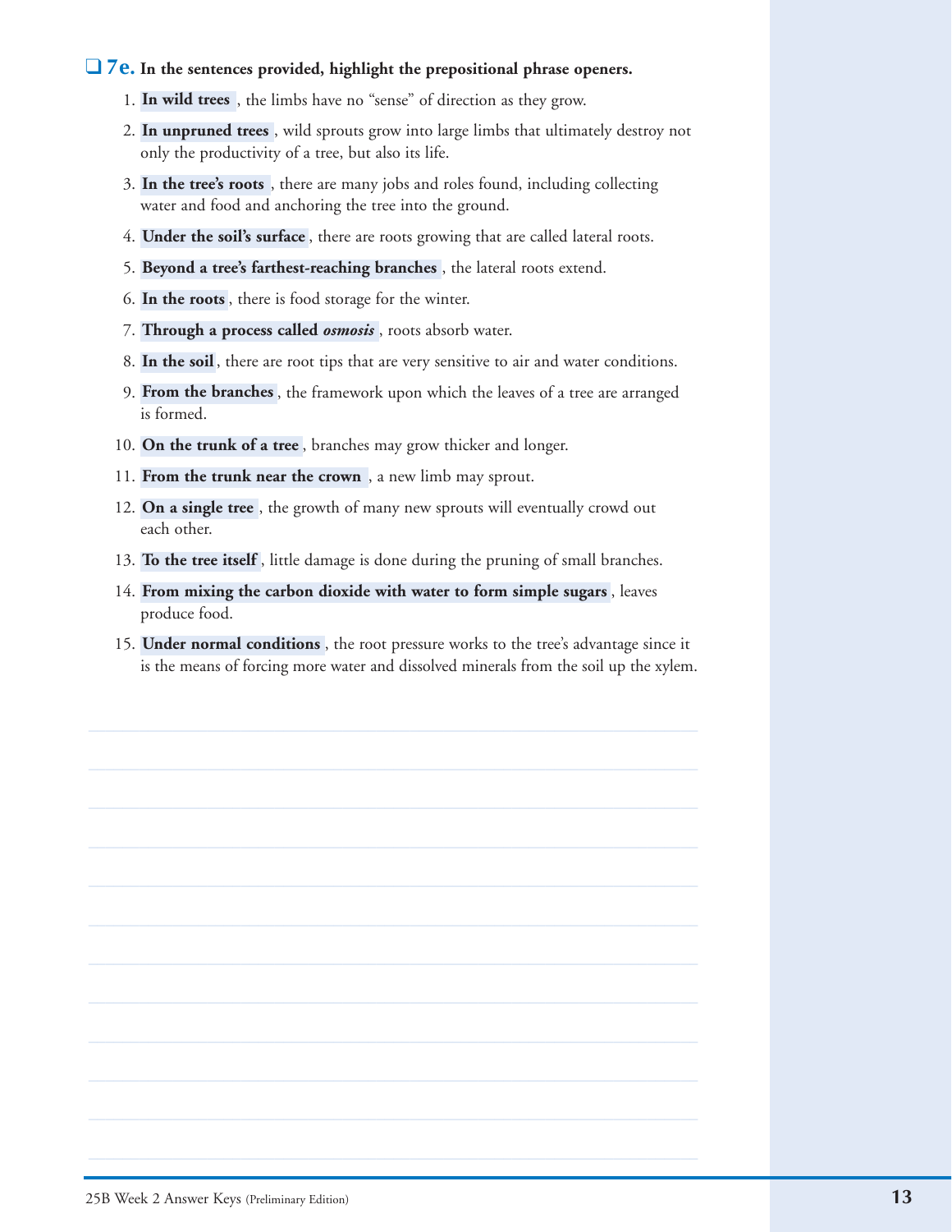**❑ 7e. In the sentences provided, highlight the prepositional phrase openers.**

1. **In wild trees**, the limbs have no "sense" of direction as they grow.
2. **In unpruned trees**, wild sprouts grow into large limbs that ultimately destroy not only the productivity of a tree, but also its life.
3. **In the tree's roots**, there are many jobs and roles found, including collecting water and food and anchoring the tree into the ground.
4. **Under the soil's surface**, there are roots growing that are called lateral roots.
5. **Beyond a tree's farthest-reaching branches**, the lateral roots extend.
6. **In the roots**, there is food storage for the winter.
7. **Through a process called *osmosis***, roots absorb water.
8. **In the soil**, there are root tips that are very sensitive to air and water conditions.
9. **From the branches**, the framework upon which the leaves of a tree are arranged is formed.
10. **On the trunk of a tree**, branches may grow thicker and longer.
11. **From the trunk near the crown**, a new limb may sprout.
12. **On a single tree**, the growth of many new sprouts will eventually crowd out each other.
13. **To the tree itself**, little damage is done during the pruning of small branches.
14. **From mixing the carbon dioxide with water to form simple sugars**, leaves produce food.
15. **Under normal conditions**, the root pressure works to the tree's advantage since it is the means of forcing more water and dissolved minerals from the soil up the xylem.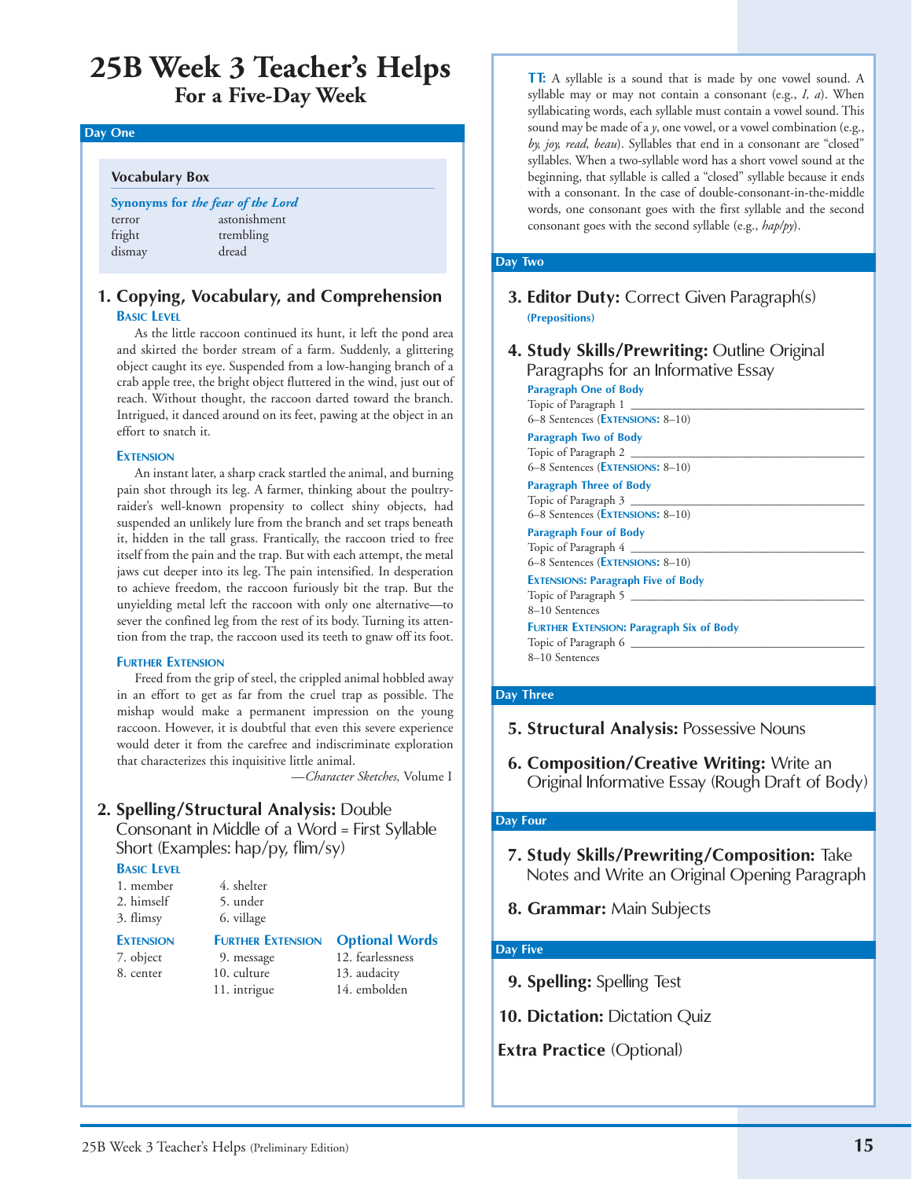# 25B Week 3 Teacher's Helps
## For a Five-Day Week

### Day One

**Vocabulary Box**

**Synonyms for *the fear of the Lord***

| | |
|---|---|
| terror | astonishment |
| fright | trembling |
| dismay | dread |

#### 1. Copying, Vocabulary, and Comprehension

**Basic Level**

As the little raccoon continued its hunt, it left the pond area and skirted the border stream of a farm. Suddenly, a glittering object caught its eye. Suspended from a low-hanging branch of a crab apple tree, the bright object fluttered in the wind, just out of reach. Without thought, the raccoon darted toward the branch. Intrigued, it danced around on its feet, pawing at the object in an effort to snatch it.

**Extension**

An instant later, a sharp crack startled the animal, and burning pain shot through its leg. A farmer, thinking about the poultry-raider's well-known propensity to collect shiny objects, had suspended an unlikely lure from the branch and set traps beneath it, hidden in the tall grass. Frantically, the raccoon tried to free itself from the pain and the trap. But with each attempt, the metal jaws cut deeper into its leg. The pain intensified. In desperation to achieve freedom, the raccoon furiously bit the trap. But the unyielding metal left the raccoon with only one alternative—to sever the confined leg from the rest of its body. Turning its attention from the trap, the raccoon used its teeth to gnaw off its foot.

**Further Extension**

Freed from the grip of steel, the crippled animal hobbled away in an effort to get as far from the cruel trap as possible. The mishap would make a permanent impression on the young raccoon. However, it is doubtful that even this severe experience would deter it from the carefree and indiscriminate exploration that characterizes this inquisitive little animal.

—*Character Sketches,* Volume I

#### 2. Spelling/Structural Analysis: Double Consonant in Middle of a Word = First Syllable Short (Examples: hap/py, flim/sy)

**Basic Level**

1. member
2. himself
3. flimsy
4. shelter
5. under
6. village

**Extension**

7. object
8. center

**Further Extension**

9. message
10. culture
11. intrigue

**Optional Words**

12. fearlessness
13. audacity
14. embolden

**TT:** A syllable is a sound that is made by one vowel sound. A syllable may or may not contain a consonant (e.g., *I, a*). When syllabicating words, each syllable must contain a vowel sound. This sound may be made of a *y*, one vowel, or a vowel combination (e.g., *by, joy, read, beau*). Syllables that end in a consonant are "closed" syllables. When a two-syllable word has a short vowel sound at the beginning, that syllable is called a "closed" syllable because it ends with a consonant. In the case of double-consonant-in-the-middle words, one consonant goes with the first syllable and the second consonant goes with the second syllable (e.g., *hap/py*).

### Day Two

#### 3. Editor Duty: Correct Given Paragraph(s)

**(Prepositions)**

#### 4. Study Skills/Prewriting: Outline Original Paragraphs for an Informative Essay

**Paragraph One of Body**
Topic of Paragraph 1 ______________________
6–8 Sentences (**Extensions:** 8–10)

**Paragraph Two of Body**
Topic of Paragraph 2 ______________________
6–8 Sentences (**Extensions:** 8–10)

**Paragraph Three of Body**
Topic of Paragraph 3 ______________________
6–8 Sentences (**Extensions:** 8–10)

**Paragraph Four of Body**
Topic of Paragraph 4 ______________________
6–8 Sentences (**Extensions:** 8–10)

**Extensions: Paragraph Five of Body**
Topic of Paragraph 5 ______________________
8–10 Sentences

**Further Extension: Paragraph Six of Body**
Topic of Paragraph 6 ______________________
8–10 Sentences

### Day Three

#### 5. Structural Analysis: Possessive Nouns

#### 6. Composition/Creative Writing: Write an Original Informative Essay (Rough Draft of Body)

### Day Four

#### 7. Study Skills/Prewriting/Composition: Take Notes and Write an Original Opening Paragraph

#### 8. Grammar: Main Subjects

### Day Five

#### 9. Spelling: Spelling Test

#### 10. Dictation: Dictation Quiz

**Extra Practice** (Optional)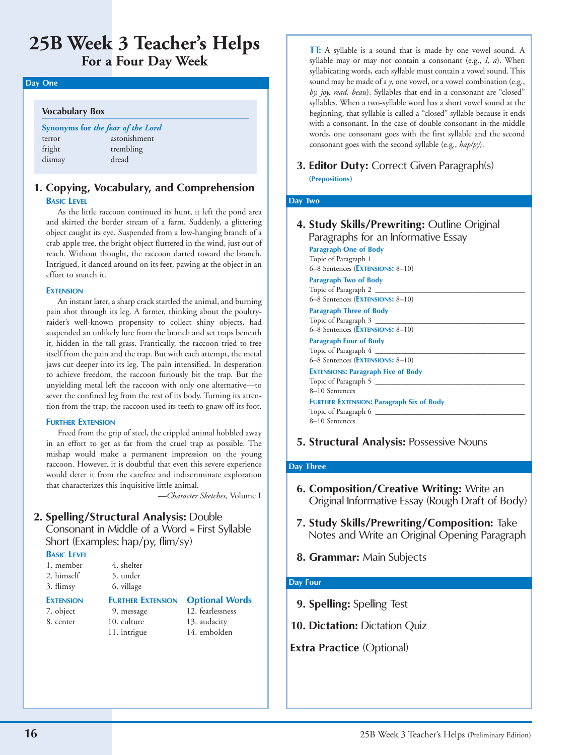# 25B Week 3 Teacher's Helps

## For a Four Day Week

### Day One

**Vocabulary Box**

**Synonyms for *the fear of the Lord***

| | |
|---|---|
| terror | astonishment |
| fright | trembling |
| dismay | dread |

### 1. Copying, Vocabulary, and Comprehension

**Basic Level**

As the little raccoon continued its hunt, it left the pond area and skirted the border stream of a farm. Suddenly, a glittering object caught its eye. Suspended from a low-hanging branch of a crab apple tree, the bright object fluttered in the wind, just out of reach. Without thought, the raccoon darted toward the branch. Intrigued, it danced around on its feet, pawing at the object in an effort to snatch it.

**Extension**

An instant later, a sharp crack startled the animal, and burning pain shot through its leg. A farmer, thinking about the poultry-raider's well-known propensity to collect shiny objects, had suspended an unlikely lure from the branch and set traps beneath it, hidden in the tall grass. Frantically, the raccoon tried to free itself from the pain and the trap. But with each attempt, the metal jaws cut deeper into its leg. The pain intensified. In desperation to achieve freedom, the raccoon furiously bit the trap. But the unyielding metal left the raccoon with only one alternative—to sever the confined leg from the rest of its body. Turning its attention from the trap, the raccoon used its teeth to gnaw off its foot.

**Further Extension**

Freed from the grip of steel, the crippled animal hobbled away in an effort to get as far from the cruel trap as possible. The mishap would make a permanent impression on the young raccoon. However, it is doubtful that even this severe experience would deter it from the carefree and indiscriminate exploration that characterizes this inquisitive little animal.

—*Character Sketches,* Volume I

### 2. Spelling/Structural Analysis: Double Consonant in Middle of a Word = First Syllable Short (Examples: hap/py, flim/sy)

**Basic Level**

1. member
2. himself
3. flimsy
4. shelter
5. under
6. village

**Extension**

7. object
8. center

**Further Extension**

9. message
10. culture
11. intrigue

**Optional Words**

12. fearlessness
13. audacity
14. embolden

**TT:** A syllable is a sound that is made by one vowel sound. A syllable may or may not contain a consonant (e.g., *I, a*). When syllabicating words, each syllable must contain a vowel sound. This sound may be made of a *y*, one vowel, or a vowel combination (e.g., *by, joy, read, beau*). Syllables that end in a consonant are "closed" syllables. When a two-syllable word has a short vowel sound at the beginning, that syllable is called a "closed" syllable because it ends with a consonant. In the case of double-consonant-in-the-middle words, one consonant goes with the first syllable and the second consonant goes with the second syllable (e.g., *hap/py*).

### 3. Editor Duty: Correct Given Paragraph(s)

**(Prepositions)**

### Day Two

### 4. Study Skills/Prewriting: Outline Original Paragraphs for an Informative Essay

**Paragraph One of Body**
Topic of Paragraph 1 ________________________________
6–8 Sentences (**Extensions:** 8–10)

**Paragraph Two of Body**
Topic of Paragraph 2 ________________________________
6–8 Sentences (**Extensions:** 8–10)

**Paragraph Three of Body**
Topic of Paragraph 3 ________________________________
6–8 Sentences (**Extensions:** 8–10)

**Paragraph Four of Body**
Topic of Paragraph 4 ________________________________
6–8 Sentences (**Extensions:** 8–10)

**Extensions: Paragraph Five of Body**
Topic of Paragraph 5 ________________________________
8–10 Sentences

**Further Extension: Paragraph Six of Body**
Topic of Paragraph 6 ________________________________
8–10 Sentences

### 5. Structural Analysis: Possessive Nouns

### Day Three

### 6. Composition/Creative Writing: Write an Original Informative Essay (Rough Draft of Body)

### 7. Study Skills/Prewriting/Composition: Take Notes and Write an Original Opening Paragraph

### 8. Grammar: Main Subjects

### Day Four

### 9. Spelling: Spelling Test

### 10. Dictation: Dictation Quiz

### Extra Practice (Optional)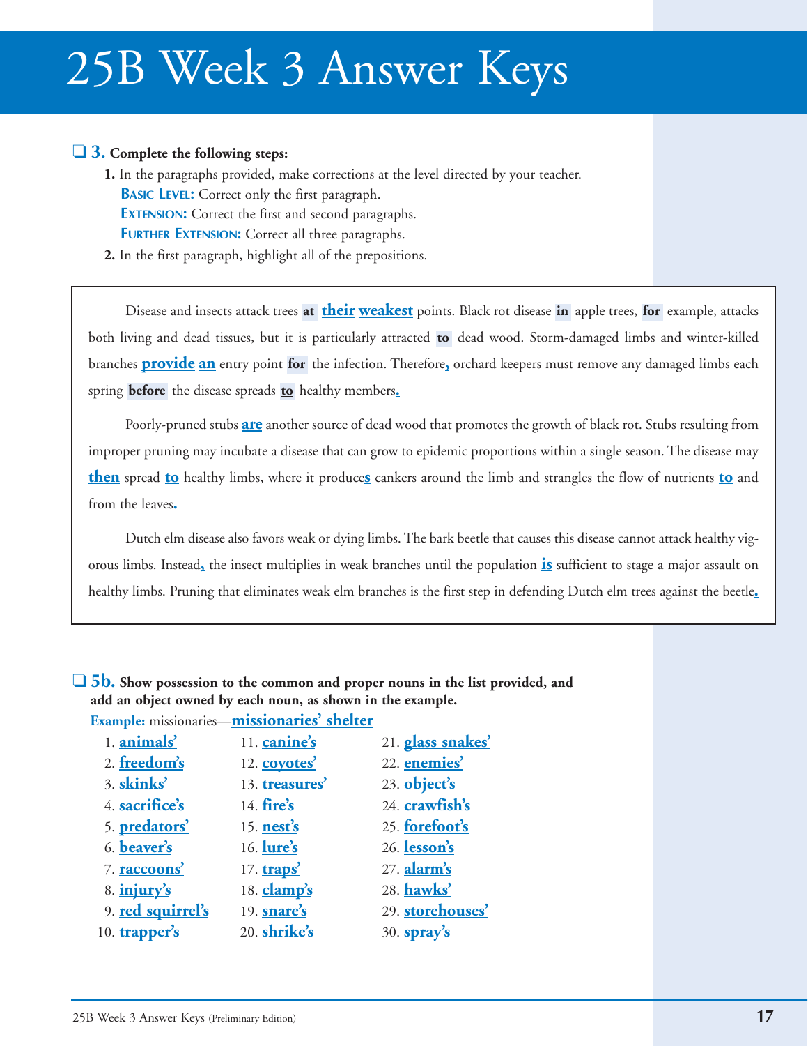# 25B Week 3 Answer Keys

**3. Complete the following steps:**

1. In the paragraphs provided, make corrections at the level directed by your teacher.
   **Basic Level:** Correct only the first paragraph.
   **Extension:** Correct the first and second paragraphs.
   **Further Extension:** Correct all three paragraphs.
2. In the first paragraph, highlight all of the prepositions.

> Disease and insects attack trees **at** **their** **weakest** points. Black rot disease **in** apple trees, **for** example, attacks both living and dead tissues, but it is particularly attracted **to** dead wood. Storm-damaged limbs and winter-killed branches **provide** **an** entry point **for** the infection. Therefore**,** orchard keepers must remove any damaged limbs each spring **before** the disease spreads **to** healthy members**.**
>
> Poorly-pruned stubs **are** another source of dead wood that promotes the growth of black rot. Stubs resulting from improper pruning may incubate a disease that can grow to epidemic proportions within a single season. The disease may **then** spread **to** healthy limbs, where it produce**s** cankers around the limb and strangles the flow of nutrients **to** and from the leaves**.**
>
> Dutch elm disease also favors weak or dying limbs. The bark beetle that causes this disease cannot attack healthy vigorous limbs. Instead**,** the insect multiplies in weak branches until the population **is** sufficient to stage a major assault on healthy limbs. Pruning that eliminates weak elm branches is the first step in defending Dutch elm trees against the beetle**.**

**5b. Show possession to the common and proper nouns in the list provided, and add an object owned by each noun, as shown in the example.**

**Example:** missionaries—**missionaries' shelter**

1. **animals'**
2. **freedom's**
3. **skinks'**
4. **sacrifice's**
5. **predators'**
6. **beaver's**
7. **raccoons'**
8. **injury's**
9. **red squirrel's**
10. **trapper's**
11. **canine's**
12. **coyotes'**
13. **treasures'**
14. **fire's**
15. **nest's**
16. **lure's**
17. **traps'**
18. **clamp's**
19. **snare's**
20. **shrike's**
21. **glass snakes'**
22. **enemies'**
23. **object's**
24. **crawfish's**
25. **forefoot's**
26. **lesson's**
27. **alarm's**
28. **hawks'**
29. **storehouses'**
30. **spray's**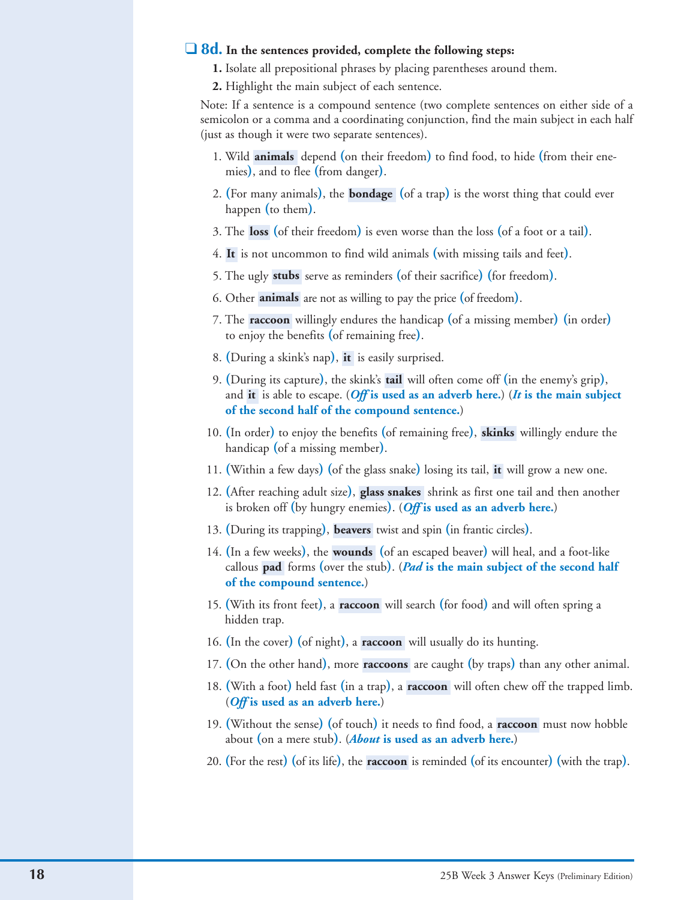## ❑ 8d. In the sentences provided, complete the following steps:

**1.** Isolate all prepositional phrases by placing parentheses around them.

**2.** Highlight the main subject of each sentence.

Note: If a sentence is a compound sentence (two complete sentences on either side of a semicolon or a comma and a coordinating conjunction, find the main subject in each half (just as though it were two separate sentences).

1. Wild **animals** depend (on their freedom) to find food, to hide (from their enemies), and to flee (from danger).
2. (For many animals), the **bondage** (of a trap) is the worst thing that could ever happen (to them).
3. The **loss** (of their freedom) is even worse than the loss (of a foot or a tail).
4. **It** is not uncommon to find wild animals (with missing tails and feet).
5. The ugly **stubs** serve as reminders (of their sacrifice) (for freedom).
6. Other **animals** are not as willing to pay the price (of freedom).
7. The **raccoon** willingly endures the handicap (of a missing member) (in order) to enjoy the benefits (of remaining free).
8. (During a skink's nap), **it** is easily surprised.
9. (During its capture), the skink's **tail** will often come off (in the enemy's grip), and **it** is able to escape. (***Off* is used as an adverb here.**) (***It* is the main subject of the second half of the compound sentence.**)
10. (In order) to enjoy the benefits (of remaining free), **skinks** willingly endure the handicap (of a missing member).
11. (Within a few days) (of the glass snake) losing its tail, **it** will grow a new one.
12. (After reaching adult size), **glass snakes** shrink as first one tail and then another is broken off (by hungry enemies). (***Off* is used as an adverb here.**)
13. (During its trapping), **beavers** twist and spin (in frantic circles).
14. (In a few weeks), the **wounds** (of an escaped beaver) will heal, and a foot-like callous **pad** forms (over the stub). (***Pad* is the main subject of the second half of the compound sentence.**)
15. (With its front feet), a **raccoon** will search (for food) and will often spring a hidden trap.
16. (In the cover) (of night), a **raccoon** will usually do its hunting.
17. (On the other hand), more **raccoons** are caught (by traps) than any other animal.
18. (With a foot) held fast (in a trap), a **raccoon** will often chew off the trapped limb. (***Off* is used as an adverb here.**)
19. (Without the sense) (of touch) it needs to find food, a **raccoon** must now hobble about (on a mere stub). (***About* is used as an adverb here.**)
20. (For the rest) (of its life), the **raccoon** is reminded (of its encounter) (with the trap).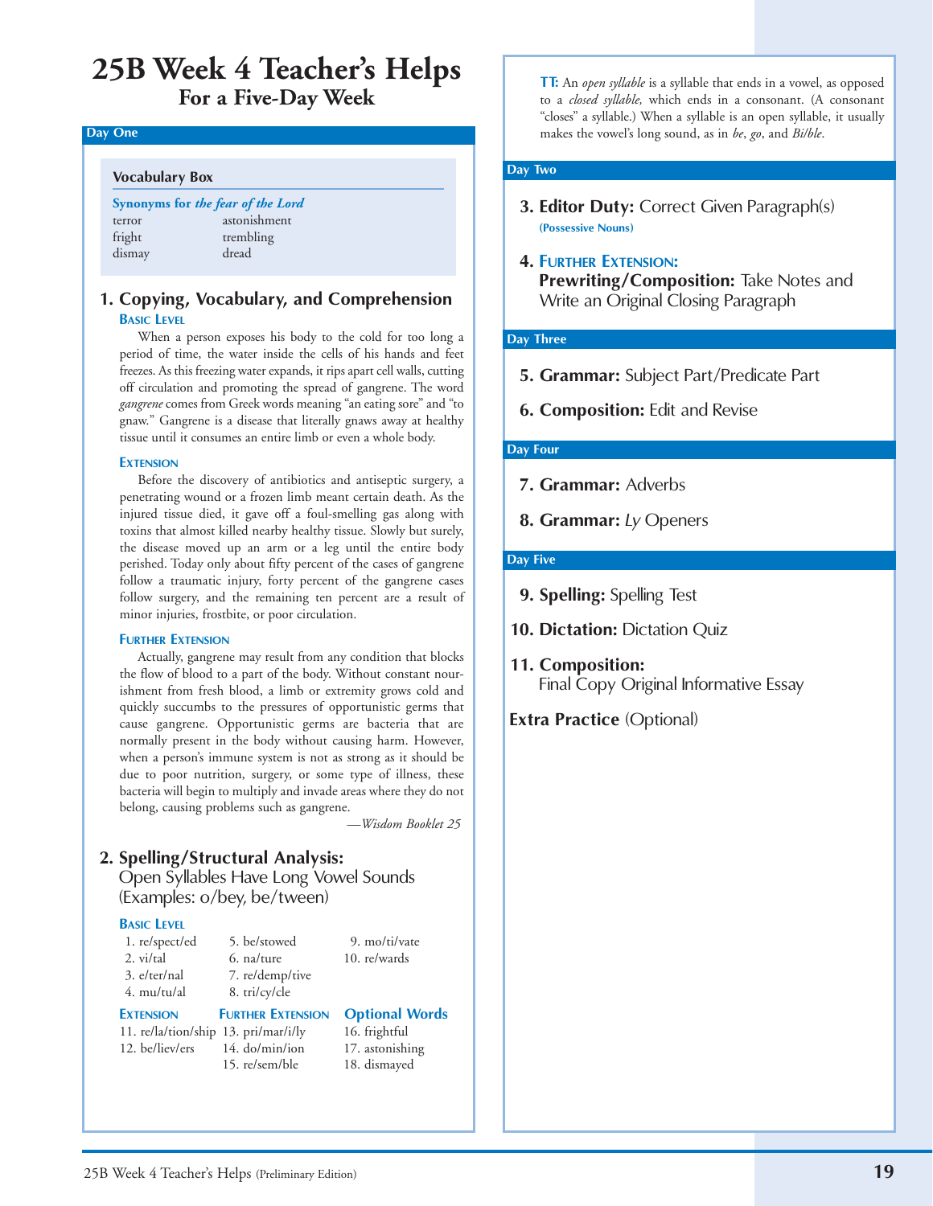# 25B Week 4 Teacher's Helps

## For a Five-Day Week

### Day One

**Vocabulary Box**

**Synonyms for *the fear of the Lord***

| | |
|---|---|
| terror | astonishment |
| fright | trembling |
| dismay | dread |

#### 1. Copying, Vocabulary, and Comprehension

**Basic Level**

When a person exposes his body to the cold for too long a period of time, the water inside the cells of his hands and feet freezes. As this freezing water expands, it rips apart cell walls, cutting off circulation and promoting the spread of gangrene. The word *gangrene* comes from Greek words meaning "an eating sore" and "to gnaw." Gangrene is a disease that literally gnaws away at healthy tissue until it consumes an entire limb or even a whole body.

**Extension**

Before the discovery of antibiotics and antiseptic surgery, a penetrating wound or a frozen limb meant certain death. As the injured tissue died, it gave off a foul-smelling gas along with toxins that almost killed nearby healthy tissue. Slowly but surely, the disease moved up an arm or a leg until the entire body perished. Today only about fifty percent of the cases of gangrene follow a traumatic injury, forty percent of the gangrene cases follow surgery, and the remaining ten percent are a result of minor injuries, frostbite, or poor circulation.

**Further Extension**

Actually, gangrene may result from any condition that blocks the flow of blood to a part of the body. Without constant nourishment from fresh blood, a limb or extremity grows cold and quickly succumbs to the pressures of opportunistic germs that cause gangrene. Opportunistic germs are bacteria that are normally present in the body without causing harm. However, when a person's immune system is not as strong as it should be due to poor nutrition, surgery, or some type of illness, these bacteria will begin to multiply and invade areas where they do not belong, causing problems such as gangrene.

—*Wisdom Booklet 25*

#### 2. Spelling/Structural Analysis: Open Syllables Have Long Vowel Sounds (Examples: o/bey, be/tween)

**Basic Level**

1. re/spect/ed
2. vi/tal
3. e/ter/nal
4. mu/tu/al
5. be/stowed
6. na/ture
7. re/demp/tive
8. tri/cy/cle
9. mo/ti/vate
10. re/wards

**Extension**

11. re/la/tion/ship
12. be/liev/ers

**Further Extension**

13. pri/mar/i/ly
14. do/min/ion
15. re/sem/ble

**Optional Words**

16. frightful
17. astonishing
18. dismayed

**TT:** An *open syllable* is a syllable that ends in a vowel, as opposed to a *closed syllable,* which ends in a consonant. (A consonant "closes" a syllable.) When a syllable is an open syllable, it usually makes the vowel's long sound, as in *be*, *go*, and *Bi/ble*.

### Day Two

#### 3. Editor Duty: Correct Given Paragraph(s)
(Possessive Nouns)

#### 4. Further Extension: Prewriting/Composition: Take Notes and Write an Original Closing Paragraph

### Day Three

#### 5. Grammar: Subject Part/Predicate Part

#### 6. Composition: Edit and Revise

### Day Four

#### 7. Grammar: Adverbs

#### 8. Grammar: *Ly* Openers

### Day Five

#### 9. Spelling: Spelling Test

#### 10. Dictation: Dictation Quiz

#### 11. Composition: Final Copy Original Informative Essay

**Extra Practice** (Optional)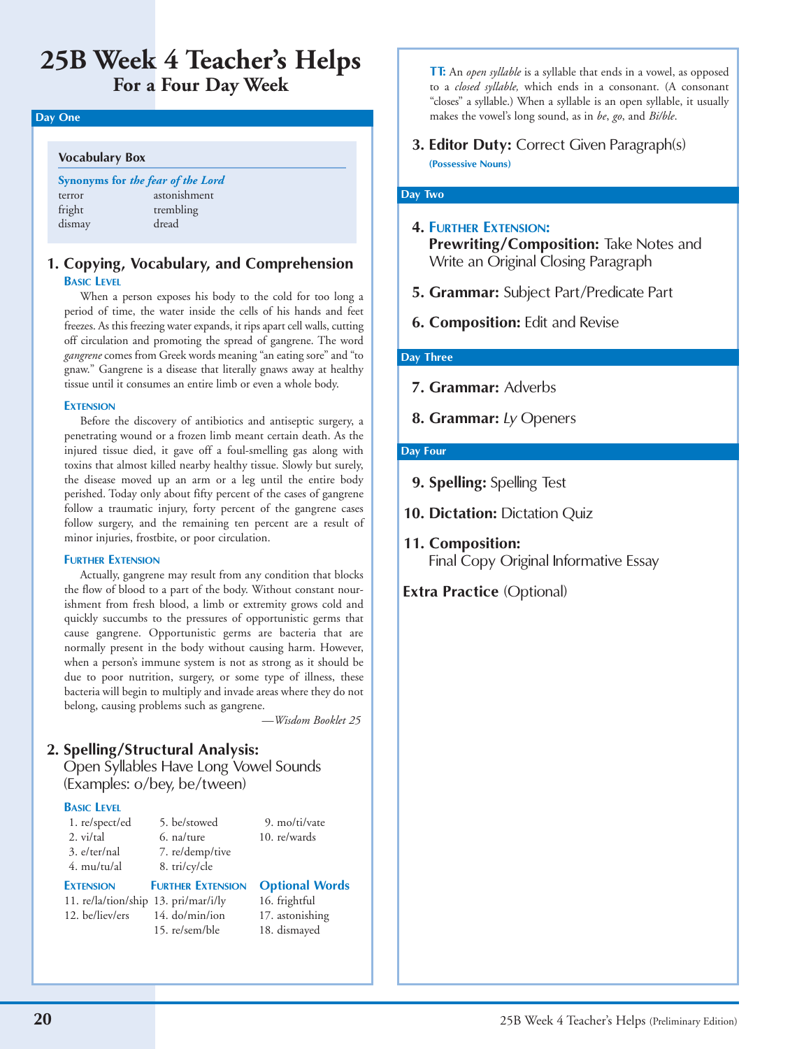# 25B Week 4 Teacher's Helps
## For a Four Day Week

### Day One

**Vocabulary Box**

**Synonyms for *the fear of the Lord***

| | |
|---|---|
| terror | astonishment |
| fright | trembling |
| dismay | dread |

### 1. Copying, Vocabulary, and Comprehension

**Basic Level**

When a person exposes his body to the cold for too long a period of time, the water inside the cells of his hands and feet freezes. As this freezing water expands, it rips apart cell walls, cutting off circulation and promoting the spread of gangrene. The word *gangrene* comes from Greek words meaning "an eating sore" and "to gnaw." Gangrene is a disease that literally gnaws away at healthy tissue until it consumes an entire limb or even a whole body.

**Extension**

Before the discovery of antibiotics and antiseptic surgery, a penetrating wound or a frozen limb meant certain death. As the injured tissue died, it gave off a foul-smelling gas along with toxins that almost killed nearby healthy tissue. Slowly but surely, the disease moved up an arm or a leg until the entire body perished. Today only about fifty percent of the cases of gangrene follow a traumatic injury, forty percent of the gangrene cases follow surgery, and the remaining ten percent are a result of minor injuries, frostbite, or poor circulation.

**Further Extension**

Actually, gangrene may result from any condition that blocks the flow of blood to a part of the body. Without constant nourishment from fresh blood, a limb or extremity grows cold and quickly succumbs to the pressures of opportunistic germs that cause gangrene. Opportunistic germs are bacteria that are normally present in the body without causing harm. However, when a person's immune system is not as strong as it should be due to poor nutrition, surgery, or some type of illness, these bacteria will begin to multiply and invade areas where they do not belong, causing problems such as gangrene.

—*Wisdom Booklet 25*

### 2. Spelling/Structural Analysis:
Open Syllables Have Long Vowel Sounds (Examples: o/bey, be/tween)

**Basic Level**

1. re/spect/ed
2. vi/tal
3. e/ter/nal
4. mu/tu/al
5. be/stowed
6. na/ture
7. re/demp/tive
8. tri/cy/cle
9. mo/ti/vate
10. re/wards

**Extension**

11. re/la/tion/ship
12. be/liev/ers

**Further Extension**

13. pri/mar/i/ly
14. do/min/ion
15. re/sem/ble

**Optional Words**

16. frightful
17. astonishing
18. dismayed

**TT:** An *open syllable* is a syllable that ends in a vowel, as opposed to a *closed syllable,* which ends in a consonant. (A consonant "closes" a syllable.) When a syllable is an open syllable, it usually makes the vowel's long sound, as in *be*, *go*, and *Bi/ble*.

### 3. Editor Duty: Correct Given Paragraph(s)
**(Possessive Nouns)**

### Day Two

### 4. Further Extension:
**Prewriting/Composition:** Take Notes and Write an Original Closing Paragraph

### 5. Grammar: Subject Part/Predicate Part

### 6. Composition: Edit and Revise

### Day Three

### 7. Grammar: Adverbs

### 8. Grammar: *Ly* Openers

### Day Four

### 9. Spelling: Spelling Test

### 10. Dictation: Dictation Quiz

### 11. Composition:
Final Copy Original Informative Essay

**Extra Practice** (Optional)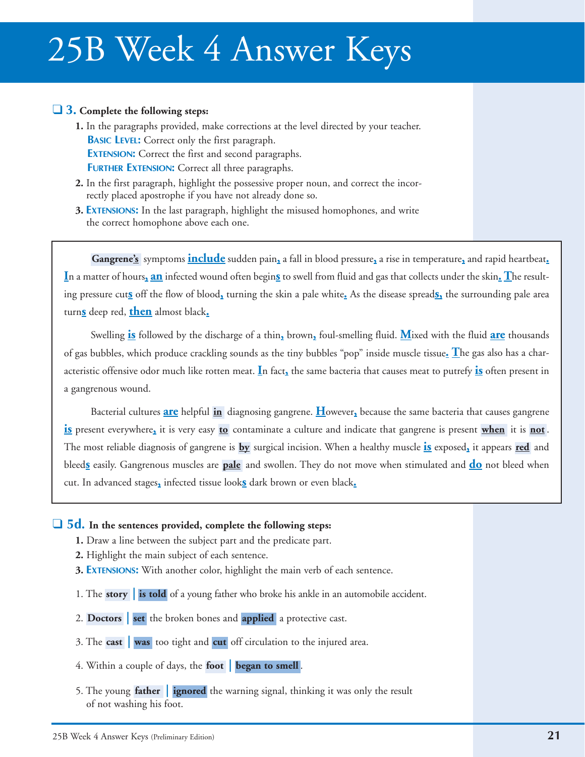# 25B Week 4 Answer Keys

❑ **3. Complete the following steps:**

1. In the paragraphs provided, make corrections at the level directed by your teacher.
   **Basic Level:** Correct only the first paragraph.
   **Extension:** Correct the first and second paragraphs.
   **Further Extension:** Correct all three paragraphs.
2. In the first paragraph, highlight the possessive proper noun, and correct the incorrectly placed apostrophe if you have not already done so.
3. **Extensions:** In the last paragraph, highlight the misused homophones, and write the correct homophone above each one.

> **Gangrene's** symptoms **include** sudden pain, a fall in blood pressure, a rise in temperature, and rapid heartbeat. In a matter of hours, **an** infected wound often begins to swell from fluid and gas that collects under the skin. The resulting pressure cuts off the flow of blood, turning the skin a pale white. As the disease spreads, the surrounding pale area turns deep red, **then** almost black.
>
> Swelling **is** followed by the discharge of a thin, brown, foul-smelling fluid. Mixed with the fluid **are** thousands of gas bubbles, which produce crackling sounds as the tiny bubbles "pop" inside muscle tissue. The gas also has a characteristic offensive odor much like rotten meat. In fact, the same bacteria that causes meat to putrefy **is** often present in a gangrenous wound.
>
> Bacterial cultures **are** helpful **in** diagnosing gangrene. However, because the same bacteria that causes gangrene **is** present everywhere, it is very easy **to** contaminate a culture and indicate that gangrene is present **when** it is **not**. The most reliable diagnosis of gangrene is **by** surgical incision. When a healthy muscle **is** exposed, it appears **red** and bleeds easily. Gangrenous muscles are **pale** and swollen. They do not move when stimulated and **do** not bleed when cut. In advanced stages, infected tissue looks dark brown or even black.

❑ **5d. In the sentences provided, complete the following steps:**

1. Draw a line between the subject part and the predicate part.
2. Highlight the main subject of each sentence.
3. **Extensions:** With another color, highlight the main verb of each sentence.

1. The **story** | **is told** of a young father who broke his ankle in an automobile accident.
2. **Doctors** | **set** the broken bones and **applied** a protective cast.
3. The **cast** | **was** too tight and **cut** off circulation to the injured area.
4. Within a couple of days, the **foot** | **began to smell**.
5. The young **father** | **ignored** the warning signal, thinking it was only the result of not washing his foot.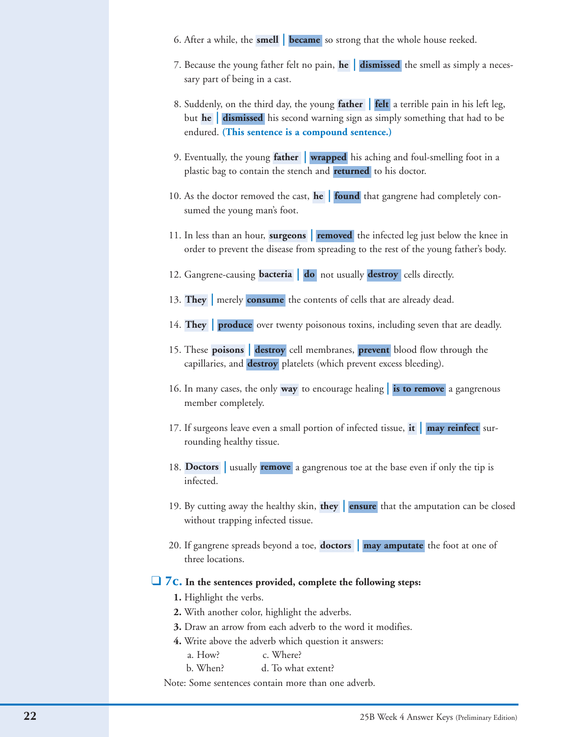6. After a while, the **smell** | **became** so strong that the whole house reeked.

7. Because the young father felt no pain, **he** | **dismissed** the smell as simply a necessary part of being in a cast.

8. Suddenly, on the third day, the young **father** | **felt** a terrible pain in his left leg, but **he** | **dismissed** his second warning sign as simply something that had to be endured. **(This sentence is a compound sentence.)**

9. Eventually, the young **father** | **wrapped** his aching and foul-smelling foot in a plastic bag to contain the stench and **returned** to his doctor.

10. As the doctor removed the cast, **he** | **found** that gangrene had completely consumed the young man's foot.

11. In less than an hour, **surgeons** | **removed** the infected leg just below the knee in order to prevent the disease from spreading to the rest of the young father's body.

12. Gangrene-causing **bacteria** | **do** not usually **destroy** cells directly.

13. **They** | merely **consume** the contents of cells that are already dead.

14. **They** | **produce** over twenty poisonous toxins, including seven that are deadly.

15. These **poisons** | **destroy** cell membranes, **prevent** blood flow through the capillaries, and **destroy** platelets (which prevent excess bleeding).

16. In many cases, the only **way** to encourage healing | **is to remove** a gangrenous member completely.

17. If surgeons leave even a small portion of infected tissue, **it** | **may reinfect** surrounding healthy tissue.

18. **Doctors** | usually **remove** a gangrenous toe at the base even if only the tip is infected.

19. By cutting away the healthy skin, **they** | **ensure** that the amputation can be closed without trapping infected tissue.

20. If gangrene spreads beyond a toe, **doctors** | **may amputate** the foot at one of three locations.

❑ **7c. In the sentences provided, complete the following steps:**

1. Highlight the verbs.
2. With another color, highlight the adverbs.
3. Draw an arrow from each adverb to the word it modifies.
4. Write above the adverb which question it answers:
   - a. How?
   - b. When?
   - c. Where?
   - d. To what extent?

Note: Some sentences contain more than one adverb.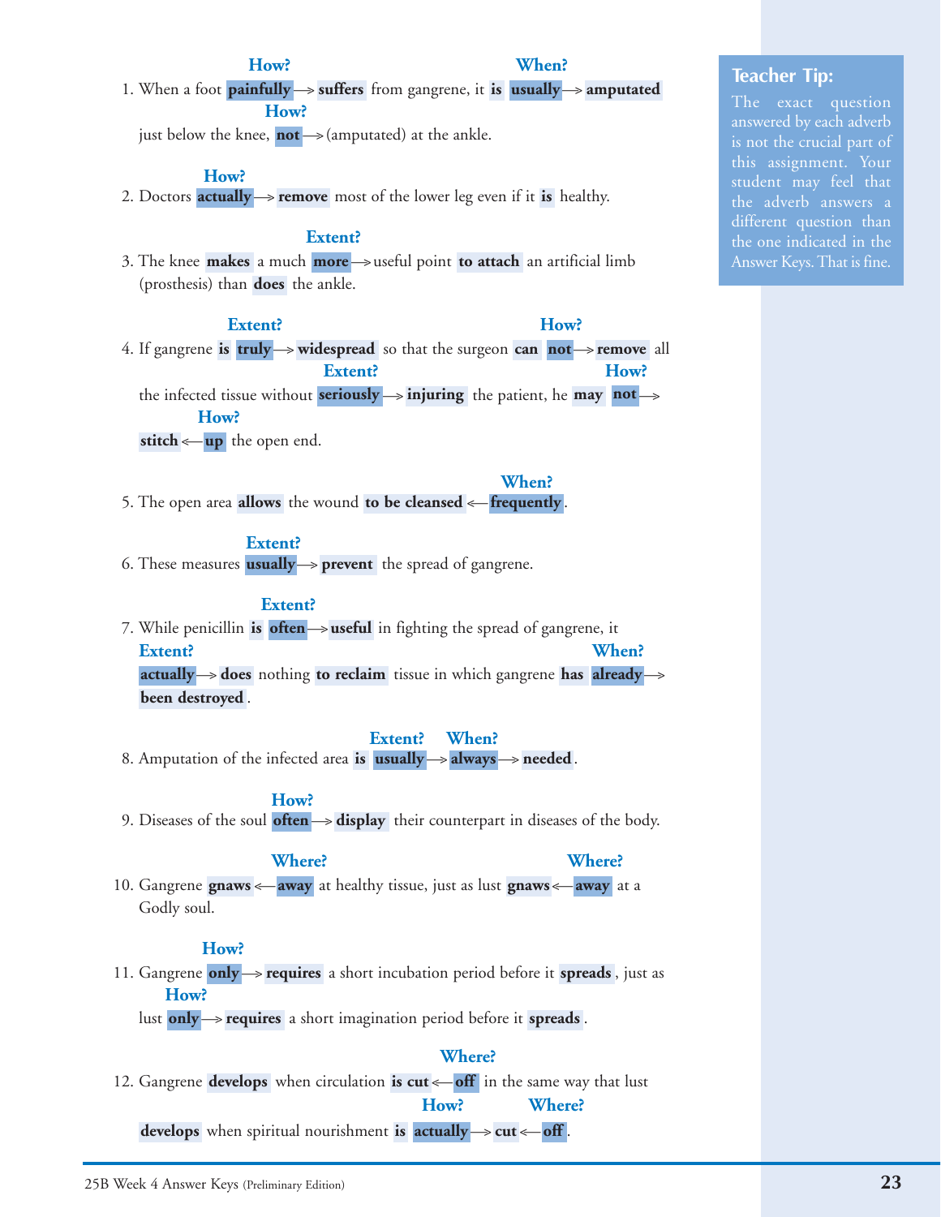1. When a foot **painfully** (How?) → **suffers** from gangrene, it **is** **usually** (When?) → **amputated** just below the knee, **not** (How?) → (amputated) at the ankle.

2. Doctors **actually** (How?) → **remove** most of the lower leg even if it **is** healthy.

3. The knee **makes** a much **more** (Extent?) → useful point **to attach** an artificial limb (prosthesis) than **does** the ankle.

4. If gangrene **is** **truly** (Extent?) → **widespread** so that the surgeon **can** **not** (How?) → **remove** all the infected tissue without **seriously** (Extent?) → **injuring** the patient, he **may** **not** (How?) → **stitch** ← **up** (How?) the open end.

5. The open area **allows** the wound **to be cleansed** ← **frequently** (When?).

6. These measures **usually** (Extent?) → **prevent** the spread of gangrene.

7. While penicillin **is** **often** (Extent?) → **useful** in fighting the spread of gangrene, it **actually** (Extent?) → **does** nothing **to reclaim** tissue in which gangrene **has** **already** (When?) → **been destroyed**.

8. Amputation of the infected area **is** **usually** (Extent?) → **always** (When?) → **needed**.

9. Diseases of the soul **often** (How?) → **display** their counterpart in diseases of the body.

10. Gangrene **gnaws** ← **away** (Where?) at healthy tissue, just as lust **gnaws** ← **away** (Where?) at a Godly soul.

11. Gangrene **only** (How?) → **requires** a short incubation period before it **spreads**, just as lust **only** (How?) → **requires** a short imagination period before it **spreads**.

12. Gangrene **develops** when circulation **is cut** ← **off** (Where?) in the same way that lust **develops** when spiritual nourishment **is** **actually** (How?) → **cut** ← **off** (Where?).

**Teacher Tip:**

The exact question answered by each adverb is not the crucial part of this assignment. Your student may feel that the adverb answers a different question than the one indicated in the Answer Keys. That is fine.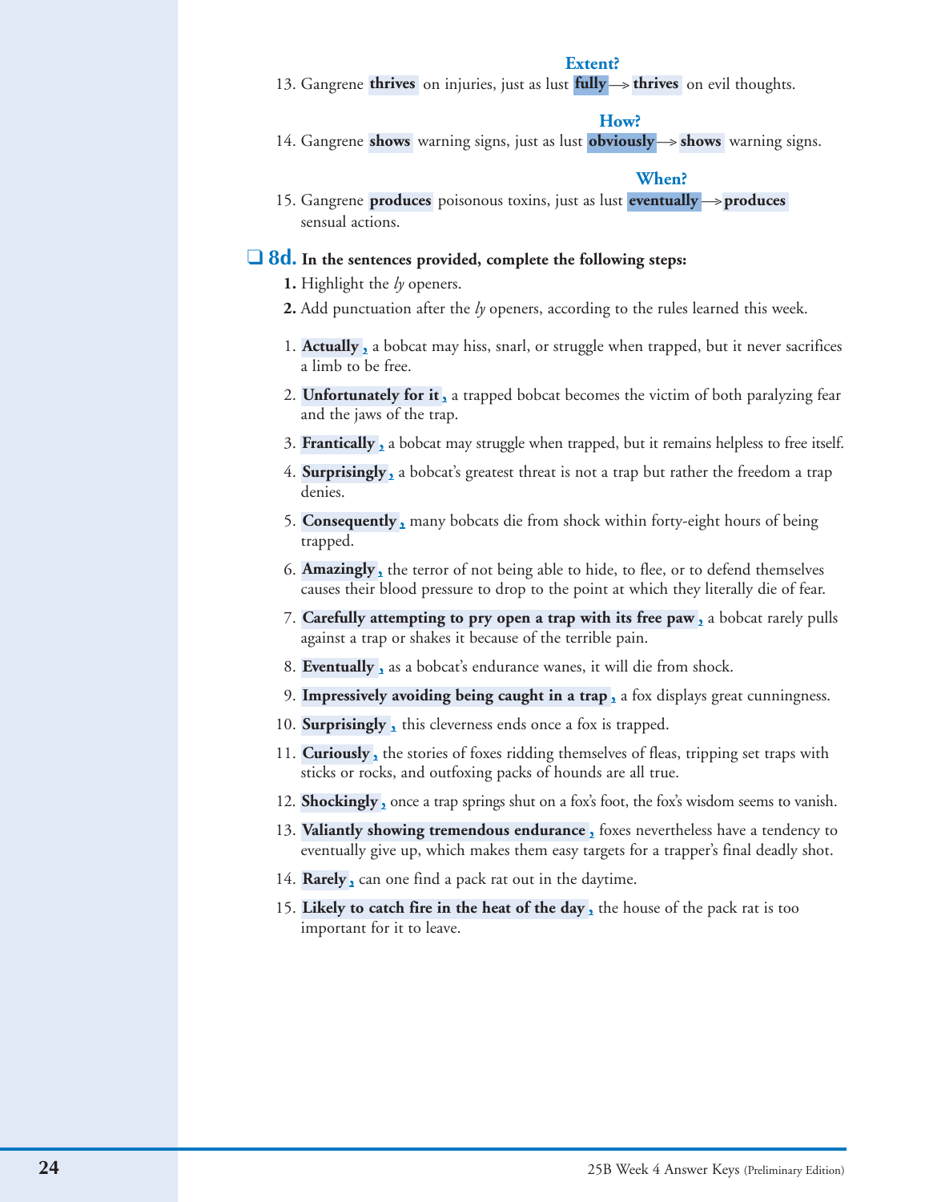13. Gangrene **thrives** on injuries, just as lust **fully** → **thrives** on evil thoughts. (Extent?)

14. Gangrene **shows** warning signs, just as lust **obviously** → **shows** warning signs. (How?)

15. Gangrene **produces** poisonous toxins, just as lust **eventually** → **produces** sensual actions. (When?)

## 8d. In the sentences provided, complete the following steps:

**1.** Highlight the *ly* openers.

**2.** Add punctuation after the *ly* openers, according to the rules learned this week.

1. **Actually**, a bobcat may hiss, snarl, or struggle when trapped, but it never sacrifices a limb to be free.
2. **Unfortunately for it**, a trapped bobcat becomes the victim of both paralyzing fear and the jaws of the trap.
3. **Frantically**, a bobcat may struggle when trapped, but it remains helpless to free itself.
4. **Surprisingly**, a bobcat's greatest threat is not a trap but rather the freedom a trap denies.
5. **Consequently**, many bobcats die from shock within forty-eight hours of being trapped.
6. **Amazingly**, the terror of not being able to hide, to flee, or to defend themselves causes their blood pressure to drop to the point at which they literally die of fear.
7. **Carefully attempting to pry open a trap with its free paw**, a bobcat rarely pulls against a trap or shakes it because of the terrible pain.
8. **Eventually**, as a bobcat's endurance wanes, it will die from shock.
9. **Impressively avoiding being caught in a trap**, a fox displays great cunningness.
10. **Surprisingly**, this cleverness ends once a fox is trapped.
11. **Curiously**, the stories of foxes ridding themselves of fleas, tripping set traps with sticks or rocks, and outfoxing packs of hounds are all true.
12. **Shockingly**, once a trap springs shut on a fox's foot, the fox's wisdom seems to vanish.
13. **Valiantly showing tremendous endurance**, foxes nevertheless have a tendency to eventually give up, which makes them easy targets for a trapper's final deadly shot.
14. **Rarely**, can one find a pack rat out in the daytime.
15. **Likely to catch fire in the heat of the day**, the house of the pack rat is too important for it to leave.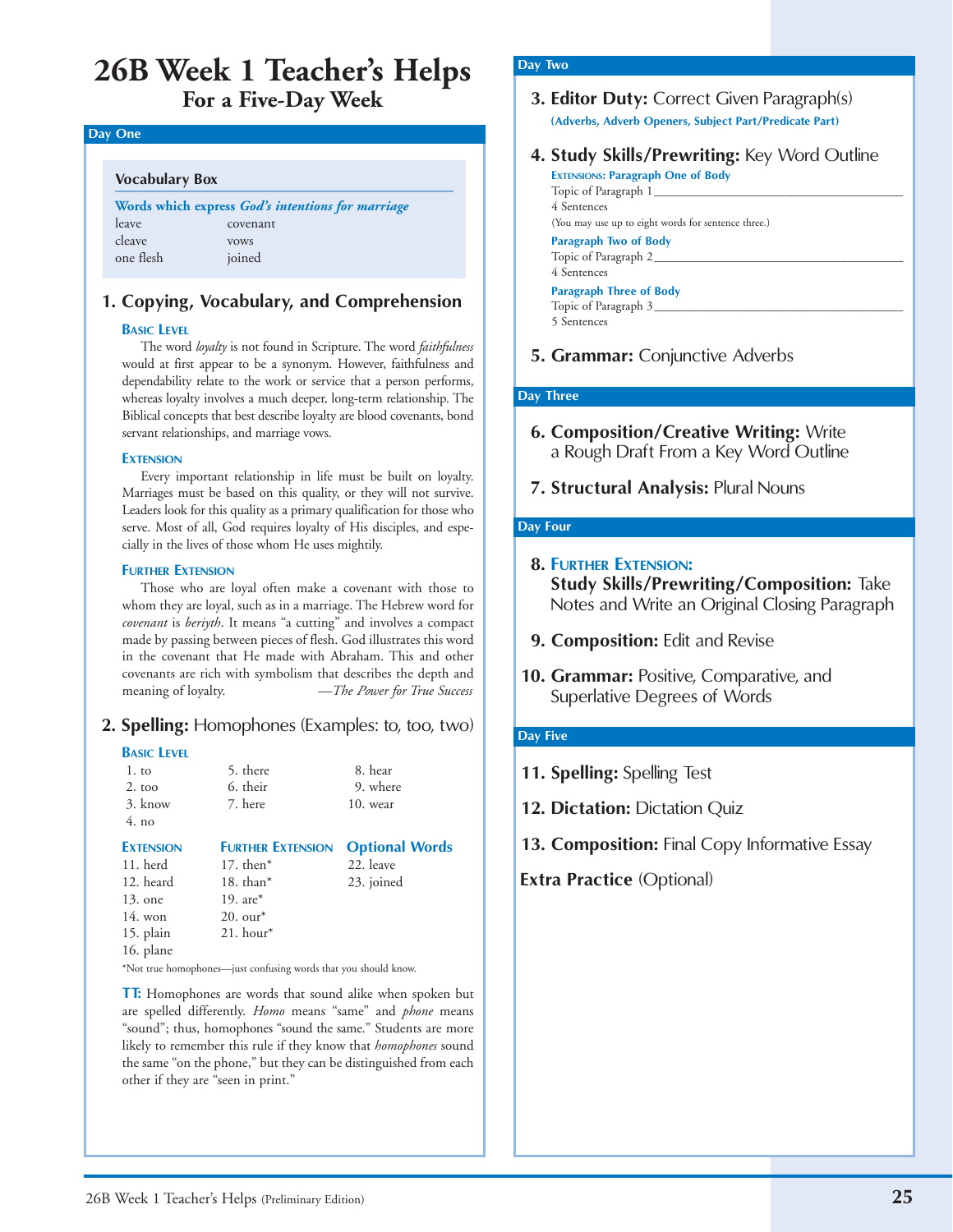# 26B Week 1 Teacher's Helps

## For a Five-Day Week

### Day One

**Vocabulary Box**

**Words which express *God's intentions for marriage***

| | |
|---|---|
| leave | covenant |
| cleave | vows |
| one flesh | joined |

### 1. Copying, Vocabulary, and Comprehension

**Basic Level**

The word *loyalty* is not found in Scripture. The word *faithfulness* would at first appear to be a synonym. However, faithfulness and dependability relate to the work or service that a person performs, whereas loyalty involves a much deeper, long-term relationship. The Biblical concepts that best describe loyalty are blood covenants, bond servant relationships, and marriage vows.

**Extension**

Every important relationship in life must be built on loyalty. Marriages must be based on this quality, or they will not survive. Leaders look for this quality as a primary qualification for those who serve. Most of all, God requires loyalty of His disciples, and especially in the lives of those whom He uses mightily.

**Further Extension**

Those who are loyal often make a covenant with those to whom they are loyal, such as in a marriage. The Hebrew word for *covenant* is *beriyth*. It means "a cutting" and involves a compact made by passing between pieces of flesh. God illustrates this word in the covenant that He made with Abraham. This and other covenants are rich with symbolism that describes the depth and meaning of loyalty. —*The Power for True Success*

### 2. Spelling: Homophones (Examples: to, too, two)

**Basic Level**

1. to
2. too
3. know
4. no
5. there
6. their
7. here
8. hear
9. where
10. wear

**Extension**

11. herd
12. heard
13. one
14. won
15. plain
16. plane

**Further Extension**

17. then*
18. than*
19. are*
20. our*
21. hour*

**Optional Words**

22. leave
23. joined

*Not true homophones—just confusing words that you should know.

**TT:** Homophones are words that sound alike when spoken but are spelled differently. *Homo* means "same" and *phone* means "sound"; thus, homophones "sound the same." Students are more likely to remember this rule if they know that *homophones* sound the same "on the phone," but they can be distinguished from each other if they are "seen in print."

### Day Two

**3. Editor Duty:** Correct Given Paragraph(s)
**(Adverbs, Adverb Openers, Subject Part/Predicate Part)**

**4. Study Skills/Prewriting:** Key Word Outline

**Extensions: Paragraph One of Body**
Topic of Paragraph 1 ________________________
4 Sentences
(You may use up to eight words for sentence three.)

**Paragraph Two of Body**
Topic of Paragraph 2 ________________________
4 Sentences

**Paragraph Three of Body**
Topic of Paragraph 3 ________________________
5 Sentences

**5. Grammar:** Conjunctive Adverbs

### Day Three

**6. Composition/Creative Writing:** Write a Rough Draft From a Key Word Outline

**7. Structural Analysis:** Plural Nouns

### Day Four

**8. Further Extension:**
**Study Skills/Prewriting/Composition:** Take Notes and Write an Original Closing Paragraph

**9. Composition:** Edit and Revise

**10. Grammar:** Positive, Comparative, and Superlative Degrees of Words

### Day Five

**11. Spelling:** Spelling Test

**12. Dictation:** Dictation Quiz

**13. Composition:** Final Copy Informative Essay

**Extra Practice** (Optional)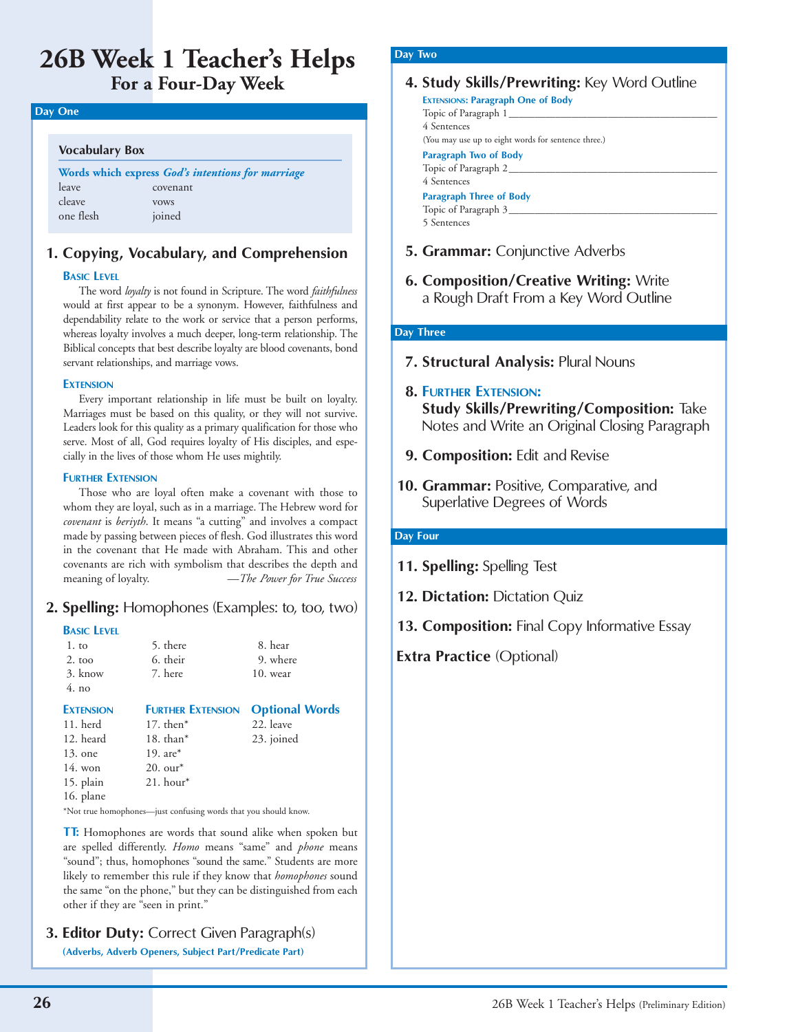# 26B Week 1 Teacher's Helps
## For a Four-Day Week

### Day One

**Vocabulary Box**

**Words which express *God's intentions for marriage***

| | |
|---|---|
| leave | covenant |
| cleave | vows |
| one flesh | joined |

### 1. Copying, Vocabulary, and Comprehension

**Basic Level**

The word *loyalty* is not found in Scripture. The word *faithfulness* would at first appear to be a synonym. However, faithfulness and dependability relate to the work or service that a person performs, whereas loyalty involves a much deeper, long-term relationship. The Biblical concepts that best describe loyalty are blood covenants, bond servant relationships, and marriage vows.

**Extension**

Every important relationship in life must be built on loyalty. Marriages must be based on this quality, or they will not survive. Leaders look for this quality as a primary qualification for those who serve. Most of all, God requires loyalty of His disciples, and especially in the lives of those whom He uses mightily.

**Further Extension**

Those who are loyal often make a covenant with those to whom they are loyal, such as in a marriage. The Hebrew word for *covenant* is *beriyth*. It means "a cutting" and involves a compact made by passing between pieces of flesh. God illustrates this word in the covenant that He made with Abraham. This and other covenants are rich with symbolism that describes the depth and meaning of loyalty. —*The Power for True Success*

### 2. Spelling: Homophones (Examples: to, too, two)

**Basic Level**

1. to
2. too
3. know
4. no
5. there
6. their
7. here
8. hear
9. where
10. wear

| Extension | Further Extension | Optional Words |
|---|---|---|
| 11. herd | 17. then* | 22. leave |
| 12. heard | 18. than* | 23. joined |
| 13. one | 19. are* | |
| 14. won | 20. our* | |
| 15. plain | 21. hour* | |
| 16. plane | | |

*Not true homophones—just confusing words that you should know.

**TT:** Homophones are words that sound alike when spoken but are spelled differently. *Homo* means "same" and *phone* means "sound"; thus, homophones "sound the same." Students are more likely to remember this rule if they know that *homophones* sound the same "on the phone," but they can be distinguished from each other if they are "seen in print."

### 3. Editor Duty: Correct Given Paragraph(s)

**(Adverbs, Adverb Openers, Subject Part/Predicate Part)**

### Day Two

### 4. Study Skills/Prewriting: Key Word Outline

**Extensions: Paragraph One of Body**

Topic of Paragraph 1 ________________________________

4 Sentences

(You may use up to eight words for sentence three.)

**Paragraph Two of Body**

Topic of Paragraph 2 ________________________________

4 Sentences

**Paragraph Three of Body**

Topic of Paragraph 3 ________________________________

5 Sentences

### 5. Grammar: Conjunctive Adverbs

### 6. Composition/Creative Writing: Write a Rough Draft From a Key Word Outline

### Day Three

### 7. Structural Analysis: Plural Nouns

### 8. Further Extension: Study Skills/Prewriting/Composition: Take Notes and Write an Original Closing Paragraph

### 9. Composition: Edit and Revise

### 10. Grammar: Positive, Comparative, and Superlative Degrees of Words

### Day Four

### 11. Spelling: Spelling Test

### 12. Dictation: Dictation Quiz

### 13. Composition: Final Copy Informative Essay

**Extra Practice** (Optional)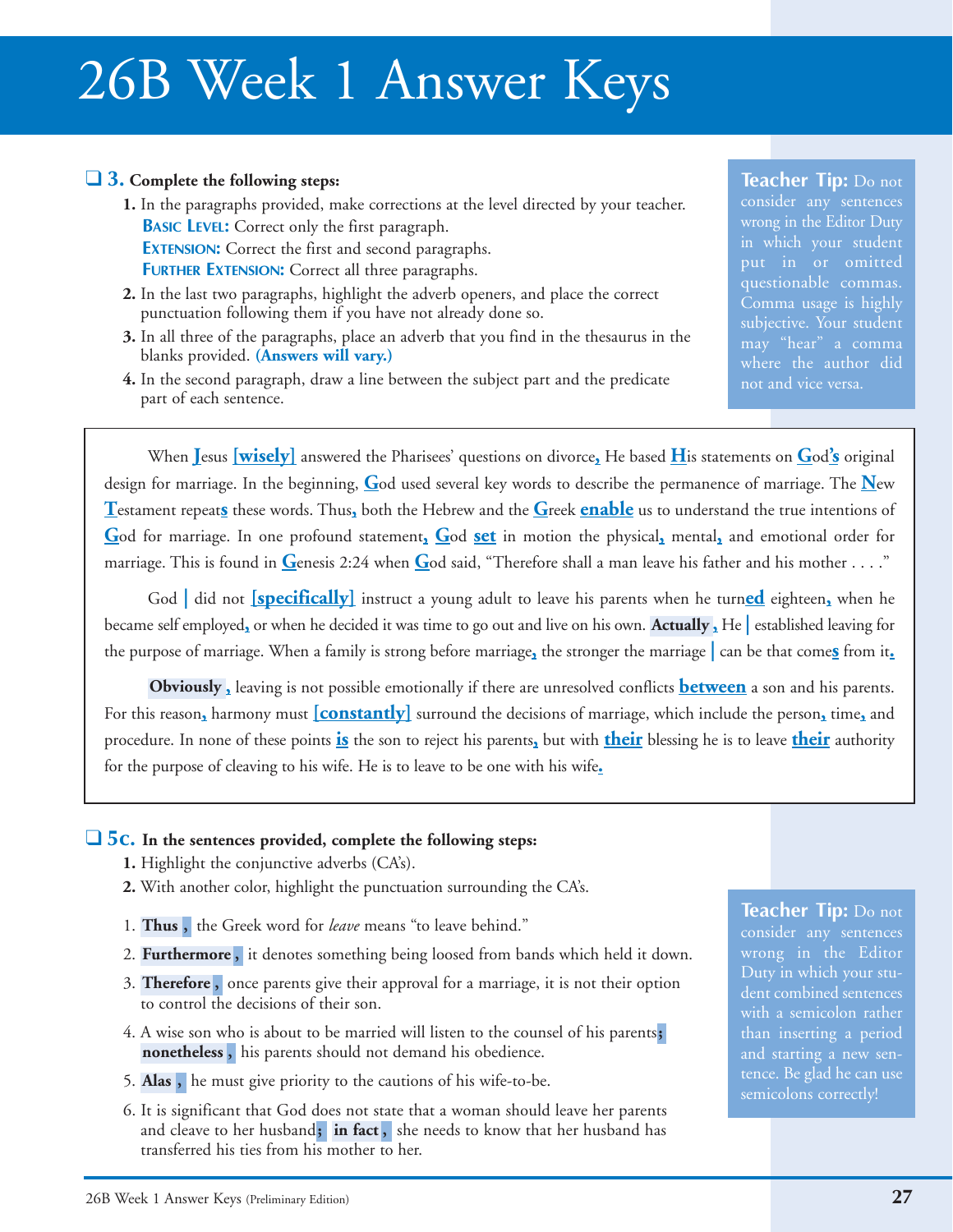# 26B Week 1 Answer Keys

❑ **3. Complete the following steps:**

1. In the paragraphs provided, make corrections at the level directed by your teacher.
   **BASIC LEVEL:** Correct only the first paragraph.
   **EXTENSION:** Correct the first and second paragraphs.
   **FURTHER EXTENSION:** Correct all three paragraphs.
2. In the last two paragraphs, highlight the adverb openers, and place the correct punctuation following them if you have not already done so.
3. In all three of the paragraphs, place an adverb that you find in the thesaurus in the blanks provided. **(Answers will vary.)**
4. In the second paragraph, draw a line between the subject part and the predicate part of each sentence.

**Teacher Tip:** Do not consider any sentences wrong in the Editor Duty in which your student put in or omitted questionable commas. Comma usage is highly subjective. Your student may "hear" a comma where the author did not and vice versa.

When **J**esus **[wisely]** answered the Pharisees' questions on divorce**,** He based **H**is statements on **G**od**'s** original design for marriage. In the beginning, **G**od used several key words to describe the permanence of marriage. The **N**ew **T**estament repeat**s** these words. Thus**,** both the Hebrew and the **G**reek **enable** us to understand the true intentions of **G**od for marriage. In one profound statement**,** **G**od **set** in motion the physical**,** mental**,** and emotional order for marriage. This is found in **G**enesis 2:24 when **G**od said, "Therefore shall a man leave his father and his mother . . . ."

God | did not **[specifically]** instruct a young adult to leave his parents when he turn**ed** eighteen**,** when he became self employed**,** or when he decided it was time to go out and live on his own. **Actually ,** He | established leaving for the purpose of marriage. When a family is strong before marriage**,** the stronger the marriage | can be that come**s** from it**.**

**Obviously ,** leaving is not possible emotionally if there are unresolved conflicts **between** a son and his parents. For this reason**,** harmony must **[constantly]** surround the decisions of marriage, which include the person**,** time**,** and procedure. In none of these points **is** the son to reject his parents**,** but with **their** blessing he is to leave **their** authority for the purpose of cleaving to his wife. He is to leave to be one with his wife**.**

❑ **5c. In the sentences provided, complete the following steps:**

1. Highlight the conjunctive adverbs (CA's).
2. With another color, highlight the punctuation surrounding the CA's.

**Teacher Tip:** Do not consider any sentences wrong in the Editor Duty in which your student combined sentences with a semicolon rather than inserting a period and starting a new sentence. Be glad he can use semicolons correctly!

1. **Thus ,** the Greek word for *leave* means "to leave behind."
2. **Furthermore ,** it denotes something being loosed from bands which held it down.
3. **Therefore ,** once parents give their approval for a marriage, it is not their option to control the decisions of their son.
4. A wise son who is about to be married will listen to the counsel of his parents**;** **nonetheless ,** his parents should not demand his obedience.
5. **Alas ,** he must give priority to the cautions of his wife-to-be.
6. It is significant that God does not state that a woman should leave her parents and cleave to her husband**;** **in fact ,** she needs to know that her husband has transferred his ties from his mother to her.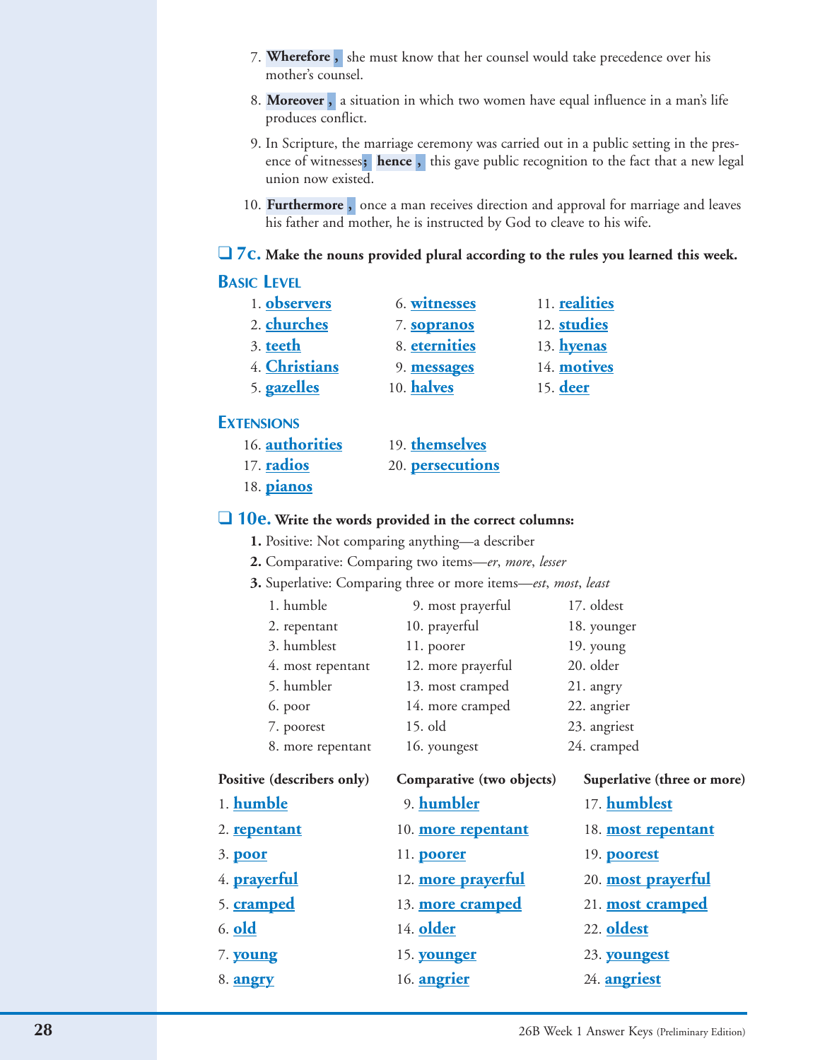7. **Wherefore ,** she must know that her counsel would take precedence over his mother's counsel.

8. **Moreover ,** a situation in which two women have equal influence in a man's life produces conflict.

9. In Scripture, the marriage ceremony was carried out in a public setting in the presence of witnesses**; hence ,** this gave public recognition to the fact that a new legal union now existed.

10. **Furthermore ,** once a man receives direction and approval for marriage and leaves his father and mother, he is instructed by God to cleave to his wife.

## ❑ 7c. Make the nouns provided plural according to the rules you learned this week.

### Basic Level

1. **observers**
2. **churches**
3. **teeth**
4. **Christians**
5. **gazelles**
6. **witnesses**
7. **sopranos**
8. **eternities**
9. **messages**
10. **halves**
11. **realities**
12. **studies**
13. **hyenas**
14. **motives**
15. **deer**

### Extensions

16. **authorities**
17. **radios**
18. **pianos**
19. **themselves**
20. **persecutions**

## ❑ 10e. Write the words provided in the correct columns:

1. Positive: Not comparing anything—a describer
2. Comparative: Comparing two items—*er*, *more*, *lesser*
3. Superlative: Comparing three or more items—*est*, *most*, *least*

1. humble
2. repentant
3. humblest
4. most repentant
5. humbler
6. poor
7. poorest
8. more repentant
9. most prayerful
10. prayerful
11. poorer
12. more prayerful
13. most cramped
14. more cramped
15. old
16. youngest
17. oldest
18. younger
19. young
20. older
21. angry
22. angrier
23. angriest
24. cramped

| Positive (describers only) | Comparative (two objects) | Superlative (three or more) |
|---|---|---|
| 1. **humble** | 9. **humbler** | 17. **humblest** |
| 2. **repentant** | 10. **more repentant** | 18. **most repentant** |
| 3. **poor** | 11. **poorer** | 19. **poorest** |
| 4. **prayerful** | 12. **more prayerful** | 20. **most prayerful** |
| 5. **cramped** | 13. **more cramped** | 21. **most cramped** |
| 6. **old** | 14. **older** | 22. **oldest** |
| 7. **young** | 15. **younger** | 23. **youngest** |
| 8. **angry** | 16. **angrier** | 24. **angriest** |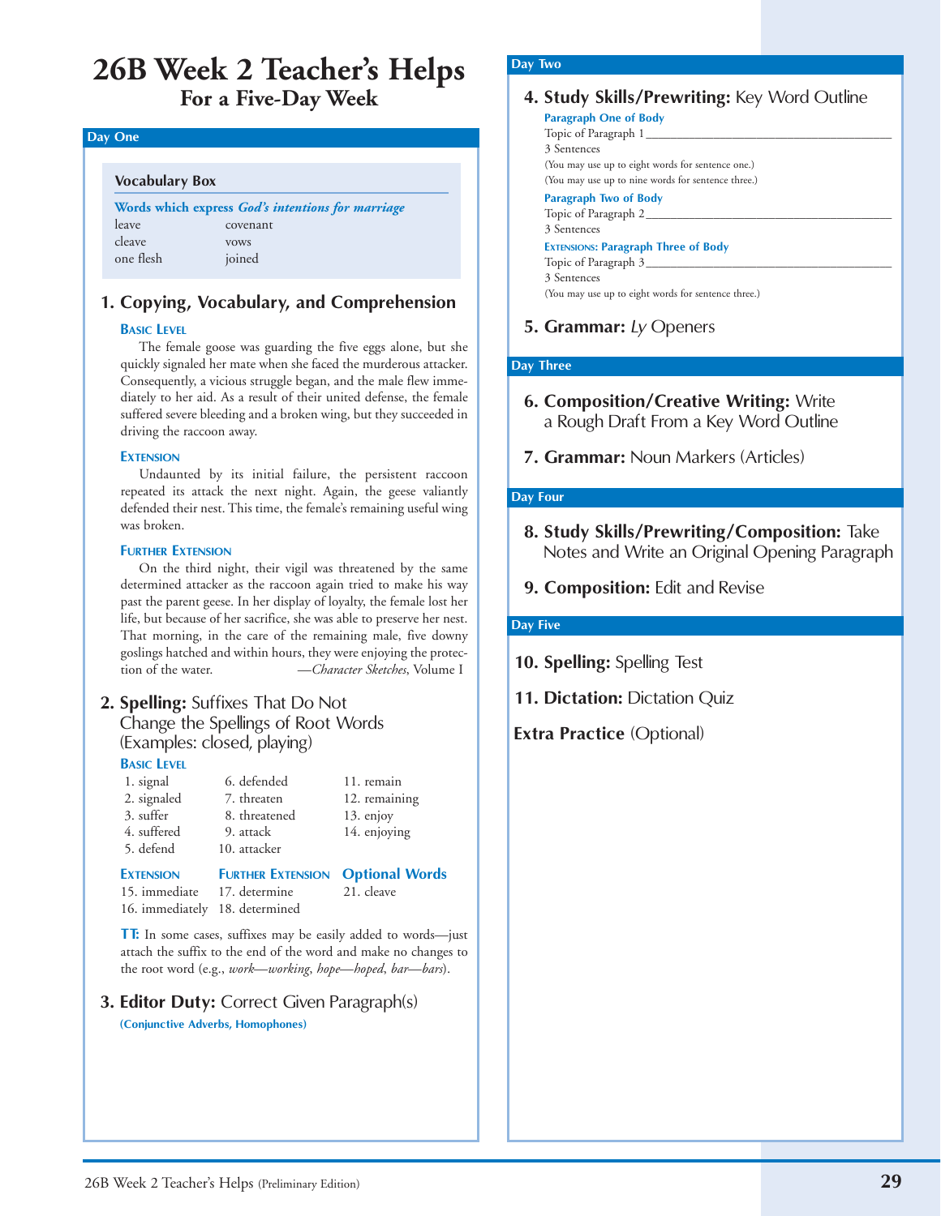# 26B Week 2 Teacher's Helps

## For a Five-Day Week

### Day One

**Vocabulary Box**

**Words which express *God's intentions for marriage***

| | |
|---|---|
| leave | covenant |
| cleave | vows |
| one flesh | joined |

#### 1. Copying, Vocabulary, and Comprehension

**Basic Level**

The female goose was guarding the five eggs alone, but she quickly signaled her mate when she faced the murderous attacker. Consequently, a vicious struggle began, and the male flew immediately to her aid. As a result of their united defense, the female suffered severe bleeding and a broken wing, but they succeeded in driving the raccoon away.

**Extension**

Undaunted by its initial failure, the persistent raccoon repeated its attack the next night. Again, the geese valiantly defended their nest. This time, the female's remaining useful wing was broken.

**Further Extension**

On the third night, their vigil was threatened by the same determined attacker as the raccoon again tried to make his way past the parent geese. In her display of loyalty, the female lost her life, but because of her sacrifice, she was able to preserve her nest. That morning, in the care of the remaining male, five downy goslings hatched and within hours, they were enjoying the protection of the water. —*Character Sketches*, Volume I

#### 2. Spelling: Suffixes That Do Not Change the Spellings of Root Words (Examples: closed, playing)

**Basic Level**

1. signal
2. signaled
3. suffer
4. suffered
5. defend
6. defended
7. threaten
8. threatened
9. attack
10. attacker
11. remain
12. remaining
13. enjoy
14. enjoying

**Extension**

15. immediate
16. immediately

**Further Extension**

17. determine
18. determined

**Optional Words**

21. cleave

**TT:** In some cases, suffixes may be easily added to words—just attach the suffix to the end of the word and make no changes to the root word (e.g., *work—working*, *hope—hoped*, *bar—bars*).

#### 3. Editor Duty: Correct Given Paragraph(s)

**(Conjunctive Adverbs, Homophones)**

### Day Two

#### 4. Study Skills/Prewriting: Key Word Outline

**Paragraph One of Body**

Topic of Paragraph 1 ______________________________

3 Sentences

(You may use up to eight words for sentence one.)

(You may use up to nine words for sentence three.)

**Paragraph Two of Body**

Topic of Paragraph 2 ______________________________

3 Sentences

**Extensions: Paragraph Three of Body**

Topic of Paragraph 3 ______________________________

3 Sentences

(You may use up to eight words for sentence three.)

#### 5. Grammar: *Ly* Openers

### Day Three

#### 6. Composition/Creative Writing: Write a Rough Draft From a Key Word Outline

#### 7. Grammar: Noun Markers (Articles)

### Day Four

#### 8. Study Skills/Prewriting/Composition: Take Notes and Write an Original Opening Paragraph

#### 9. Composition: Edit and Revise

### Day Five

#### 10. Spelling: Spelling Test

#### 11. Dictation: Dictation Quiz

#### Extra Practice (Optional)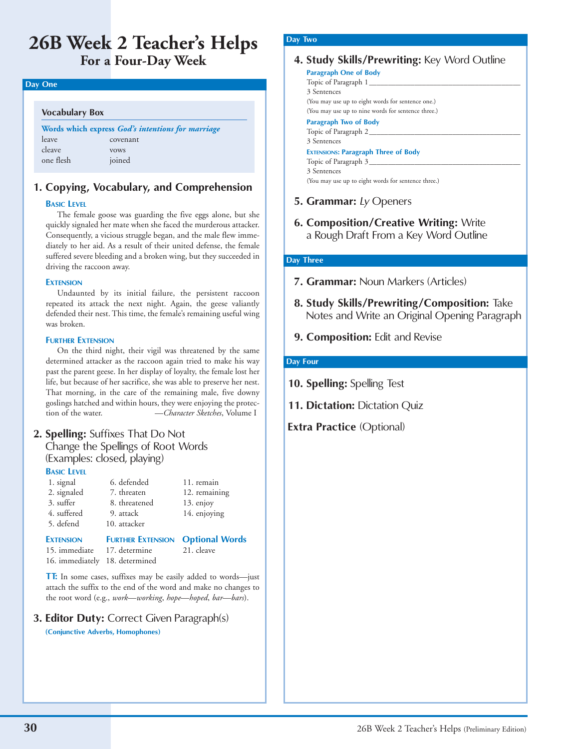# 26B Week 2 Teacher's Helps

## For a Four-Day Week

### Day One

**Vocabulary Box**

**Words which express *God's intentions for marriage***

| | |
|---|---|
| leave | covenant |
| cleave | vows |
| one flesh | joined |

### 1. Copying, Vocabulary, and Comprehension

**Basic Level**

The female goose was guarding the five eggs alone, but she quickly signaled her mate when she faced the murderous attacker. Consequently, a vicious struggle began, and the male flew immediately to her aid. As a result of their united defense, the female suffered severe bleeding and a broken wing, but they succeeded in driving the raccoon away.

**Extension**

Undaunted by its initial failure, the persistent raccoon repeated its attack the next night. Again, the geese valiantly defended their nest. This time, the female's remaining useful wing was broken.

**Further Extension**

On the third night, their vigil was threatened by the same determined attacker as the raccoon again tried to make his way past the parent geese. In her display of loyalty, the female lost her life, but because of her sacrifice, she was able to preserve her nest. That morning, in the care of the remaining male, five downy goslings hatched and within hours, they were enjoying the protection of the water. —*Character Sketches*, Volume I

### 2. Spelling: Suffixes That Do Not Change the Spellings of Root Words (Examples: closed, playing)

**Basic Level**

1. signal
2. signaled
3. suffer
4. suffered
5. defend
6. defended
7. threaten
8. threatened
9. attack
10. attacker
11. remain
12. remaining
13. enjoy
14. enjoying

**Extension**

15. immediate
16. immediately

**Further Extension**

17. determine
18. determined

**Optional Words**

21. cleave

**TT:** In some cases, suffixes may be easily added to words—just attach the suffix to the end of the word and make no changes to the root word (e.g., *work—working*, *hope—hoped*, *bar—bars*).

### 3. Editor Duty: Correct Given Paragraph(s)

**(Conjunctive Adverbs, Homophones)**

### Day Two

### 4. Study Skills/Prewriting: Key Word Outline

**Paragraph One of Body**

Topic of Paragraph 1 ________________________________

3 Sentences

(You may use up to eight words for sentence one.)

(You may use up to nine words for sentence three.)

**Paragraph Two of Body**

Topic of Paragraph 2 ________________________________

3 Sentences

**Extensions: Paragraph Three of Body**

Topic of Paragraph 3 ________________________________

3 Sentences

(You may use up to eight words for sentence three.)

### 5. Grammar: *Ly* Openers

### 6. Composition/Creative Writing: Write a Rough Draft From a Key Word Outline

### Day Three

### 7. Grammar: Noun Markers (Articles)

### 8. Study Skills/Prewriting/Composition: Take Notes and Write an Original Opening Paragraph

### 9. Composition: Edit and Revise

### Day Four

### 10. Spelling: Spelling Test

### 11. Dictation: Dictation Quiz

### Extra Practice (Optional)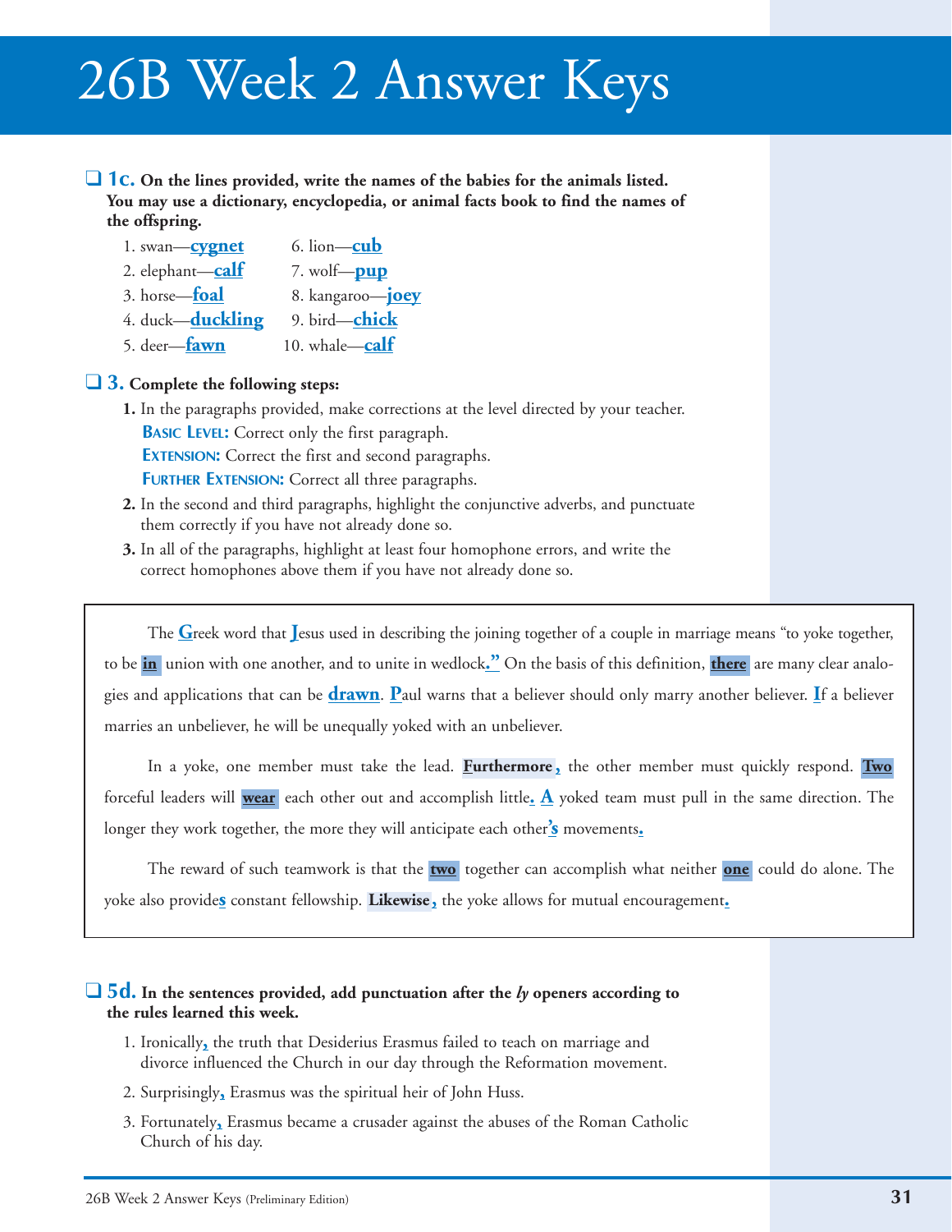# 26B Week 2 Answer Keys

- [ ] **1c. On the lines provided, write the names of the babies for the animals listed. You may use a dictionary, encyclopedia, or animal facts book to find the names of the offspring.**

1. swan—**cygnet**
2. elephant—**calf**
3. horse—**foal**
4. duck—**duckling**
5. deer—**fawn**
6. lion—**cub**
7. wolf—**pup**
8. kangaroo—**joey**
9. bird—**chick**
10. whale—**calf**

- [ ] **3. Complete the following steps:**

1. In the paragraphs provided, make corrections at the level directed by your teacher.
   **Basic Level:** Correct only the first paragraph.
   **Extension:** Correct the first and second paragraphs.
   **Further Extension:** Correct all three paragraphs.
2. In the second and third paragraphs, highlight the conjunctive adverbs, and punctuate them correctly if you have not already done so.
3. In all of the paragraphs, highlight at least four homophone errors, and write the correct homophones above them if you have not already done so.

> The **G**reek word that **J**esus used in describing the joining together of a couple in marriage means "to yoke together, to be **in** union with one another, and to unite in wedlock**."** On the basis of this definition, **there** are many clear analogies and applications that can be **drawn**. **P**aul warns that a believer should only marry another believer. **I**f a believer marries an unbeliever, he will be unequally yoked with an unbeliever.
>
> In a yoke, one member must take the lead. **Furthermore,** the other member must quickly respond. **Two** forceful leaders will **wear** each other out and accomplish little**. A** yoked team must pull in the same direction. The longer they work together, the more they will anticipate each other**'s** movements**.**
>
> The reward of such teamwork is that the **two** together can accomplish what neither **one** could do alone. The yoke also provide**s** constant fellowship. **Likewise,** the yoke allows for mutual encouragement**.**

- [ ] **5d. In the sentences provided, add punctuation after the *ly* openers according to the rules learned this week.**

1. Ironically**,** the truth that Desiderius Erasmus failed to teach on marriage and divorce influenced the Church in our day through the Reformation movement.
2. Surprisingly**,** Erasmus was the spiritual heir of John Huss.
3. Fortunately**,** Erasmus became a crusader against the abuses of the Roman Catholic Church of his day.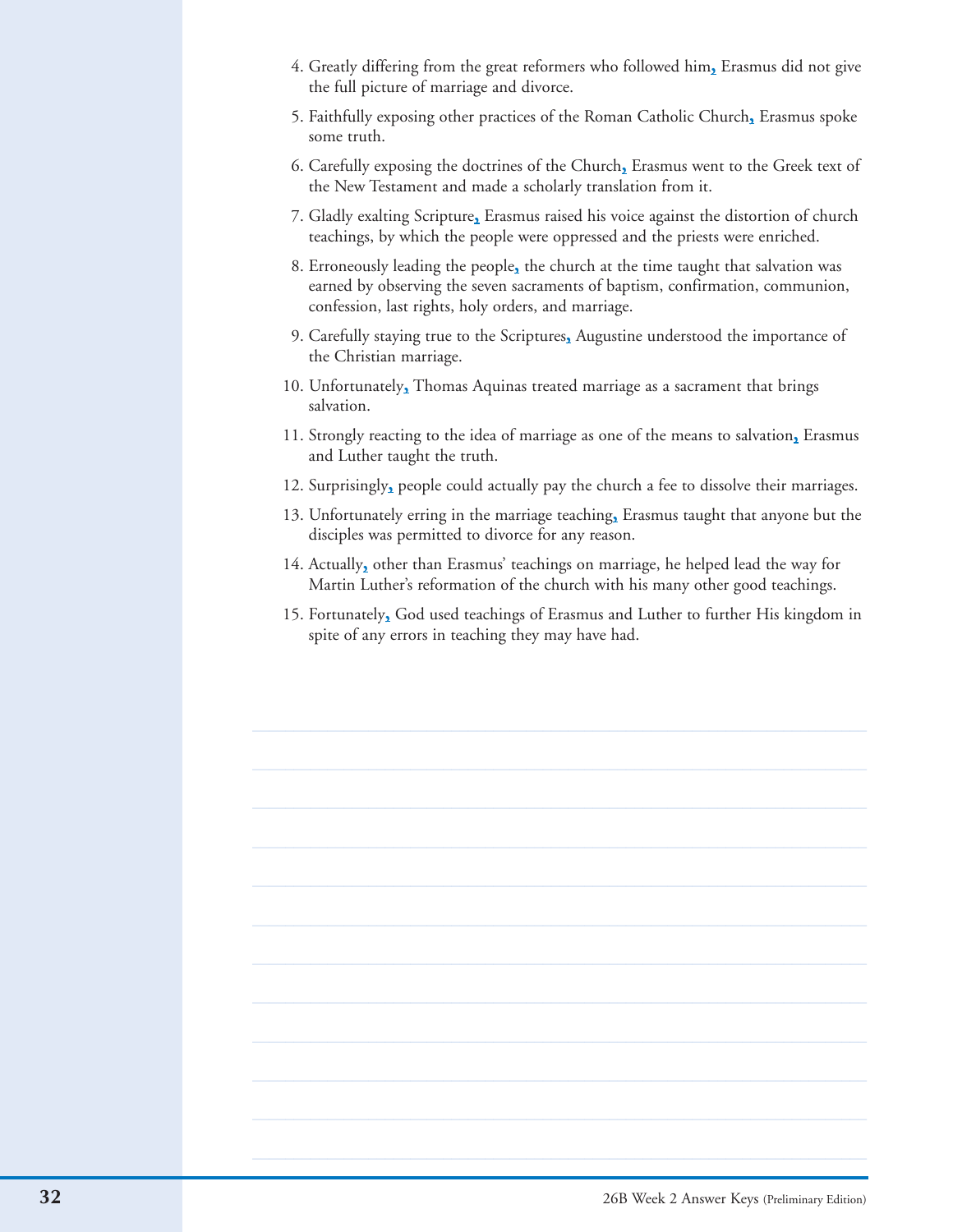4. Greatly differing from the great reformers who followed him, Erasmus did not give the full picture of marriage and divorce.
5. Faithfully exposing other practices of the Roman Catholic Church, Erasmus spoke some truth.
6. Carefully exposing the doctrines of the Church, Erasmus went to the Greek text of the New Testament and made a scholarly translation from it.
7. Gladly exalting Scripture, Erasmus raised his voice against the distortion of church teachings, by which the people were oppressed and the priests were enriched.
8. Erroneously leading the people, the church at the time taught that salvation was earned by observing the seven sacraments of baptism, confirmation, communion, confession, last rights, holy orders, and marriage.
9. Carefully staying true to the Scriptures, Augustine understood the importance of the Christian marriage.
10. Unfortunately, Thomas Aquinas treated marriage as a sacrament that brings salvation.
11. Strongly reacting to the idea of marriage as one of the means to salvation, Erasmus and Luther taught the truth.
12. Surprisingly, people could actually pay the church a fee to dissolve their marriages.
13. Unfortunately erring in the marriage teaching, Erasmus taught that anyone but the disciples was permitted to divorce for any reason.
14. Actually, other than Erasmus' teachings on marriage, he helped lead the way for Martin Luther's reformation of the church with his many other good teachings.
15. Fortunately, God used teachings of Erasmus and Luther to further His kingdom in spite of any errors in teaching they may have had.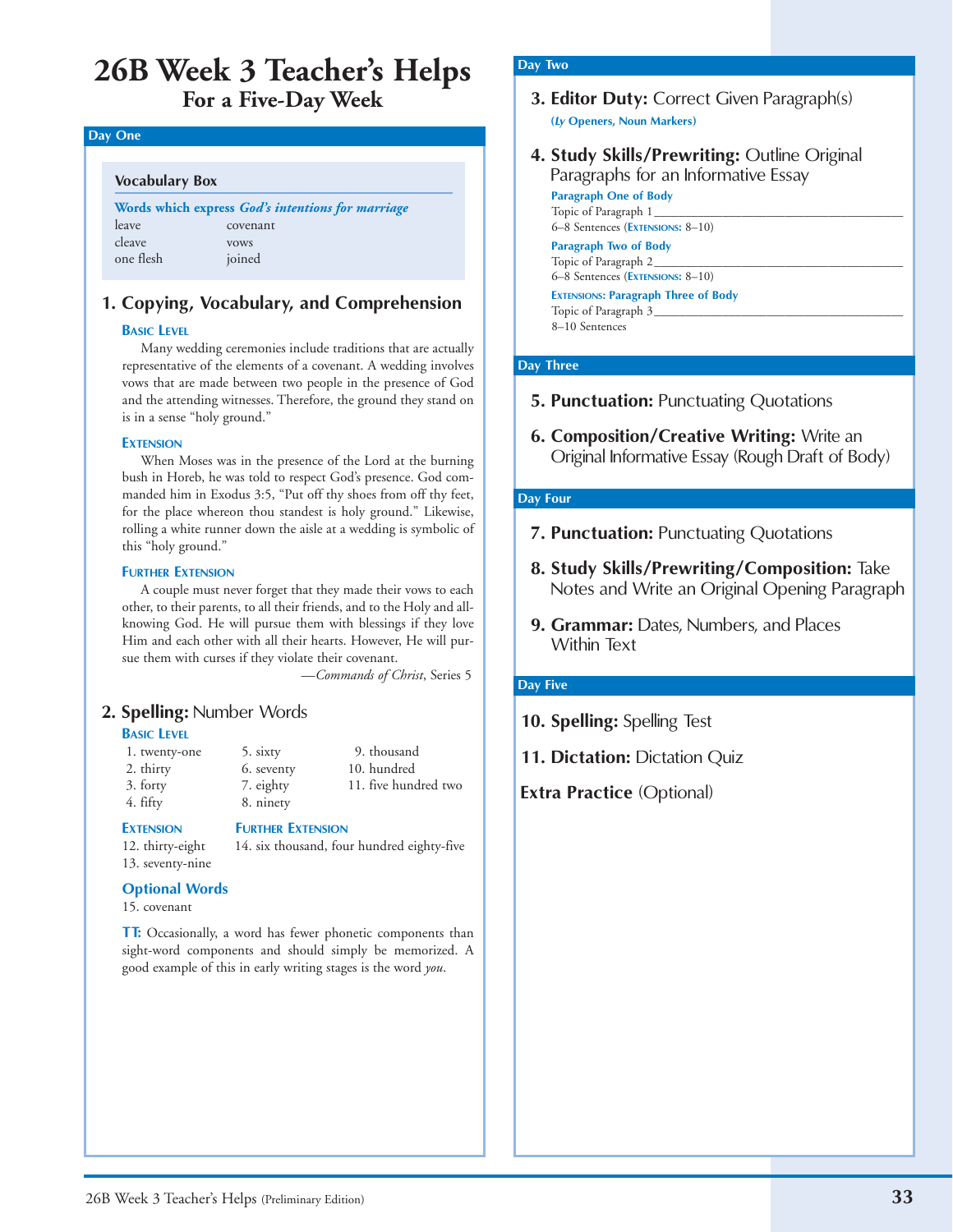# 26B Week 3 Teacher's Helps
## For a Five-Day Week

### Day One

**Vocabulary Box**

**Words which express *God's intentions for marriage***

| | |
|---|---|
| leave | covenant |
| cleave | vows |
| one flesh | joined |

### 1. Copying, Vocabulary, and Comprehension

**Basic Level**

Many wedding ceremonies include traditions that are actually representative of the elements of a covenant. A wedding involves vows that are made between two people in the presence of God and the attending witnesses. Therefore, the ground they stand on is in a sense "holy ground."

**Extension**

When Moses was in the presence of the Lord at the burning bush in Horeb, he was told to respect God's presence. God commanded him in Exodus 3:5, "Put off thy shoes from off thy feet, for the place whereon thou standest is holy ground." Likewise, rolling a white runner down the aisle at a wedding is symbolic of this "holy ground."

**Further Extension**

A couple must never forget that they made their vows to each other, to their parents, to all their friends, and to the Holy and all-knowing God. He will pursue them with blessings if they love Him and each other with all their hearts. However, He will pursue them with curses if they violate their covenant.

—*Commands of Christ*, Series 5

### 2. Spelling: Number Words

**Basic Level**

1. twenty-one
2. thirty
3. forty
4. fifty
5. sixty
6. seventy
7. eighty
8. ninety
9. thousand
10. hundred
11. five hundred two

**Extension**

12. thirty-eight
13. seventy-nine

**Further Extension**

14. six thousand, four hundred eighty-five

**Optional Words**

15. covenant

**TT:** Occasionally, a word has fewer phonetic components than sight-word components and should simply be memorized. A good example of this in early writing stages is the word *you*.

### Day Two

**3. Editor Duty:** Correct Given Paragraph(s)
**(*Ly* Openers, Noun Markers)**

**4. Study Skills/Prewriting:** Outline Original Paragraphs for an Informative Essay

**Paragraph One of Body**
Topic of Paragraph 1 ________________________________
6–8 Sentences (**Extensions:** 8–10)

**Paragraph Two of Body**
Topic of Paragraph 2 ________________________________
6–8 Sentences (**Extensions:** 8–10)

**Extensions: Paragraph Three of Body**
Topic of Paragraph 3 ________________________________
8–10 Sentences

### Day Three

**5. Punctuation:** Punctuating Quotations

**6. Composition/Creative Writing:** Write an Original Informative Essay (Rough Draft of Body)

### Day Four

**7. Punctuation:** Punctuating Quotations

**8. Study Skills/Prewriting/Composition:** Take Notes and Write an Original Opening Paragraph

**9. Grammar:** Dates, Numbers, and Places Within Text

### Day Five

**10. Spelling:** Spelling Test

**11. Dictation:** Dictation Quiz

**Extra Practice** (Optional)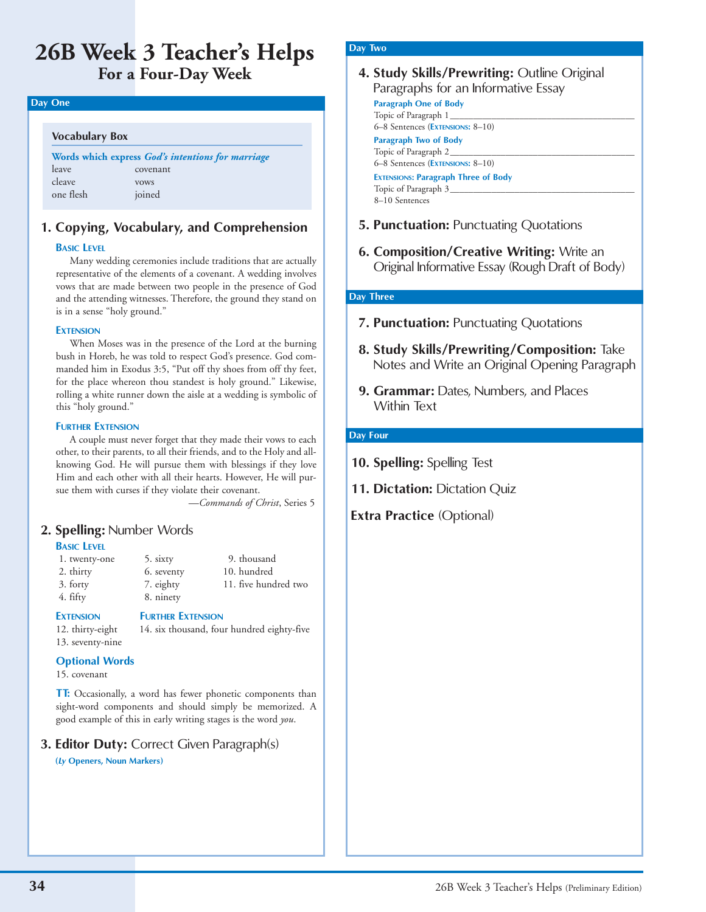# 26B Week 3 Teacher's Helps

## For a Four-Day Week

### Day One

**Vocabulary Box**

**Words which express *God's intentions for marriage***

| | |
|---|---|
| leave | covenant |
| cleave | vows |
| one flesh | joined |

### 1. Copying, Vocabulary, and Comprehension

**Basic Level**

Many wedding ceremonies include traditions that are actually representative of the elements of a covenant. A wedding involves vows that are made between two people in the presence of God and the attending witnesses. Therefore, the ground they stand on is in a sense "holy ground."

**Extension**

When Moses was in the presence of the Lord at the burning bush in Horeb, he was told to respect God's presence. God commanded him in Exodus 3:5, "Put off thy shoes from off thy feet, for the place whereon thou standest is holy ground." Likewise, rolling a white runner down the aisle at a wedding is symbolic of this "holy ground."

**Further Extension**

A couple must never forget that they made their vows to each other, to their parents, to all their friends, and to the Holy and all-knowing God. He will pursue them with blessings if they love Him and each other with all their hearts. However, He will pursue them with curses if they violate their covenant.

—*Commands of Christ*, Series 5

### 2. Spelling: Number Words

**Basic Level**

1. twenty-one
2. thirty
3. forty
4. fifty
5. sixty
6. seventy
7. eighty
8. ninety
9. thousand
10. hundred
11. five hundred two

**Extension**

12. thirty-eight
13. seventy-nine

**Further Extension**

14. six thousand, four hundred eighty-five

**Optional Words**

15. covenant

**TT:** Occasionally, a word has fewer phonetic components than sight-word components and should simply be memorized. A good example of this in early writing stages is the word *you*.

### 3. Editor Duty: Correct Given Paragraph(s)

(*Ly* Openers, Noun Markers)

### Day Two

### 4. Study Skills/Prewriting: Outline Original Paragraphs for an Informative Essay

**Paragraph One of Body**

Topic of Paragraph 1 ________________________________________

6–8 Sentences (**Extensions:** 8–10)

**Paragraph Two of Body**

Topic of Paragraph 2 ________________________________________

6–8 Sentences (**Extensions:** 8–10)

**Extensions: Paragraph Three of Body**

Topic of Paragraph 3 ________________________________________

8–10 Sentences

### 5. Punctuation: Punctuating Quotations

### 6. Composition/Creative Writing: Write an Original Informative Essay (Rough Draft of Body)

### Day Three

### 7. Punctuation: Punctuating Quotations

### 8. Study Skills/Prewriting/Composition: Take Notes and Write an Original Opening Paragraph

### 9. Grammar: Dates, Numbers, and Places Within Text

### Day Four

### 10. Spelling: Spelling Test

### 11. Dictation: Dictation Quiz

### Extra Practice (Optional)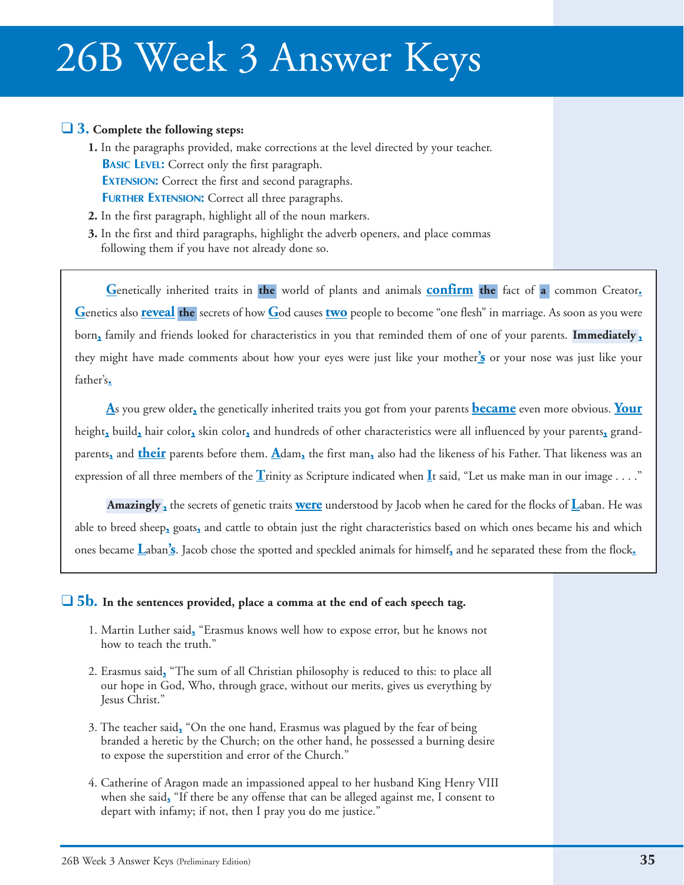# 26B Week 3 Answer Keys

❑ **3. Complete the following steps:**

1. In the paragraphs provided, make corrections at the level directed by your teacher.
   **Basic Level:** Correct only the first paragraph.
   **Extension:** Correct the first and second paragraphs.
   **Further Extension:** Correct all three paragraphs.
2. In the first paragraph, highlight all of the noun markers.
3. In the first and third paragraphs, highlight the adverb openers, and place commas following them if you have not already done so.

Genetically inherited traits in **the** world of plants and animals **confirm** **the** fact of **a** common Creator**.** Genetics also **reveal** **the** secrets of how God causes **two** people to become "one flesh" in marriage. As soon as you were born**,** family and friends looked for characteristics in you that reminded them of one of your parents. **Immediately ,** they might have made comments about how your eyes were just like your mother**'s** or your nose was just like your father's**.**

As you grew older**,** the genetically inherited traits you got from your parents **became** even more obvious. **Your** height**,** build**,** hair color**,** skin color**,** and hundreds of other characteristics were all influenced by your parents**,** grand-parents**,** and **their** parents before them. Adam**,** the first man**,** also had the likeness of his Father. That likeness was an expression of all three members of the Trinity as Scripture indicated when It said, "Let us make man in our image . . . ."

**Amazingly ,** the secrets of genetic traits **were** understood by Jacob when he cared for the flocks of Laban. He was able to breed sheep**,** goats**,** and cattle to obtain just the right characteristics based on which ones became his and which ones became Laban**'s**. Jacob chose the spotted and speckled animals for himself**,** and he separated these from the flock**.**

❑ **5b. In the sentences provided, place a comma at the end of each speech tag.**

1. Martin Luther said**,** "Erasmus knows well how to expose error, but he knows not how to teach the truth."
2. Erasmus said**,** "The sum of all Christian philosophy is reduced to this: to place all our hope in God, Who, through grace, without our merits, gives us everything by Jesus Christ."
3. The teacher said**,** "On the one hand, Erasmus was plagued by the fear of being branded a heretic by the Church; on the other hand, he possessed a burning desire to expose the superstition and error of the Church."
4. Catherine of Aragon made an impassioned appeal to her husband King Henry VIII when she said**,** "If there be any offense that can be alleged against me, I consent to depart with infamy; if not, then I pray you do me justice."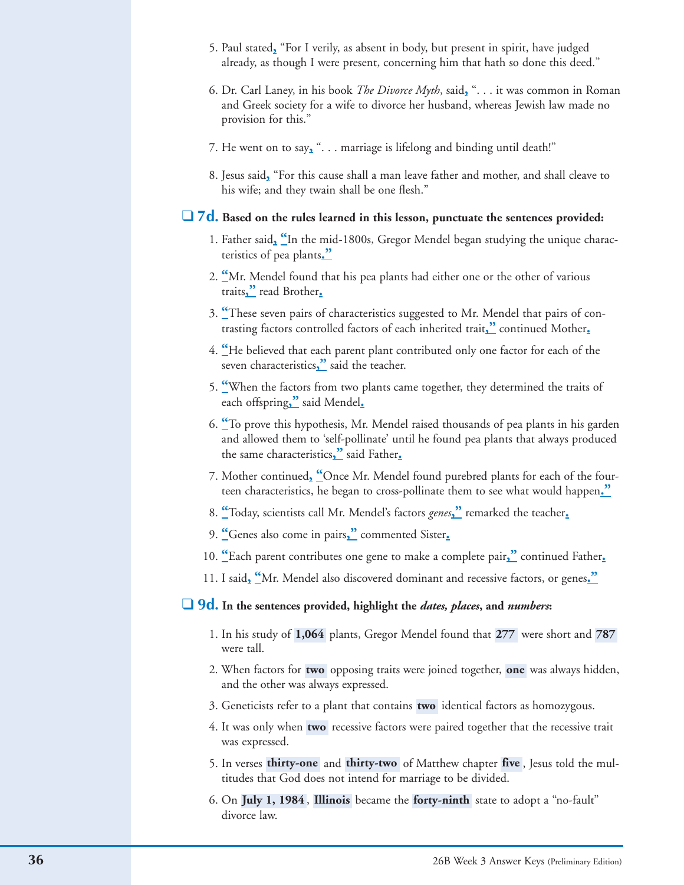5. Paul stated, "For I verily, as absent in body, but present in spirit, have judged already, as though I were present, concerning him that hath so done this deed."

6. Dr. Carl Laney, in his book *The Divorce Myth*, said, ". . . it was common in Roman and Greek society for a wife to divorce her husband, whereas Jewish law made no provision for this."

7. He went on to say, ". . . marriage is lifelong and binding until death!"

8. Jesus said, "For this cause shall a man leave father and mother, and shall cleave to his wife; and they twain shall be one flesh."

❑ **7d. Based on the rules learned in this lesson, punctuate the sentences provided:**

1. Father said, "In the mid-1800s, Gregor Mendel began studying the unique characteristics of pea plants."
2. "Mr. Mendel found that his pea plants had either one or the other of various traits," read Brother.
3. "These seven pairs of characteristics suggested to Mr. Mendel that pairs of contrasting factors controlled factors of each inherited trait," continued Mother.
4. "He believed that each parent plant contributed only one factor for each of the seven characteristics," said the teacher.
5. "When the factors from two plants came together, they determined the traits of each offspring," said Mendel.
6. "To prove this hypothesis, Mr. Mendel raised thousands of pea plants in his garden and allowed them to 'self-pollinate' until he found pea plants that always produced the same characteristics," said Father.
7. Mother continued, "Once Mr. Mendel found purebred plants for each of the fourteen characteristics, he began to cross-pollinate them to see what would happen."
8. "Today, scientists call Mr. Mendel's factors *genes*," remarked the teacher.
9. "Genes also come in pairs," commented Sister.
10. "Each parent contributes one gene to make a complete pair," continued Father.
11. I said, "Mr. Mendel also discovered dominant and recessive factors, or genes."

❑ **9d. In the sentences provided, highlight the *dates, places*, and *numbers*:**

1. In his study of **1,064** plants, Gregor Mendel found that **277** were short and **787** were tall.
2. When factors for **two** opposing traits were joined together, **one** was always hidden, and the other was always expressed.
3. Geneticists refer to a plant that contains **two** identical factors as homozygous.
4. It was only when **two** recessive factors were paired together that the recessive trait was expressed.
5. In verses **thirty-one** and **thirty-two** of Matthew chapter **five**, Jesus told the multitudes that God does not intend for marriage to be divided.
6. On **July 1, 1984**, **Illinois** became the **forty-ninth** state to adopt a "no-fault" divorce law.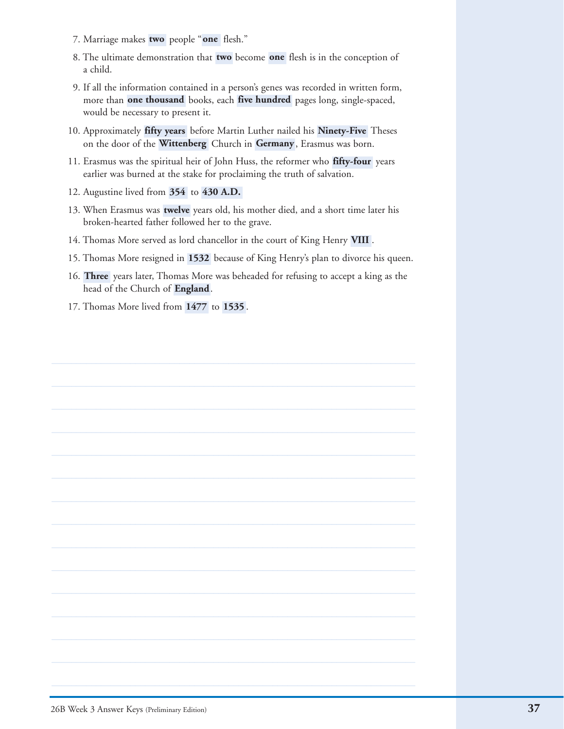7. Marriage makes **two** people "**one** flesh."
8. The ultimate demonstration that **two** become **one** flesh is in the conception of a child.
9. If all the information contained in a person's genes was recorded in written form, more than **one thousand** books, each **five hundred** pages long, single-spaced, would be necessary to present it.
10. Approximately **fifty years** before Martin Luther nailed his **Ninety-Five** Theses on the door of the **Wittenberg** Church in **Germany**, Erasmus was born.
11. Erasmus was the spiritual heir of John Huss, the reformer who **fifty-four** years earlier was burned at the stake for proclaiming the truth of salvation.
12. Augustine lived from **354** to **430 A.D.**
13. When Erasmus was **twelve** years old, his mother died, and a short time later his broken-hearted father followed her to the grave.
14. Thomas More served as lord chancellor in the court of King Henry **VIII**.
15. Thomas More resigned in **1532** because of King Henry's plan to divorce his queen.
16. **Three** years later, Thomas More was beheaded for refusing to accept a king as the head of the Church of **England**.
17. Thomas More lived from **1477** to **1535**.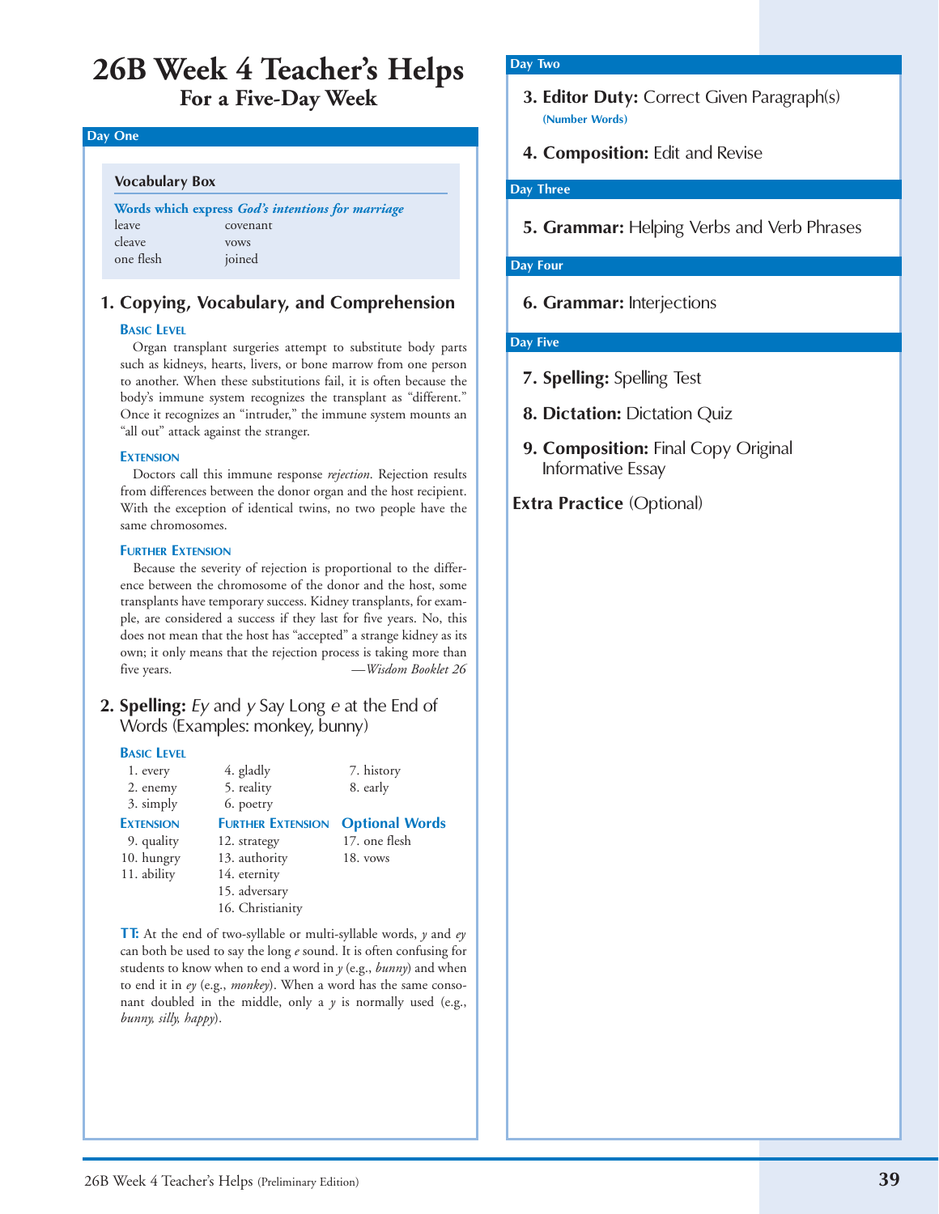# 26B Week 4 Teacher's Helps

## For a Five-Day Week

### Day One

**Vocabulary Box**

**Words which express *God's intentions for marriage***

| | |
|---|---|
| leave | covenant |
| cleave | vows |
| one flesh | joined |

### 1. Copying, Vocabulary, and Comprehension

**Basic Level**

Organ transplant surgeries attempt to substitute body parts such as kidneys, hearts, livers, or bone marrow from one person to another. When these substitutions fail, it is often because the body's immune system recognizes the transplant as "different." Once it recognizes an "intruder," the immune system mounts an "all out" attack against the stranger.

**Extension**

Doctors call this immune response *rejection*. Rejection results from differences between the donor organ and the host recipient. With the exception of identical twins, no two people have the same chromosomes.

**Further Extension**

Because the severity of rejection is proportional to the difference between the chromosome of the donor and the host, some transplants have temporary success. Kidney transplants, for example, are considered a success if they last for five years. No, this does not mean that the host has "accepted" a strange kidney as its own; it only means that the rejection process is taking more than five years. —*Wisdom Booklet 26*

### 2. Spelling: *Ey* and *y* Say Long *e* at the End of Words (Examples: monkey, bunny)

**Basic Level**

1. every
2. enemy
3. simply
4. gladly
5. reality
6. poetry
7. history
8. early

**Extension**

9. quality
10. hungry
11. ability

**Further Extension**

12. strategy
13. authority
14. eternity
15. adversary
16. Christianity

**Optional Words**

17. one flesh
18. vows

**TT:** At the end of two-syllable or multi-syllable words, *y* and *ey* can both be used to say the long *e* sound. It is often confusing for students to know when to end a word in *y* (e.g., *bunny*) and when to end it in *ey* (e.g., *monkey*). When a word has the same consonant doubled in the middle, only a *y* is normally used (e.g., *bunny, silly, happy*).

### Day Two

**3. Editor Duty:** Correct Given Paragraph(s)
(Number Words)

**4. Composition:** Edit and Revise

### Day Three

**5. Grammar:** Helping Verbs and Verb Phrases

### Day Four

**6. Grammar:** Interjections

### Day Five

**7. Spelling:** Spelling Test

**8. Dictation:** Dictation Quiz

**9. Composition:** Final Copy Original Informative Essay

**Extra Practice** (Optional)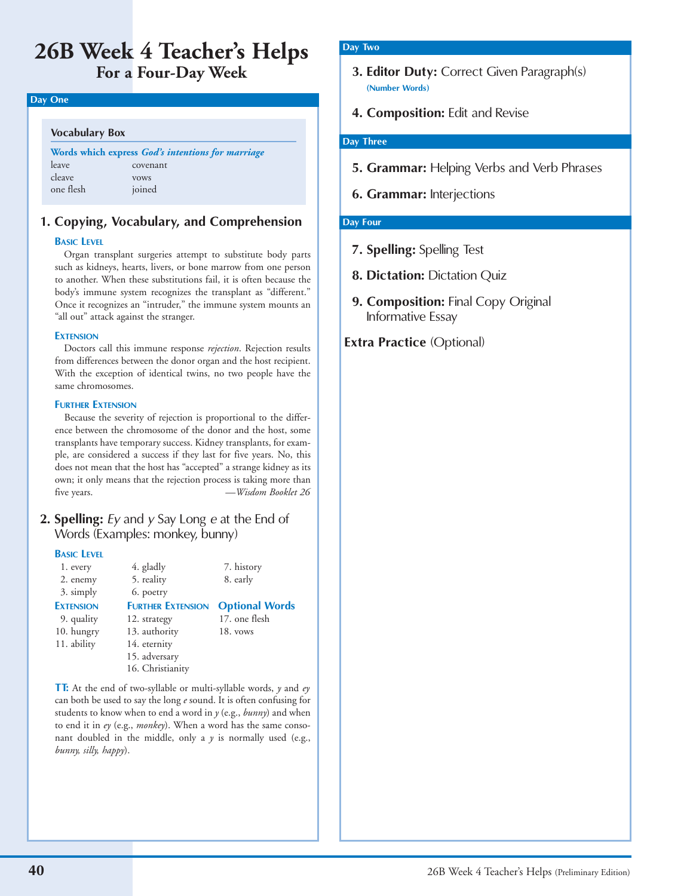# 26B Week 4 Teacher's Helps
## For a Four-Day Week

### Day One

**Vocabulary Box**

**Words which express *God's intentions for marriage***

| | |
|---|---|
| leave | covenant |
| cleave | vows |
| one flesh | joined |

### 1. Copying, Vocabulary, and Comprehension

**Basic Level**

Organ transplant surgeries attempt to substitute body parts such as kidneys, hearts, livers, or bone marrow from one person to another. When these substitutions fail, it is often because the body's immune system recognizes the transplant as "different." Once it recognizes an "intruder," the immune system mounts an "all out" attack against the stranger.

**Extension**

Doctors call this immune response *rejection*. Rejection results from differences between the donor organ and the host recipient. With the exception of identical twins, no two people have the same chromosomes.

**Further Extension**

Because the severity of rejection is proportional to the difference between the chromosome of the donor and the host, some transplants have temporary success. Kidney transplants, for example, are considered a success if they last for five years. No, this does not mean that the host has "accepted" a strange kidney as its own; it only means that the rejection process is taking more than five years. —*Wisdom Booklet 26*

### 2. Spelling: *Ey* and *y* Say Long *e* at the End of Words (Examples: monkey, bunny)

**Basic Level**

1. every
2. enemy
3. simply
4. gladly
5. reality
6. poetry
7. history
8. early

**Extension**

9. quality
10. hungry
11. ability

**Further Extension**

12. strategy
13. authority
14. eternity
15. adversary
16. Christianity

**Optional Words**

17. one flesh
18. vows

**TT:** At the end of two-syllable or multi-syllable words, *y* and *ey* can both be used to say the long *e* sound. It is often confusing for students to know when to end a word in *y* (e.g., *bunny*) and when to end it in *ey* (e.g., *monkey*). When a word has the same consonant doubled in the middle, only a *y* is normally used (e.g., *bunny, silly, happy*).

### Day Two

**3. Editor Duty:** Correct Given Paragraph(s)
**(Number Words)**

**4. Composition:** Edit and Revise

### Day Three

**5. Grammar:** Helping Verbs and Verb Phrases

**6. Grammar:** Interjections

### Day Four

**7. Spelling:** Spelling Test

**8. Dictation:** Dictation Quiz

**9. Composition:** Final Copy Original Informative Essay

**Extra Practice** (Optional)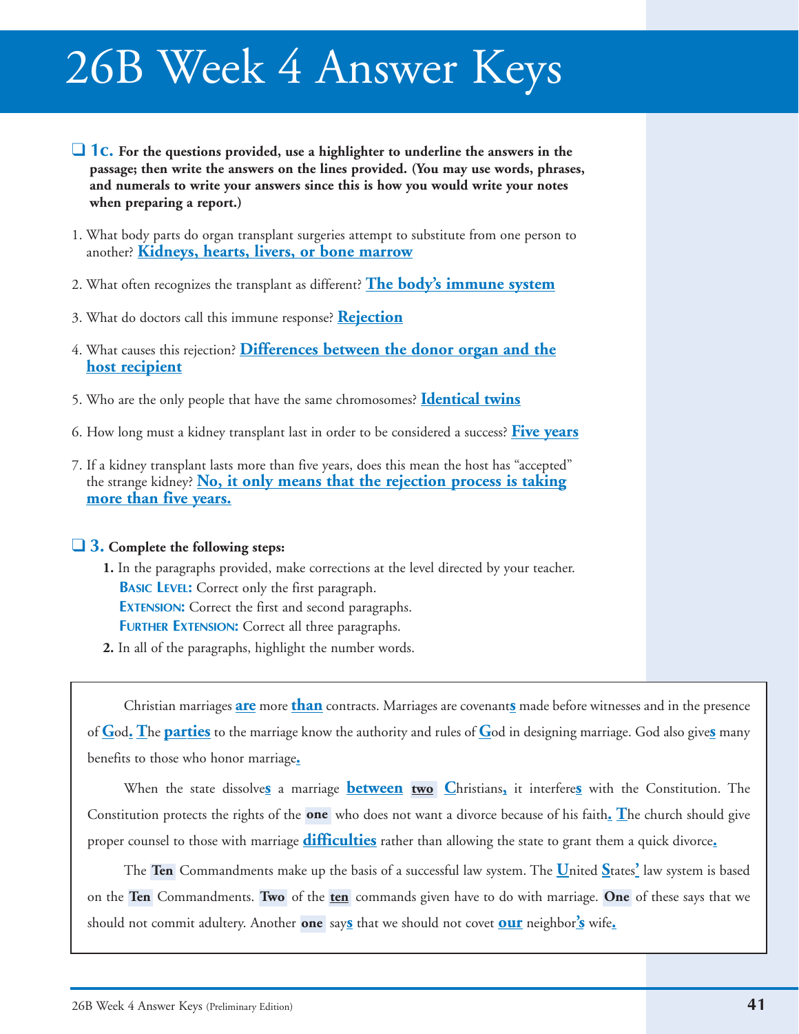# 26B Week 4 Answer Keys

☐ **1c. For the questions provided, use a highlighter to underline the answers in the passage; then write the answers on the lines provided. (You may use words, phrases, and numerals to write your answers since this is how you would write your notes when preparing a report.)**

1. What body parts do organ transplant surgeries attempt to substitute from one person to another? **Kidneys, hearts, livers, or bone marrow**
2. What often recognizes the transplant as different? **The body's immune system**
3. What do doctors call this immune response? **Rejection**
4. What causes this rejection? **Differences between the donor organ and the host recipient**
5. Who are the only people that have the same chromosomes? **Identical twins**
6. How long must a kidney transplant last in order to be considered a success? **Five years**
7. If a kidney transplant lasts more than five years, does this mean the host has "accepted" the strange kidney? **No, it only means that the rejection process is taking more than five years.**

☐ **3. Complete the following steps:**

**1.** In the paragraphs provided, make corrections at the level directed by your teacher.
- **Basic Level:** Correct only the first paragraph.
- **Extension:** Correct the first and second paragraphs.
- **Further Extension:** Correct all three paragraphs.

**2.** In all of the paragraphs, highlight the number words.

Christian marriages **are** more **than** contracts. Marriages are covenant**s** made before witnesses and in the presence of **G**od**.** **T**he **parties** to the marriage know the authority and rules of **G**od in designing marriage. God also give**s** many benefits to those who honor marriage**.**

When the state dissolve**s** a marriage **between** **two** **C**hristians**,** it interfere**s** with the Constitution. The Constitution protects the rights of the **one** who does not want a divorce because of his faith**.** **T**he church should give proper counsel to those with marriage **difficulties** rather than allowing the state to grant them a quick divorce**.**

The **Ten** Commandments make up the basis of a successful law system. The **U**nited **S**tates**'** law system is based on the **Ten** Commandments. **Two** of the **ten** commands given have to do with marriage. **One** of these says that we should not commit adultery. Another **one** say**s** that we should not covet **our** neighbor**'s** wife**.**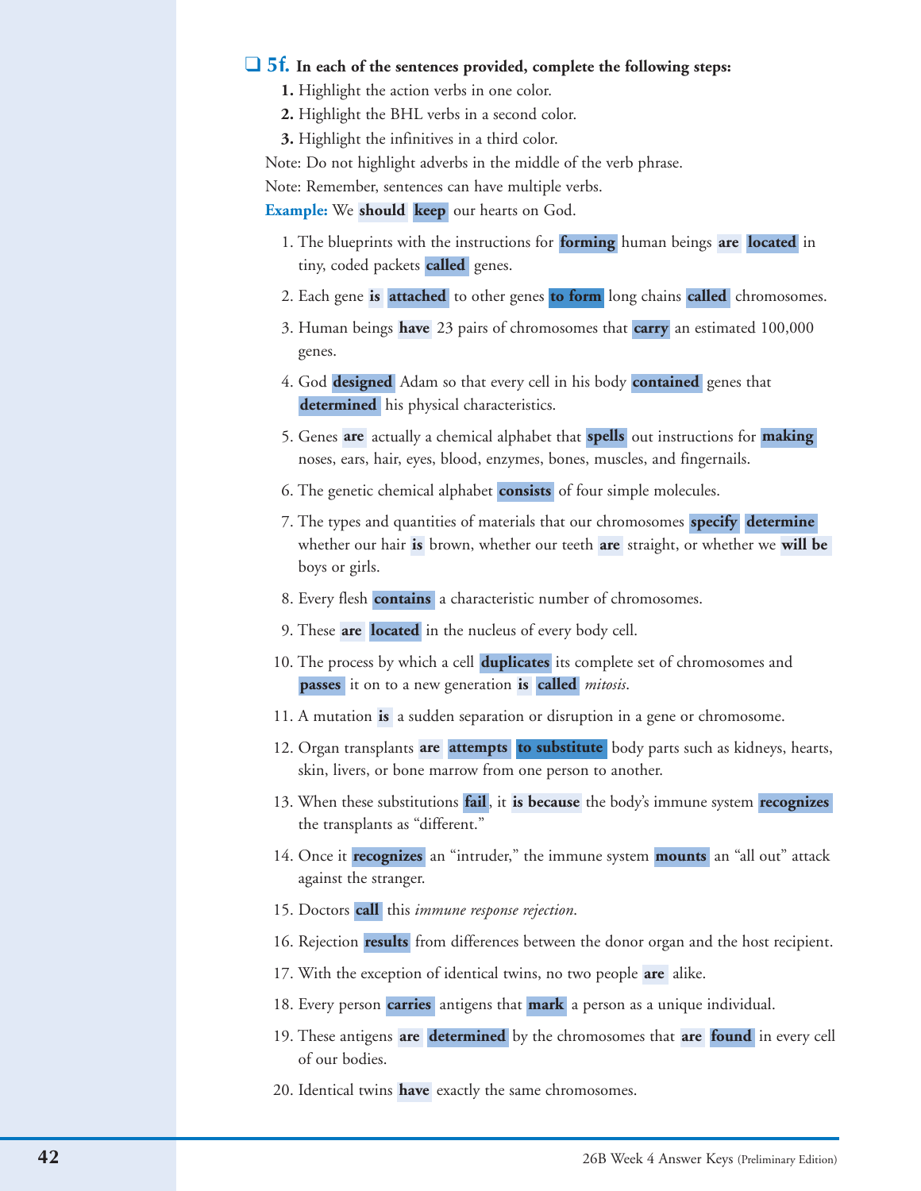## ❑ 5f. In each of the sentences provided, complete the following steps:

1. Highlight the action verbs in one color.
2. Highlight the BHL verbs in a second color.
3. Highlight the infinitives in a third color.

Note: Do not highlight adverbs in the middle of the verb phrase.

Note: Remember, sentences can have multiple verbs.

**Example:** We **should** **keep** our hearts on God.

1. The blueprints with the instructions for **forming** human beings **are** **located** in tiny, coded packets **called** genes.
2. Each gene **is** **attached** to other genes **to form** long chains **called** chromosomes.
3. Human beings **have** 23 pairs of chromosomes that **carry** an estimated 100,000 genes.
4. God **designed** Adam so that every cell in his body **contained** genes that **determined** his physical characteristics.
5. Genes **are** actually a chemical alphabet that **spells** out instructions for **making** noses, ears, hair, eyes, blood, enzymes, bones, muscles, and fingernails.
6. The genetic chemical alphabet **consists** of four simple molecules.
7. The types and quantities of materials that our chromosomes **specify** **determine** whether our hair **is** brown, whether our teeth **are** straight, or whether we **will be** boys or girls.
8. Every flesh **contains** a characteristic number of chromosomes.
9. These **are** **located** in the nucleus of every body cell.
10. The process by which a cell **duplicates** its complete set of chromosomes and **passes** it on to a new generation **is** **called** *mitosis*.
11. A mutation **is** a sudden separation or disruption in a gene or chromosome.
12. Organ transplants **are** **attempts** **to substitute** body parts such as kidneys, hearts, skin, livers, or bone marrow from one person to another.
13. When these substitutions **fail**, it **is because** the body's immune system **recognizes** the transplants as "different."
14. Once it **recognizes** an "intruder," the immune system **mounts** an "all out" attack against the stranger.
15. Doctors **call** this *immune response rejection*.
16. Rejection **results** from differences between the donor organ and the host recipient.
17. With the exception of identical twins, no two people **are** alike.
18. Every person **carries** antigens that **mark** a person as a unique individual.
19. These antigens **are** **determined** by the chromosomes that **are** **found** in every cell of our bodies.
20. Identical twins **have** exactly the same chromosomes.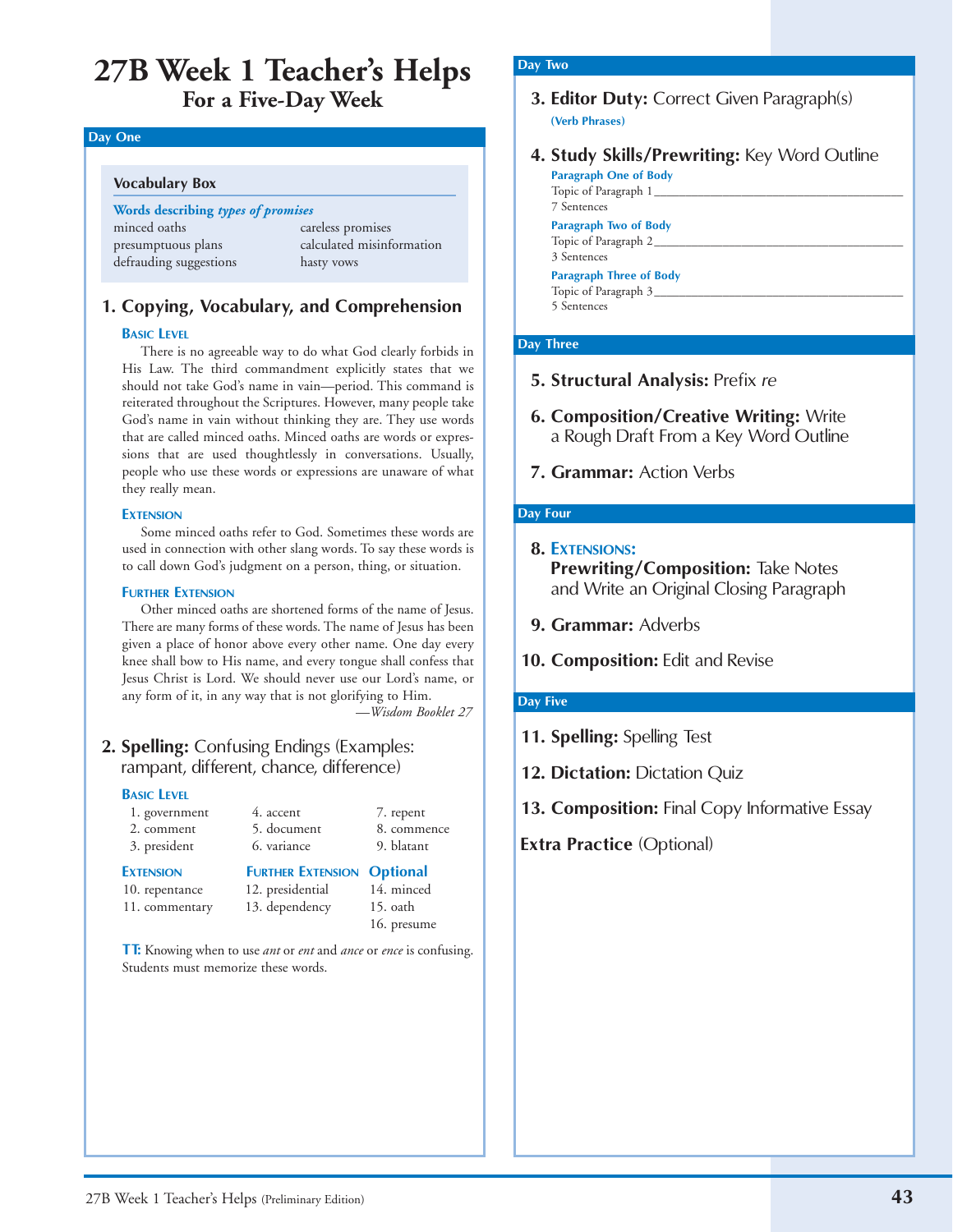# 27B Week 1 Teacher's Helps
## For a Five-Day Week

### Day One

**Vocabulary Box**

**Words describing *types of promises***

| | |
|---|---|
| minced oaths | careless promises |
| presumptuous plans | calculated misinformation |
| defrauding suggestions | hasty vows |

### 1. Copying, Vocabulary, and Comprehension

**Basic Level**

There is no agreeable way to do what God clearly forbids in His Law. The third commandment explicitly states that we should not take God's name in vain—period. This command is reiterated throughout the Scriptures. However, many people take God's name in vain without thinking they are. They use words that are called minced oaths. Minced oaths are words or expressions that are used thoughtlessly in conversations. Usually, people who use these words or expressions are unaware of what they really mean.

**Extension**

Some minced oaths refer to God. Sometimes these words are used in connection with other slang words. To say these words is to call down God's judgment on a person, thing, or situation.

**Further Extension**

Other minced oaths are shortened forms of the name of Jesus. There are many forms of these words. The name of Jesus has been given a place of honor above every other name. One day every knee shall bow to His name, and every tongue shall confess that Jesus Christ is Lord. We should never use our Lord's name, or any form of it, in any way that is not glorifying to Him.

—*Wisdom Booklet 27*

### 2. Spelling: Confusing Endings (Examples: rampant, different, chance, difference)

**Basic Level**

1. government
2. comment
3. president
4. accent
5. document
6. variance
7. repent
8. commence
9. blatant

**Extension**

10. repentance
11. commentary

**Further Extension**

12. presidential
13. dependency

**Optional**

14. minced
15. oath
16. presume

**TT:** Knowing when to use *ant* or *ent* and *ance* or *ence* is confusing. Students must memorize these words.

### Day Two

### 3. Editor Duty: Correct Given Paragraph(s)

**(Verb Phrases)**

### 4. Study Skills/Prewriting: Key Word Outline

**Paragraph One of Body**
Topic of Paragraph 1 ______________________
7 Sentences

**Paragraph Two of Body**
Topic of Paragraph 2 ______________________
3 Sentences

**Paragraph Three of Body**
Topic of Paragraph 3 ______________________
5 Sentences

### Day Three

### 5. Structural Analysis: Prefix *re*

### 6. Composition/Creative Writing: Write a Rough Draft From a Key Word Outline

### 7. Grammar: Action Verbs

### Day Four

### 8. Extensions:
**Prewriting/Composition:** Take Notes and Write an Original Closing Paragraph

### 9. Grammar: Adverbs

### 10. Composition: Edit and Revise

### Day Five

### 11. Spelling: Spelling Test

### 12. Dictation: Dictation Quiz

### 13. Composition: Final Copy Informative Essay

**Extra Practice** (Optional)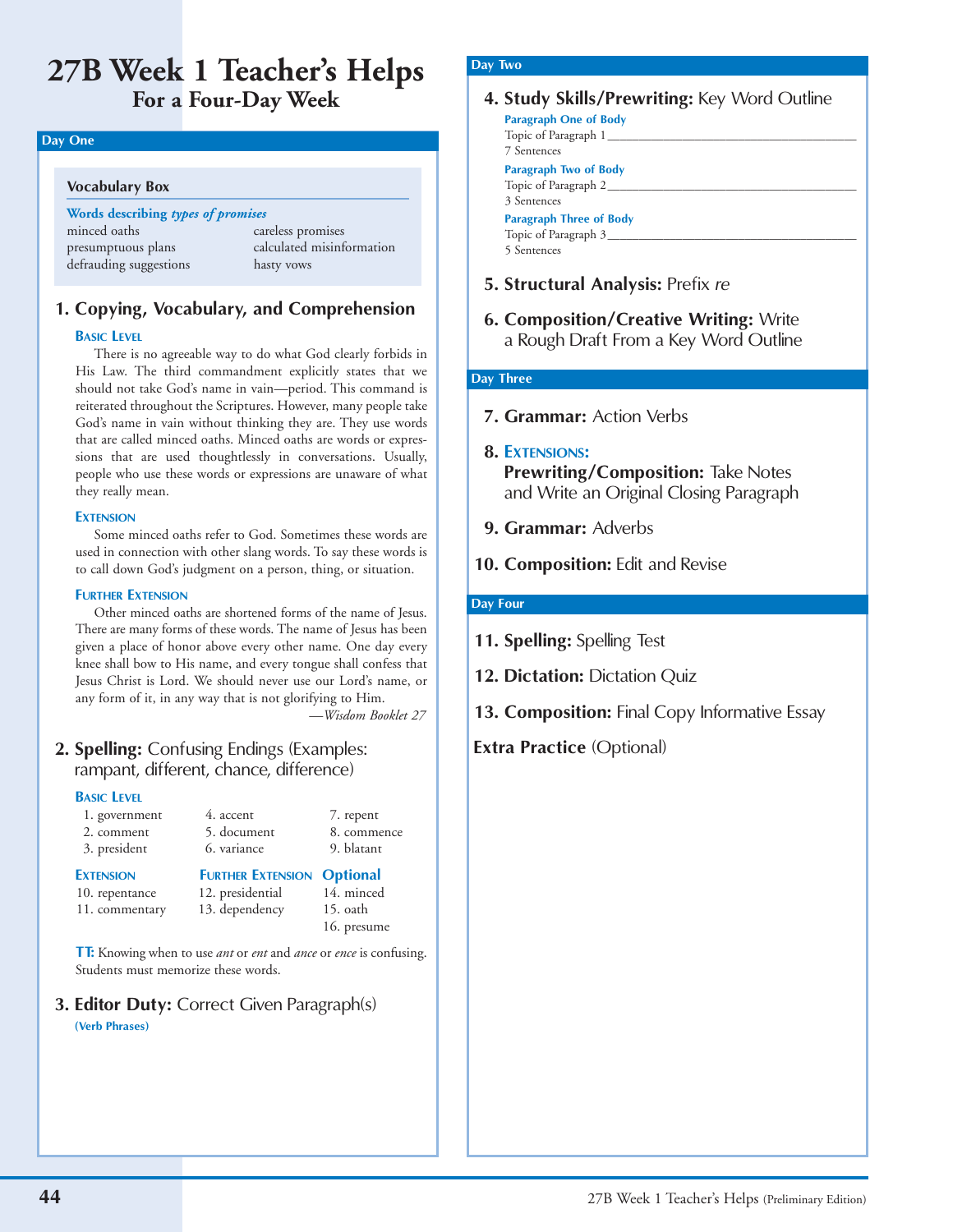# 27B Week 1 Teacher's Helps
## For a Four-Day Week

### Day One

**Vocabulary Box**

**Words describing *types of promises***

| | |
|---|---|
| minced oaths | careless promises |
| presumptuous plans | calculated misinformation |
| defrauding suggestions | hasty vows |

### 1. Copying, Vocabulary, and Comprehension

**Basic Level**

There is no agreeable way to do what God clearly forbids in His Law. The third commandment explicitly states that we should not take God's name in vain—period. This command is reiterated throughout the Scriptures. However, many people take God's name in vain without thinking they are. They use words that are called minced oaths. Minced oaths are words or expressions that are used thoughtlessly in conversations. Usually, people who use these words or expressions are unaware of what they really mean.

**Extension**

Some minced oaths refer to God. Sometimes these words are used in connection with other slang words. To say these words is to call down God's judgment on a person, thing, or situation.

**Further Extension**

Other minced oaths are shortened forms of the name of Jesus. There are many forms of these words. The name of Jesus has been given a place of honor above every other name. One day every knee shall bow to His name, and every tongue shall confess that Jesus Christ is Lord. We should never use our Lord's name, or any form of it, in any way that is not glorifying to Him.

—*Wisdom Booklet 27*

### 2. Spelling: Confusing Endings (Examples: rampant, different, chance, difference)

**Basic Level**

| | | |
|---|---|---|
| 1. government | 4. accent | 7. repent |
| 2. comment | 5. document | 8. commence |
| 3. president | 6. variance | 9. blatant |

| **Extension** | **Further Extension** | **Optional** |
|---|---|---|
| 10. repentance | 12. presidential | 14. minced |
| 11. commentary | 13. dependency | 15. oath |
| | | 16. presume |

**TT:** Knowing when to use *ant* or *ent* and *ance* or *ence* is confusing. Students must memorize these words.

### 3. Editor Duty: Correct Given Paragraph(s)

**(Verb Phrases)**

### Day Two

### 4. Study Skills/Prewriting: Key Word Outline

**Paragraph One of Body**

Topic of Paragraph 1 ____________________

7 Sentences

**Paragraph Two of Body**

Topic of Paragraph 2 ____________________

3 Sentences

**Paragraph Three of Body**

Topic of Paragraph 3 ____________________

5 Sentences

### 5. Structural Analysis: Prefix *re*

### 6. Composition/Creative Writing: Write a Rough Draft From a Key Word Outline

### Day Three

### 7. Grammar: Action Verbs

### 8. Extensions:

**Prewriting/Composition:** Take Notes and Write an Original Closing Paragraph

### 9. Grammar: Adverbs

### 10. Composition: Edit and Revise

### Day Four

### 11. Spelling: Spelling Test

### 12. Dictation: Dictation Quiz

### 13. Composition: Final Copy Informative Essay

**Extra Practice** (Optional)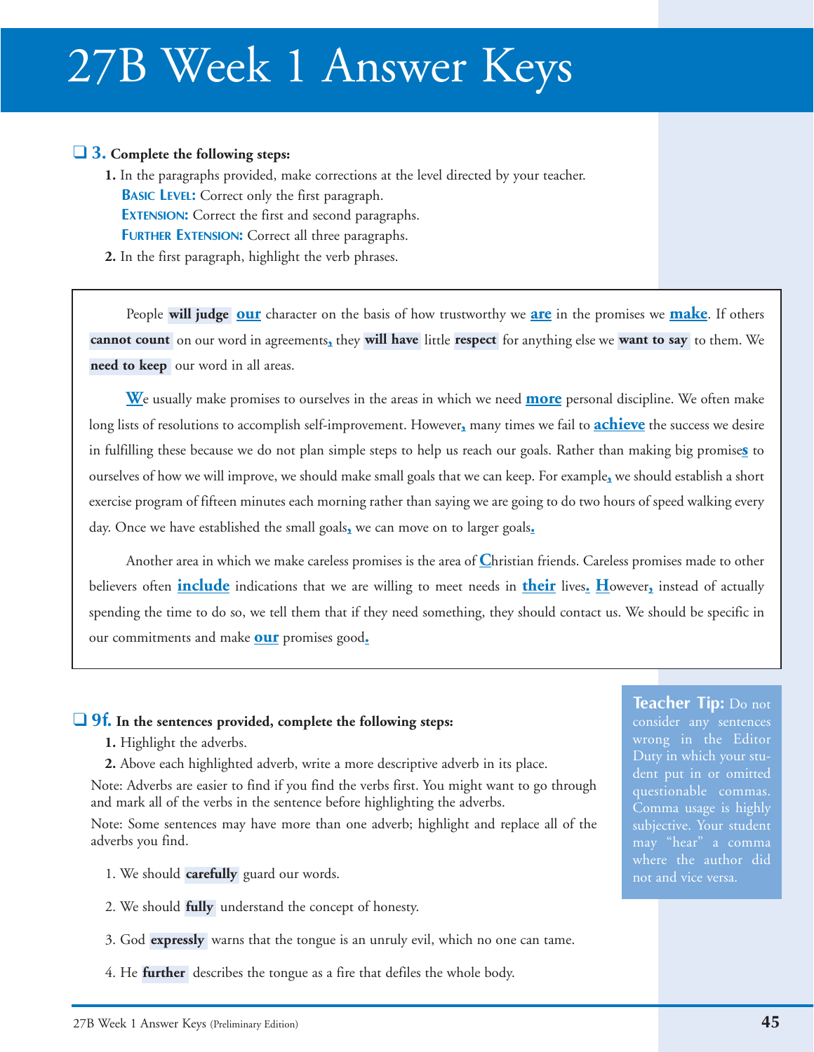# 27B Week 1 Answer Keys

**3. Complete the following steps:**

1. In the paragraphs provided, make corrections at the level directed by your teacher.
   **Basic Level:** Correct only the first paragraph.
   **Extension:** Correct the first and second paragraphs.
   **Further Extension:** Correct all three paragraphs.
2. In the first paragraph, highlight the verb phrases.

> People **will judge** **our** character on the basis of how trustworthy we **are** in the promises we **make**. If others **cannot count** on our word in agreements**,** they **will have** little **respect** for anything else we **want to say** to them. We **need to keep** our word in all areas.
>
> **W**e usually make promises to ourselves in the areas in which we need **more** personal discipline. We often make long lists of resolutions to accomplish self-improvement. However**,** many times we fail to **achieve** the success we desire in fulfilling these because we do not plan simple steps to help us reach our goals. Rather than making big promise**s** to ourselves of how we will improve, we should make small goals that we can keep. For example**,** we should establish a short exercise program of fifteen minutes each morning rather than saying we are going to do two hours of speed walking every day. Once we have established the small goals**,** we can move on to larger goals**.**
>
> Another area in which we make careless promises is the area of **C**hristian friends. Careless promises made to other believers often **include** indications that we are willing to meet needs in **their** lives**.** **H**owever**,** instead of actually spending the time to do so, we tell them that if they need something, they should contact us. We should be specific in our commitments and make **our** promises good**.**

**9f. In the sentences provided, complete the following steps:**

1. Highlight the adverbs.
2. Above each highlighted adverb, write a more descriptive adverb in its place.

Note: Adverbs are easier to find if you find the verbs first. You might want to go through and mark all of the verbs in the sentence before highlighting the adverbs.

Note: Some sentences may have more than one adverb; highlight and replace all of the adverbs you find.

1. We should **carefully** guard our words.
2. We should **fully** understand the concept of honesty.
3. God **expressly** warns that the tongue is an unruly evil, which no one can tame.
4. He **further** describes the tongue as a fire that defiles the whole body.

**Teacher Tip:** Do not consider any sentences wrong in the Editor Duty in which your student put in or omitted questionable commas. Comma usage is highly subjective. Your student may "hear" a comma where the author did not and vice versa.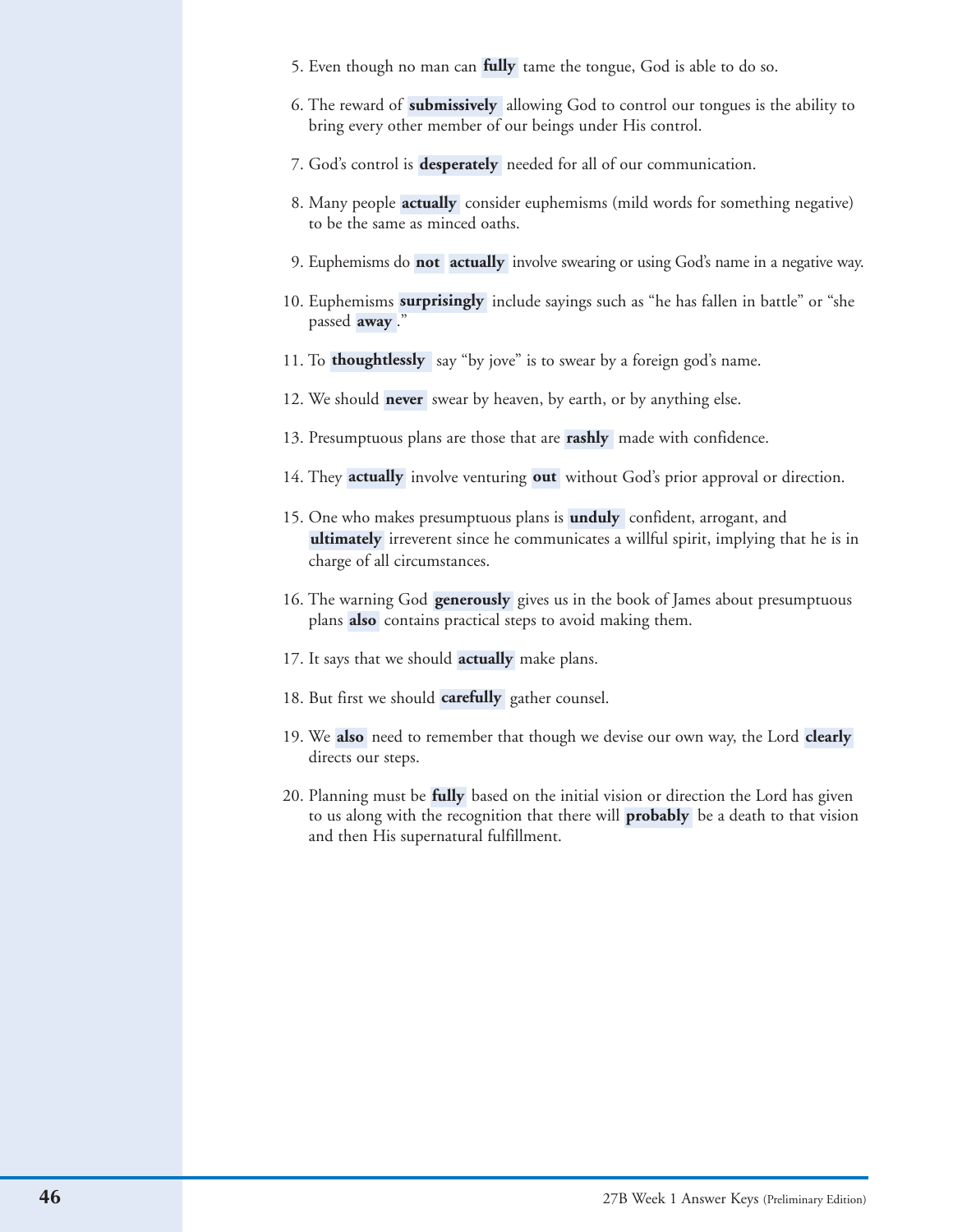5. Even though no man can **fully** tame the tongue, God is able to do so.

6. The reward of **submissively** allowing God to control our tongues is the ability to bring every other member of our beings under His control.

7. God's control is **desperately** needed for all of our communication.

8. Many people **actually** consider euphemisms (mild words for something negative) to be the same as minced oaths.

9. Euphemisms do **not** **actually** involve swearing or using God's name in a negative way.

10. Euphemisms **surprisingly** include sayings such as "he has fallen in battle" or "she passed **away**."

11. To **thoughtlessly** say "by jove" is to swear by a foreign god's name.

12. We should **never** swear by heaven, by earth, or by anything else.

13. Presumptuous plans are those that are **rashly** made with confidence.

14. They **actually** involve venturing **out** without God's prior approval or direction.

15. One who makes presumptuous plans is **unduly** confident, arrogant, and **ultimately** irreverent since he communicates a willful spirit, implying that he is in charge of all circumstances.

16. The warning God **generously** gives us in the book of James about presumptuous plans **also** contains practical steps to avoid making them.

17. It says that we should **actually** make plans.

18. But first we should **carefully** gather counsel.

19. We **also** need to remember that though we devise our own way, the Lord **clearly** directs our steps.

20. Planning must be **fully** based on the initial vision or direction the Lord has given to us along with the recognition that there will **probably** be a death to that vision and then His supernatural fulfillment.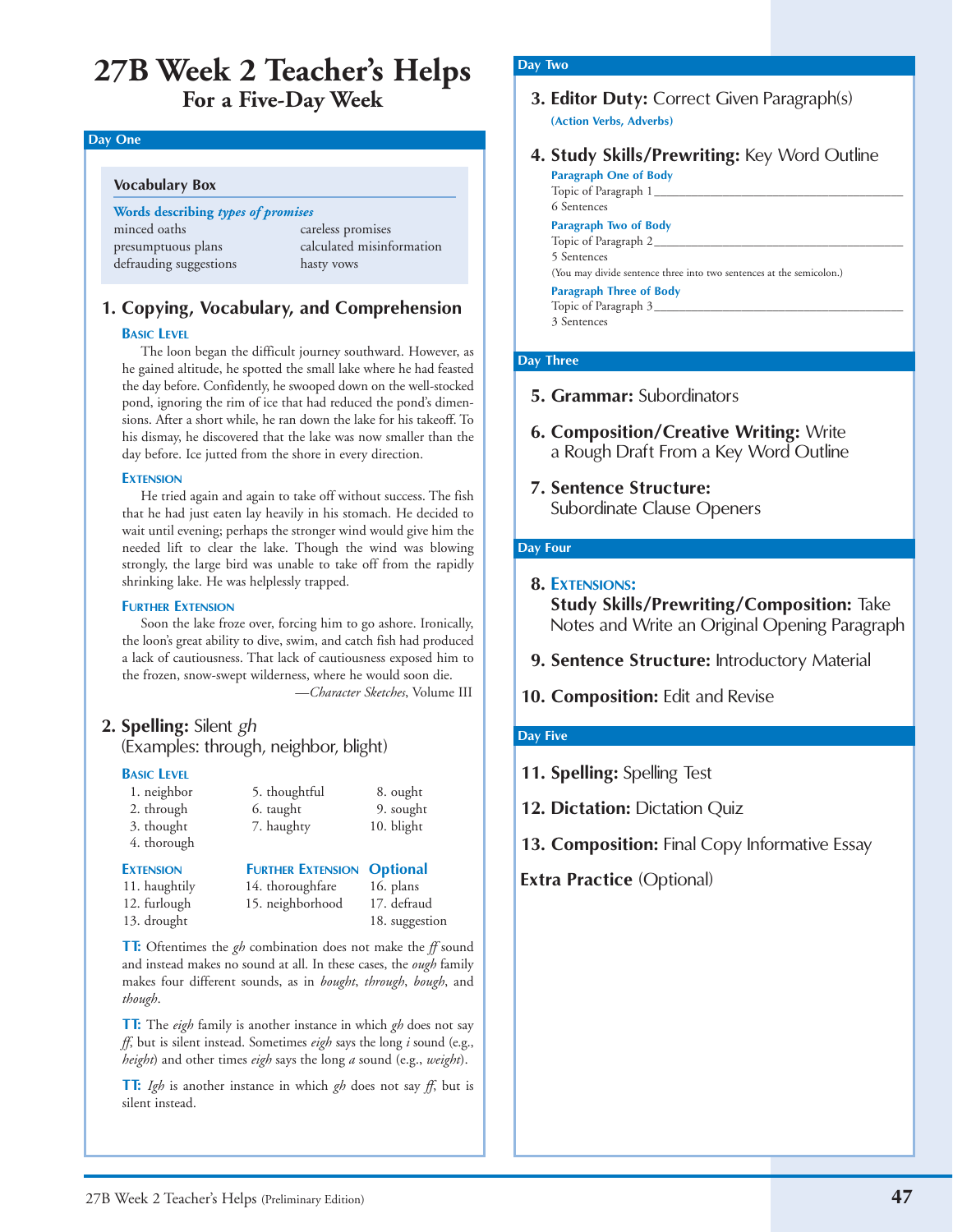# 27B Week 2 Teacher's Helps

## For a Five-Day Week

### Day One

**Vocabulary Box**

**Words describing *types of promises***

| | |
|---|---|
| minced oaths | careless promises |
| presumptuous plans | calculated misinformation |
| defrauding suggestions | hasty vows |

#### 1. Copying, Vocabulary, and Comprehension

**Basic Level**

The loon began the difficult journey southward. However, as he gained altitude, he spotted the small lake where he had feasted the day before. Confidently, he swooped down on the well-stocked pond, ignoring the rim of ice that had reduced the pond's dimensions. After a short while, he ran down the lake for his takeoff. To his dismay, he discovered that the lake was now smaller than the day before. Ice jutted from the shore in every direction.

**Extension**

He tried again and again to take off without success. The fish that he had just eaten lay heavily in his stomach. He decided to wait until evening; perhaps the stronger wind would give him the needed lift to clear the lake. Though the wind was blowing strongly, the large bird was unable to take off from the rapidly shrinking lake. He was helplessly trapped.

**Further Extension**

Soon the lake froze over, forcing him to go ashore. Ironically, the loon's great ability to dive, swim, and catch fish had produced a lack of cautiousness. That lack of cautiousness exposed him to the frozen, snow-swept wilderness, where he would soon die.

—*Character Sketches*, Volume III

#### 2. Spelling: Silent *gh*

(Examples: through, neighbor, blight)

**Basic Level**

1. neighbor
2. through
3. thought
4. thorough
5. thoughtful
6. taught
7. haughty
8. ought
9. sought
10. blight

**Extension**

11. haughtily
12. furlough
13. drought

**Further Extension**

14. thoroughfare
15. neighborhood

**Optional**

16. plans
17. defraud
18. suggestion

**TT:** Oftentimes the *gh* combination does not make the *ff* sound and instead makes no sound at all. In these cases, the *ough* family makes four different sounds, as in *bought*, *through*, *bough*, and *though*.

**TT:** The *eigh* family is another instance in which *gh* does not say *ff*, but is silent instead. Sometimes *eigh* says the long *i* sound (e.g., *height*) and other times *eigh* says the long *a* sound (e.g., *weight*).

**TT:** *Igh* is another instance in which *gh* does not say *ff*, but is silent instead.

### Day Two

#### 3. Editor Duty: Correct Given Paragraph(s)

**(Action Verbs, Adverbs)**

#### 4. Study Skills/Prewriting: Key Word Outline

**Paragraph One of Body**

Topic of Paragraph 1 ________________________________

6 Sentences

**Paragraph Two of Body**

Topic of Paragraph 2 ________________________________

5 Sentences

(You may divide sentence three into two sentences at the semicolon.)

**Paragraph Three of Body**

Topic of Paragraph 3 ________________________________

3 Sentences

### Day Three

#### 5. Grammar: Subordinators

#### 6. Composition/Creative Writing: Write a Rough Draft From a Key Word Outline

#### 7. Sentence Structure: Subordinate Clause Openers

### Day Four

#### 8. Extensions: Study Skills/Prewriting/Composition: Take Notes and Write an Original Opening Paragraph

#### 9. Sentence Structure: Introductory Material

#### 10. Composition: Edit and Revise

### Day Five

#### 11. Spelling: Spelling Test

#### 12. Dictation: Dictation Quiz

#### 13. Composition: Final Copy Informative Essay

#### Extra Practice (Optional)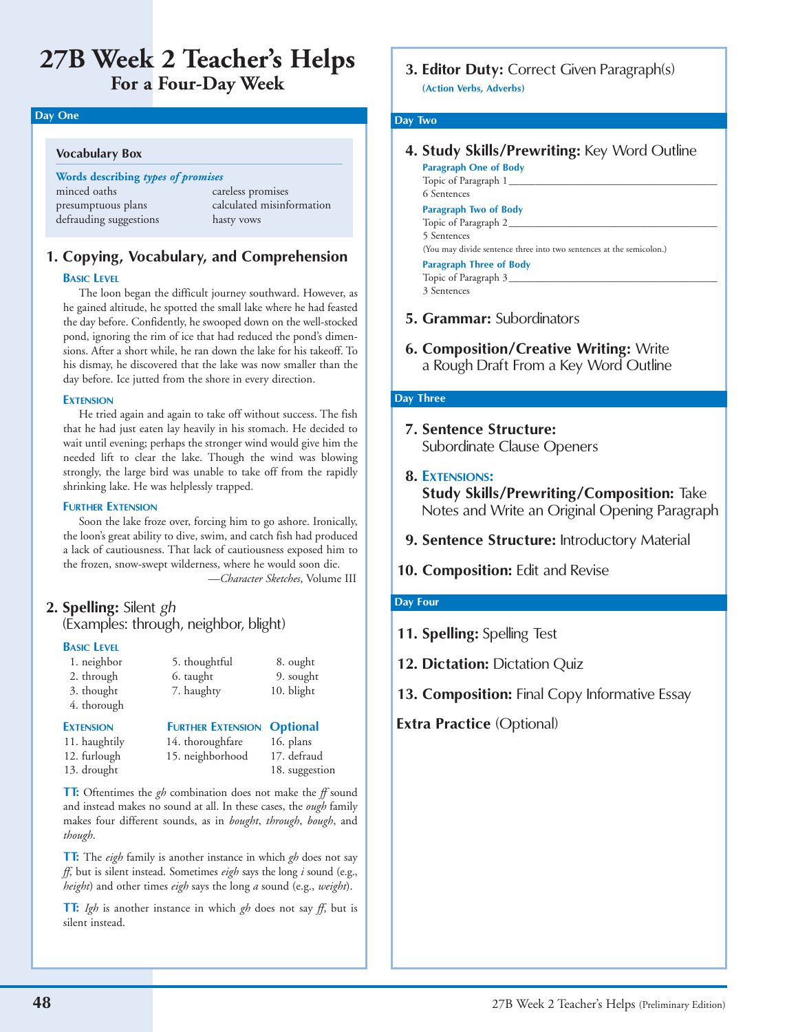# 27B Week 2 Teacher's Helps
## For a Four-Day Week

### Day One

**Vocabulary Box**

**Words describing *types of promises***

| | |
|---|---|
| minced oaths | careless promises |
| presumptuous plans | calculated misinformation |
| defrauding suggestions | hasty vows |

### 1. Copying, Vocabulary, and Comprehension

**Basic Level**

The loon began the difficult journey southward. However, as he gained altitude, he spotted the small lake where he had feasted the day before. Confidently, he swooped down on the well-stocked pond, ignoring the rim of ice that had reduced the pond's dimensions. After a short while, he ran down the lake for his takeoff. To his dismay, he discovered that the lake was now smaller than the day before. Ice jutted from the shore in every direction.

**Extension**

He tried again and again to take off without success. The fish that he had just eaten lay heavily in his stomach. He decided to wait until evening; perhaps the stronger wind would give him the needed lift to clear the lake. Though the wind was blowing strongly, the large bird was unable to take off from the rapidly shrinking lake. He was helplessly trapped.

**Further Extension**

Soon the lake froze over, forcing him to go ashore. Ironically, the loon's great ability to dive, swim, and catch fish had produced a lack of cautiousness. That lack of cautiousness exposed him to the frozen, snow-swept wilderness, where he would soon die.

—*Character Sketches*, Volume III

### 2. Spelling: Silent *gh*
(Examples: through, neighbor, blight)

**Basic Level**

1. neighbor
2. through
3. thought
4. thorough
5. thoughtful
6. taught
7. haughty
8. ought
9. sought
10. blight

**Extension**

11. haughtily
12. furlough
13. drought

**Further Extension**

14. thoroughfare
15. neighborhood

**Optional**

16. plans
17. defraud
18. suggestion

**TT:** Oftentimes the *gh* combination does not make the *ff* sound and instead makes no sound at all. In these cases, the *ough* family makes four different sounds, as in *bought*, *through*, *bough*, and *though*.

**TT:** The *eigh* family is another instance in which *gh* does not say *ff*, but is silent instead. Sometimes *eigh* says the long *i* sound (e.g., *height*) and other times *eigh* says the long *a* sound (e.g., *weight*).

**TT:** *Igh* is another instance in which *gh* does not say *ff*, but is silent instead.

### 3. Editor Duty: Correct Given Paragraph(s)
**(Action Verbs, Adverbs)**

### Day Two

### 4. Study Skills/Prewriting: Key Word Outline

**Paragraph One of Body**

Topic of Paragraph 1 ________________________________

6 Sentences

**Paragraph Two of Body**

Topic of Paragraph 2 ________________________________

5 Sentences

(You may divide sentence three into two sentences at the semicolon.)

**Paragraph Three of Body**

Topic of Paragraph 3 ________________________________

3 Sentences

### 5. Grammar: Subordinators

### 6. Composition/Creative Writing: Write a Rough Draft From a Key Word Outline

### Day Three

### 7. Sentence Structure: Subordinate Clause Openers

### 8. Extensions: Study Skills/Prewriting/Composition: Take Notes and Write an Original Opening Paragraph

### 9. Sentence Structure: Introductory Material

### 10. Composition: Edit and Revise

### Day Four

### 11. Spelling: Spelling Test

### 12. Dictation: Dictation Quiz

### 13. Composition: Final Copy Informative Essay

### Extra Practice (Optional)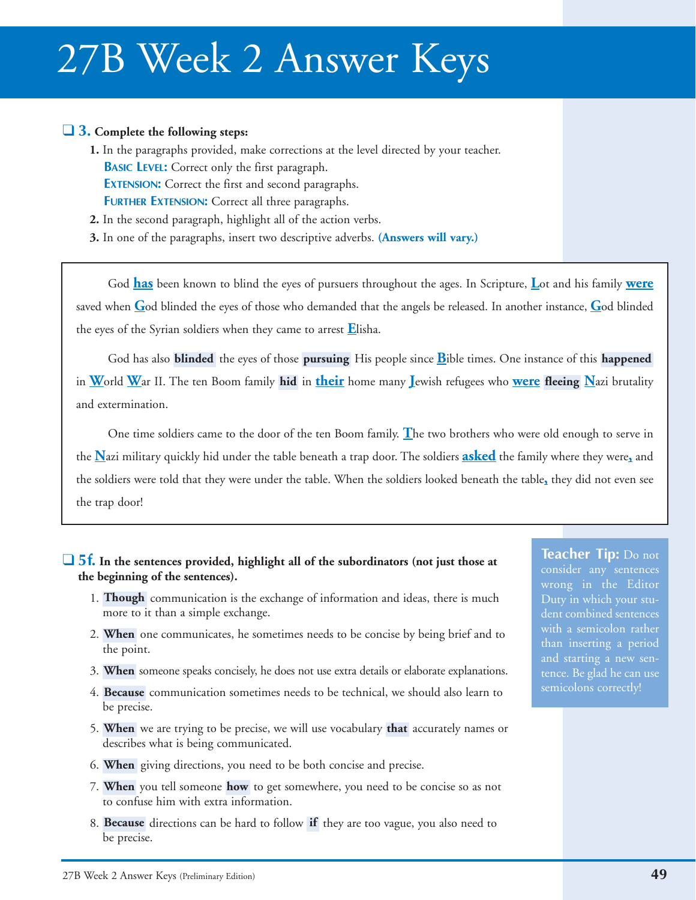# 27B Week 2 Answer Keys

❑ **3. Complete the following steps:**

1. In the paragraphs provided, make corrections at the level directed by your teacher.
   **Basic Level:** Correct only the first paragraph.
   **Extension:** Correct the first and second paragraphs.
   **Further Extension:** Correct all three paragraphs.
2. In the second paragraph, highlight all of the action verbs.
3. In one of the paragraphs, insert two descriptive adverbs. **(Answers will vary.)**

God **has** been known to blind the eyes of pursuers throughout the ages. In Scripture, **L**ot and his family **were** saved when **G**od blinded the eyes of those who demanded that the angels be released. In another instance, **G**od blinded the eyes of the Syrian soldiers when they came to arrest **E**lisha.

God has also **blinded** the eyes of those **pursuing** His people since **B**ible times. One instance of this **happened** in **W**orld **W**ar II. The ten Boom family **hid** in **their** home many **J**ewish refugees who **were** **fleeing** **N**azi brutality and extermination.

One time soldiers came to the door of the ten Boom family. **T**he two brothers who were old enough to serve in the **N**azi military quickly hid under the table beneath a trap door. The soldiers **asked** the family where they were**,** and the soldiers were told that they were under the table. When the soldiers looked beneath the table**,** they did not even see the trap door!

❑ **5f. In the sentences provided, highlight all of the subordinators (not just those at the beginning of the sentences).**

1. **Though** communication is the exchange of information and ideas, there is much more to it than a simple exchange.
2. **When** one communicates, he sometimes needs to be concise by being brief and to the point.
3. **When** someone speaks concisely, he does not use extra details or elaborate explanations.
4. **Because** communication sometimes needs to be technical, we should also learn to be precise.
5. **When** we are trying to be precise, we will use vocabulary **that** accurately names or describes what is being communicated.
6. **When** giving directions, you need to be both concise and precise.
7. **When** you tell someone **how** to get somewhere, you need to be concise so as not to confuse him with extra information.
8. **Because** directions can be hard to follow **if** they are too vague, you also need to be precise.

**Teacher Tip:** Do not consider any sentences wrong in the Editor Duty in which your student combined sentences with a semicolon rather than inserting a period and starting a new sentence. Be glad he can use semicolons correctly!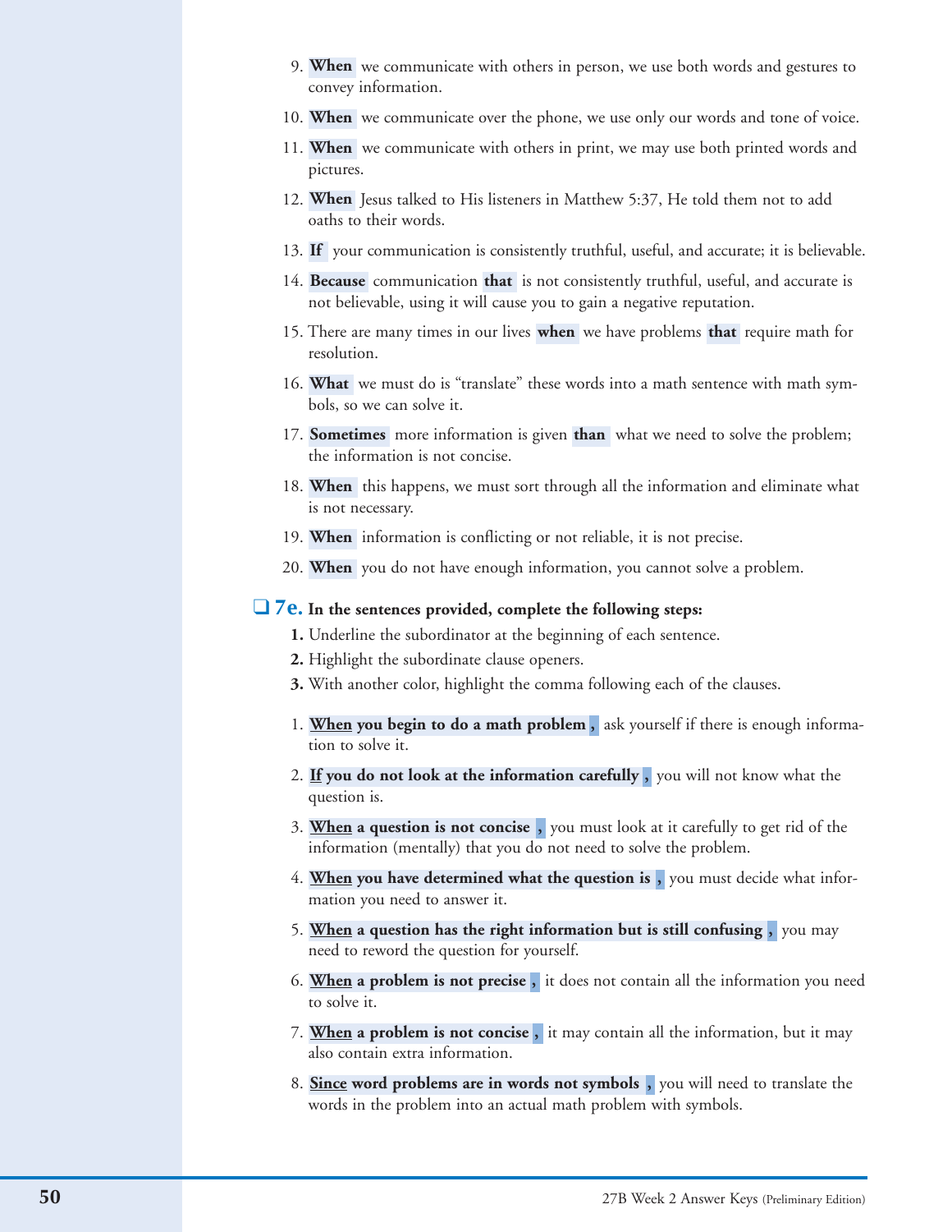9. **When** we communicate with others in person, we use both words and gestures to convey information.

10. **When** we communicate over the phone, we use only our words and tone of voice.

11. **When** we communicate with others in print, we may use both printed words and pictures.

12. **When** Jesus talked to His listeners in Matthew 5:37, He told them not to add oaths to their words.

13. **If** your communication is consistently truthful, useful, and accurate; it is believable.

14. **Because** communication **that** is not consistently truthful, useful, and accurate is not believable, using it will cause you to gain a negative reputation.

15. There are many times in our lives **when** we have problems **that** require math for resolution.

16. **What** we must do is "translate" these words into a math sentence with math symbols, so we can solve it.

17. **Sometimes** more information is given **than** what we need to solve the problem; the information is not concise.

18. **When** this happens, we must sort through all the information and eliminate what is not necessary.

19. **When** information is conflicting or not reliable, it is not precise.

20. **When** you do not have enough information, you cannot solve a problem.

## ❑ 7e. In the sentences provided, complete the following steps:

**1.** Underline the subordinator at the beginning of each sentence.
**2.** Highlight the subordinate clause openers.
**3.** With another color, highlight the comma following each of the clauses.

1. **When you begin to do a math problem ,** ask yourself if there is enough information to solve it.

2. **If you do not look at the information carefully ,** you will not know what the question is.

3. **When a question is not concise ,** you must look at it carefully to get rid of the information (mentally) that you do not need to solve the problem.

4. **When you have determined what the question is ,** you must decide what information you need to answer it.

5. **When a question has the right information but is still confusing ,** you may need to reword the question for yourself.

6. **When a problem is not precise ,** it does not contain all the information you need to solve it.

7. **When a problem is not concise ,** it may contain all the information, but it may also contain extra information.

8. **Since word problems are in words not symbols ,** you will need to translate the words in the problem into an actual math problem with symbols.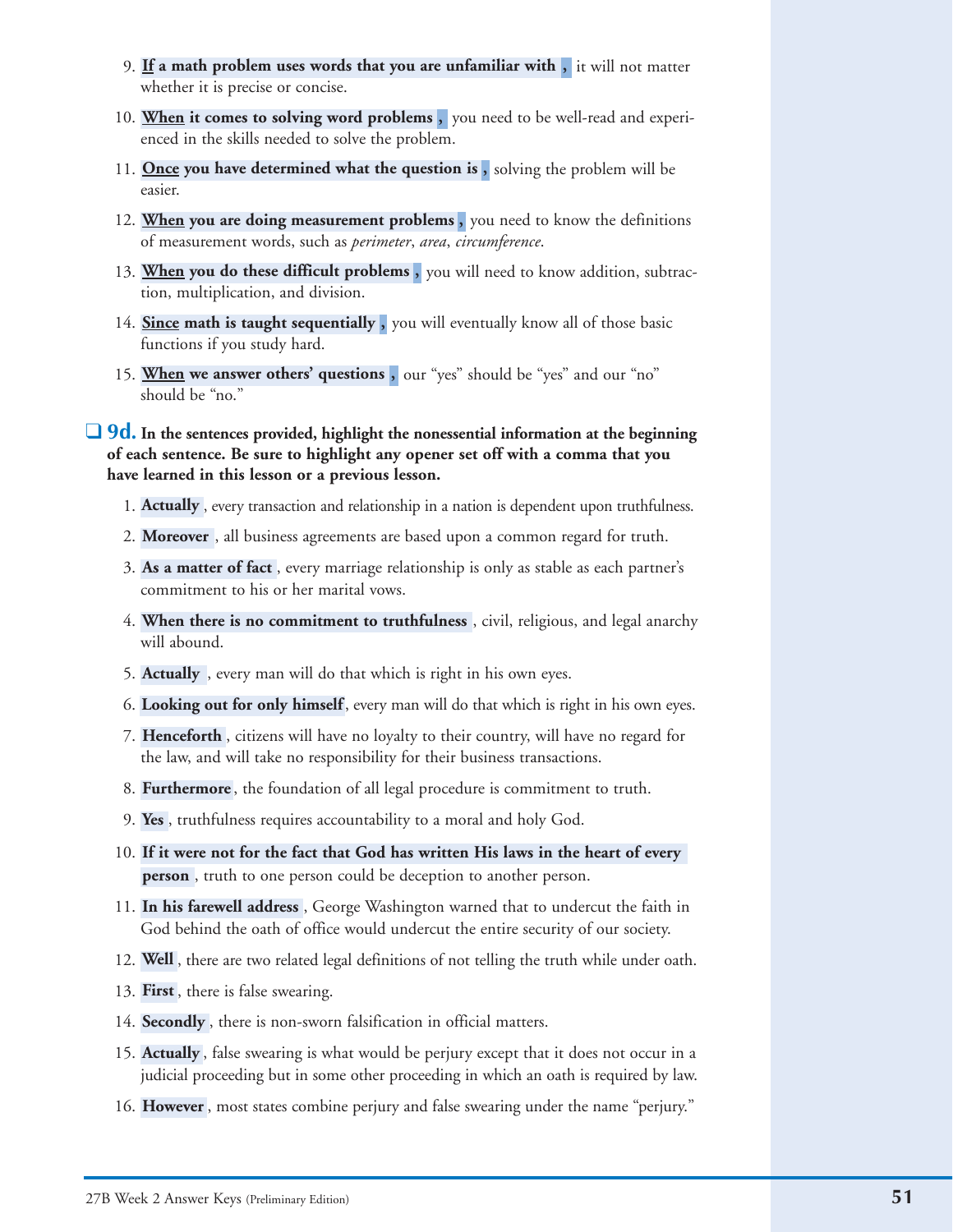9. **__If__ a math problem uses words that you are unfamiliar with ,** it will not matter whether it is precise or concise.

10. **__When__ it comes to solving word problems ,** you need to be well-read and experienced in the skills needed to solve the problem.

11. **__Once__ you have determined what the question is ,** solving the problem will be easier.

12. **__When__ you are doing measurement problems ,** you need to know the definitions of measurement words, such as *perimeter*, *area*, *circumference*.

13. **__When__ you do these difficult problems ,** you will need to know addition, subtraction, multiplication, and division.

14. **__Since__ math is taught sequentially ,** you will eventually know all of those basic functions if you study hard.

15. **__When__ we answer others' questions ,** our "yes" should be "yes" and our "no" should be "no."

❑ **9d. In the sentences provided, highlight the nonessential information at the beginning of each sentence. Be sure to highlight any opener set off with a comma that you have learned in this lesson or a previous lesson.**

1. **Actually** , every transaction and relationship in a nation is dependent upon truthfulness.
2. **Moreover** , all business agreements are based upon a common regard for truth.
3. **As a matter of fact** , every marriage relationship is only as stable as each partner's commitment to his or her marital vows.
4. **When there is no commitment to truthfulness** , civil, religious, and legal anarchy will abound.
5. **Actually** , every man will do that which is right in his own eyes.
6. **Looking out for only himself**, every man will do that which is right in his own eyes.
7. **Henceforth** , citizens will have no loyalty to their country, will have no regard for the law, and will take no responsibility for their business transactions.
8. **Furthermore**, the foundation of all legal procedure is commitment to truth.
9. **Yes** , truthfulness requires accountability to a moral and holy God.
10. **If it were not for the fact that God has written His laws in the heart of every person** , truth to one person could be deception to another person.
11. **In his farewell address** , George Washington warned that to undercut the faith in God behind the oath of office would undercut the entire security of our society.
12. **Well** , there are two related legal definitions of not telling the truth while under oath.
13. **First** , there is false swearing.
14. **Secondly** , there is non-sworn falsification in official matters.
15. **Actually** , false swearing is what would be perjury except that it does not occur in a judicial proceeding but in some other proceeding in which an oath is required by law.
16. **However** , most states combine perjury and false swearing under the name "perjury."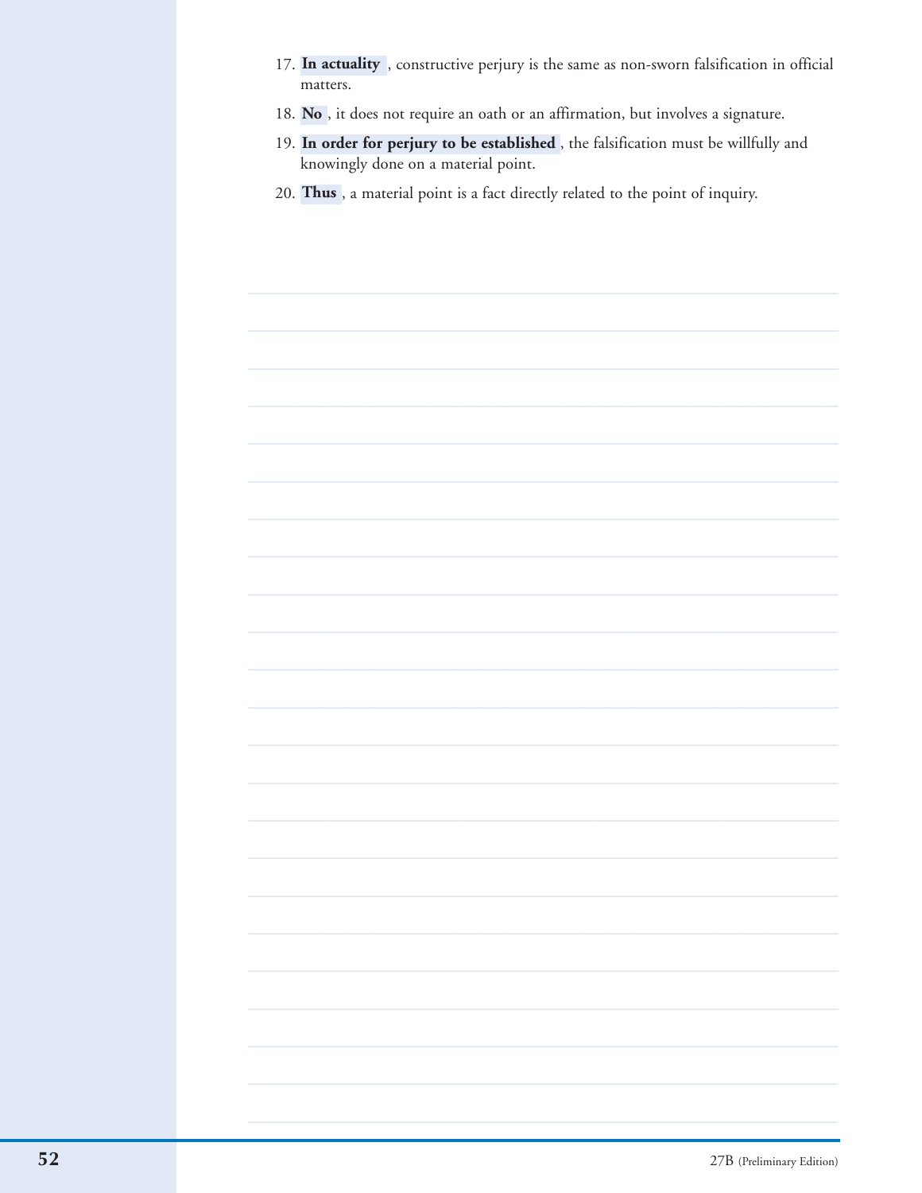17. **In actuality** , constructive perjury is the same as non-sworn falsification in official matters.
18. **No** , it does not require an oath or an affirmation, but involves a signature.
19. **In order for perjury to be established** , the falsification must be willfully and knowingly done on a material point.
20. **Thus** , a material point is a fact directly related to the point of inquiry.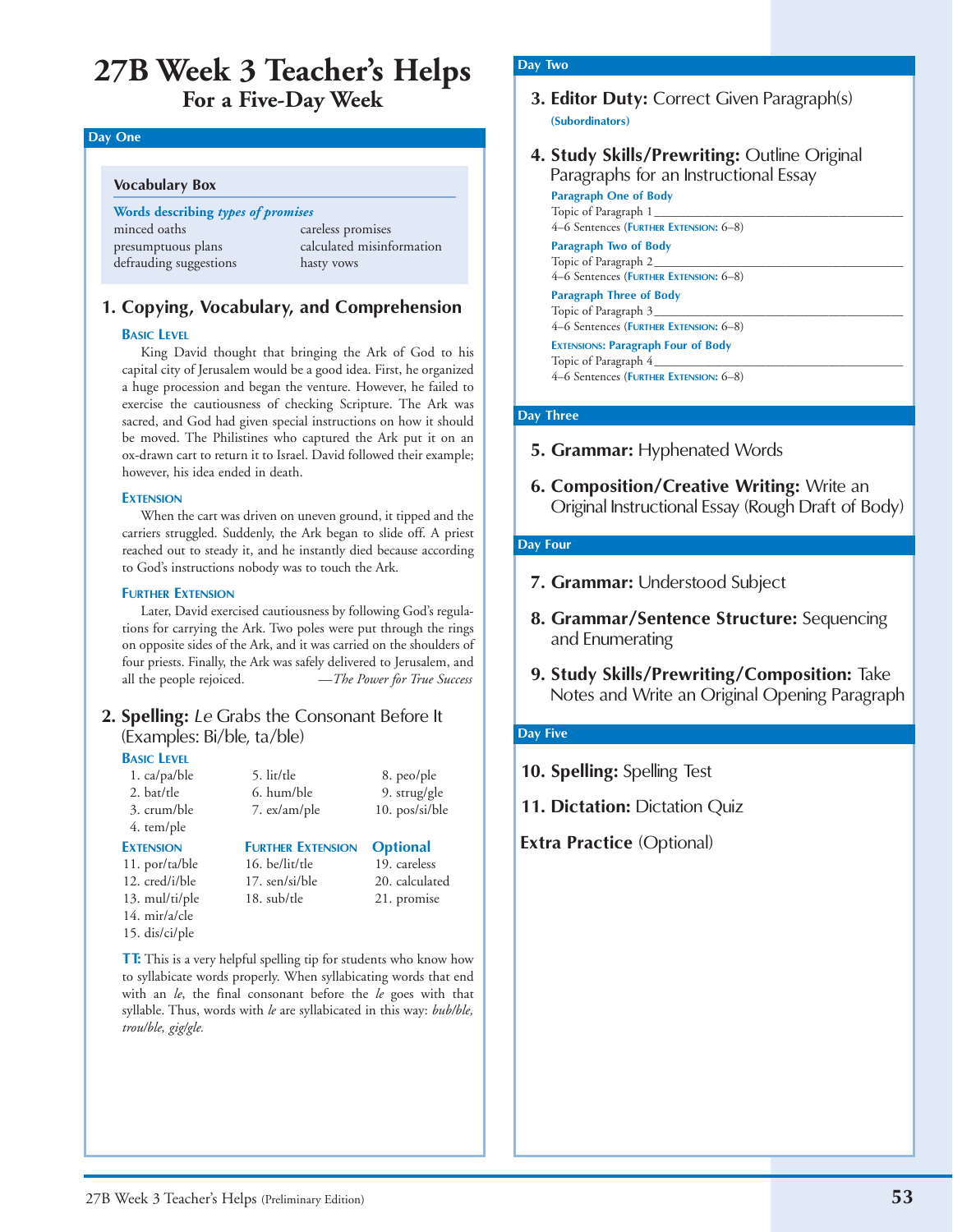# 27B Week 3 Teacher's Helps

## For a Five-Day Week

### Day One

**Vocabulary Box**

**Words describing *types of promises***

| | |
|---|---|
| minced oaths | careless promises |
| presumptuous plans | calculated misinformation |
| defrauding suggestions | hasty vows |

### 1. Copying, Vocabulary, and Comprehension

**Basic Level**

King David thought that bringing the Ark of God to his capital city of Jerusalem would be a good idea. First, he organized a huge procession and began the venture. However, he failed to exercise the cautiousness of checking Scripture. The Ark was sacred, and God had given special instructions on how it should be moved. The Philistines who captured the Ark put it on an ox-drawn cart to return it to Israel. David followed their example; however, his idea ended in death.

**Extension**

When the cart was driven on uneven ground, it tipped and the carriers struggled. Suddenly, the Ark began to slide off. A priest reached out to steady it, and he instantly died because according to God's instructions nobody was to touch the Ark.

**Further Extension**

Later, David exercised cautiousness by following God's regulations for carrying the Ark. Two poles were put through the rings on opposite sides of the Ark, and it was carried on the shoulders of four priests. Finally, the Ark was safely delivered to Jerusalem, and all the people rejoiced. —*The Power for True Success*

### 2. Spelling: *Le* Grabs the Consonant Before It (Examples: Bi/ble, ta/ble)

**Basic Level**

1. ca/pa/ble
2. bat/tle
3. crum/ble
4. tem/ple
5. lit/tle
6. hum/ble
7. ex/am/ple
8. peo/ple
9. strug/gle
10. pos/si/ble

**Extension**

11. por/ta/ble
12. cred/i/ble
13. mul/ti/ple
14. mir/a/cle
15. dis/ci/ple

**Further Extension**

16. be/lit/tle
17. sen/si/ble
18. sub/tle

**Optional**

19. careless
20. calculated
21. promise

**TT:** This is a very helpful spelling tip for students who know how to syllabicate words properly. When syllabicating words that end with an *le*, the final consonant before the *le* goes with that syllable. Thus, words with *le* are syllabicated in this way: *bub/ble, trou/ble, gig/gle.*

### Day Two

**3. Editor Duty:** Correct Given Paragraph(s)
(Subordinators)

**4. Study Skills/Prewriting:** Outline Original Paragraphs for an Instructional Essay

**Paragraph One of Body**
Topic of Paragraph 1 ________________________________
4–6 Sentences (Further Extension: 6–8)

**Paragraph Two of Body**
Topic of Paragraph 2 ________________________________
4–6 Sentences (Further Extension: 6–8)

**Paragraph Three of Body**
Topic of Paragraph 3 ________________________________
4–6 Sentences (Further Extension: 6–8)

**Extensions: Paragraph Four of Body**
Topic of Paragraph 4 ________________________________
4–6 Sentences (Further Extension: 6–8)

### Day Three

**5. Grammar:** Hyphenated Words

**6. Composition/Creative Writing:** Write an Original Instructional Essay (Rough Draft of Body)

### Day Four

**7. Grammar:** Understood Subject

**8. Grammar/Sentence Structure:** Sequencing and Enumerating

**9. Study Skills/Prewriting/Composition:** Take Notes and Write an Original Opening Paragraph

### Day Five

**10. Spelling:** Spelling Test

**11. Dictation:** Dictation Quiz

**Extra Practice** (Optional)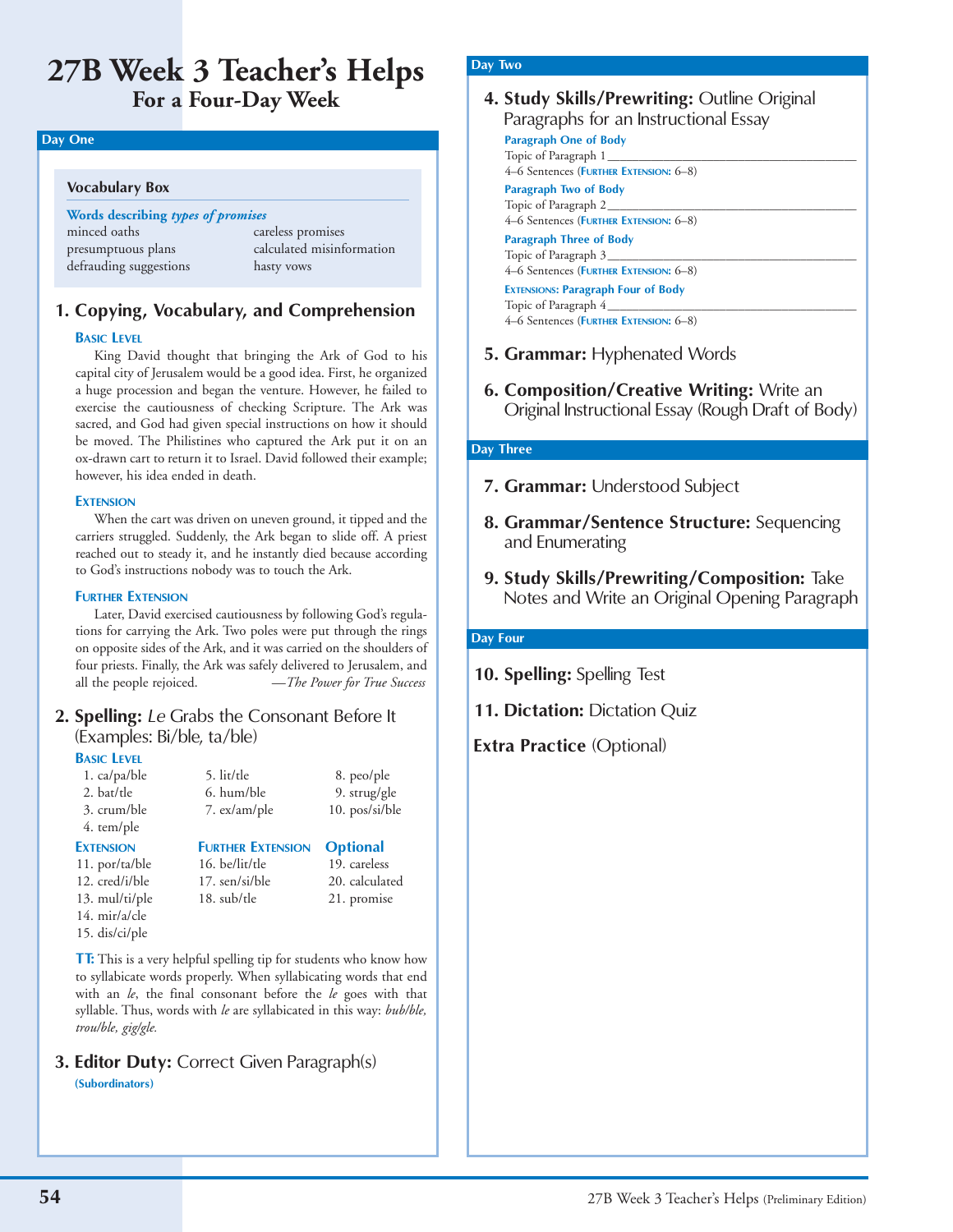# 27B Week 3 Teacher's Helps
## For a Four-Day Week

### Day One

**Vocabulary Box**

**Words describing *types of promises***

| | |
|---|---|
| minced oaths | careless promises |
| presumptuous plans | calculated misinformation |
| defrauding suggestions | hasty vows |

### 1. Copying, Vocabulary, and Comprehension

**Basic Level**

King David thought that bringing the Ark of God to his capital city of Jerusalem would be a good idea. First, he organized a huge procession and began the venture. However, he failed to exercise the cautiousness of checking Scripture. The Ark was sacred, and God had given special instructions on how it should be moved. The Philistines who captured the Ark put it on an ox-drawn cart to return it to Israel. David followed their example; however, his idea ended in death.

**Extension**

When the cart was driven on uneven ground, it tipped and the carriers struggled. Suddenly, the Ark began to slide off. A priest reached out to steady it, and he instantly died because according to God's instructions nobody was to touch the Ark.

**Further Extension**

Later, David exercised cautiousness by following God's regulations for carrying the Ark. Two poles were put through the rings on opposite sides of the Ark, and it was carried on the shoulders of four priests. Finally, the Ark was safely delivered to Jerusalem, and all the people rejoiced. —*The Power for True Success*

### 2. Spelling: *Le* Grabs the Consonant Before It (Examples: Bi/ble, ta/ble)

**Basic Level**

1. ca/pa/ble
2. bat/tle
3. crum/ble
4. tem/ple
5. lit/tle
6. hum/ble
7. ex/am/ple
8. peo/ple
9. strug/gle
10. pos/si/ble

**Extension**

11. por/ta/ble
12. cred/i/ble
13. mul/ti/ple
14. mir/a/cle
15. dis/ci/ple

**Further Extension**

16. be/lit/tle
17. sen/si/ble
18. sub/tle

**Optional**

19. careless
20. calculated
21. promise

**TT:** This is a very helpful spelling tip for students who know how to syllabicate words properly. When syllabicating words that end with an *le*, the final consonant before the *le* goes with that syllable. Thus, words with *le* are syllabicated in this way: *bub/ble, trou/ble, gig/gle.*

### 3. Editor Duty: Correct Given Paragraph(s)

**(Subordinators)**

### Day Two

### 4. Study Skills/Prewriting: Outline Original Paragraphs for an Instructional Essay

**Paragraph One of Body**
Topic of Paragraph 1 ______________________
4–6 Sentences (Further Extension: 6–8)

**Paragraph Two of Body**
Topic of Paragraph 2 ______________________
4–6 Sentences (Further Extension: 6–8)

**Paragraph Three of Body**
Topic of Paragraph 3 ______________________
4–6 Sentences (Further Extension: 6–8)

**Extensions: Paragraph Four of Body**
Topic of Paragraph 4 ______________________
4–6 Sentences (Further Extension: 6–8)

### 5. Grammar: Hyphenated Words

### 6. Composition/Creative Writing: Write an Original Instructional Essay (Rough Draft of Body)

### Day Three

### 7. Grammar: Understood Subject

### 8. Grammar/Sentence Structure: Sequencing and Enumerating

### 9. Study Skills/Prewriting/Composition: Take Notes and Write an Original Opening Paragraph

### Day Four

### 10. Spelling: Spelling Test

### 11. Dictation: Dictation Quiz

### Extra Practice (Optional)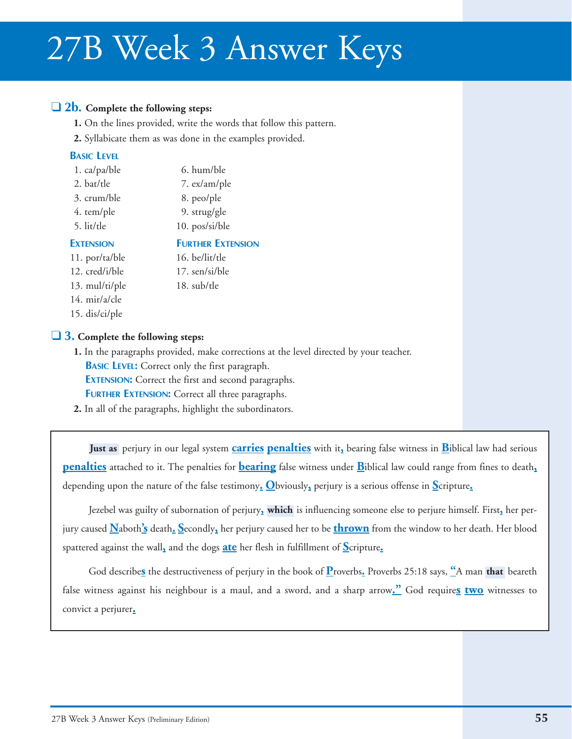# 27B Week 3 Answer Keys

❑ **2b. Complete the following steps:**

**1.** On the lines provided, write the words that follow this pattern.

**2.** Syllabicate them as was done in the examples provided.

**BASIC LEVEL**

1. ca/pa/ble
2. bat/tle
3. crum/ble
4. tem/ple
5. lit/tle
6. hum/ble
7. ex/am/ple
8. peo/ple
9. strug/gle
10. pos/si/ble

**EXTENSION**

11. por/ta/ble
12. cred/i/ble
13. mul/ti/ple
14. mir/a/cle
15. dis/ci/ple

**FURTHER EXTENSION**

16. be/lit/tle
17. sen/si/ble
18. sub/tle

❑ **3. Complete the following steps:**

**1.** In the paragraphs provided, make corrections at the level directed by your teacher.
**BASIC LEVEL:** Correct only the first paragraph.
**EXTENSION:** Correct the first and second paragraphs.
**FURTHER EXTENSION:** Correct all three paragraphs.

**2.** In all of the paragraphs, highlight the subordinators.

**Just as** perjury in our legal system **carries penalties** with it**,** bearing false witness in **B**iblical law had serious **penalties** attached to it. The penalties for **bearing** false witness under **B**iblical law could range from fines to death**,** depending upon the nature of the false testimony**.** **O**bviously**,** perjury is a serious offense in **S**cripture**.**

Jezebel was guilty of subornation of perjury**,** **which** is influencing someone else to perjure himself. First**,** her perjury caused **N**aboth**'s** death**.** **S**econdly**,** her perjury caused her to be **thrown** from the window to her death. Her blood spattered against the wall**,** and the dogs **ate** her flesh in fulfillment of **S**cripture**.**

God describe**s** the destructiveness of perjury in the book of **P**roverbs**.** Proverbs 25:18 says, **"**A man **that** beareth false witness against his neighbour is a maul, and a sword, and a sharp arrow**."** God require**s** **two** witnesses to convict a perjurer**.**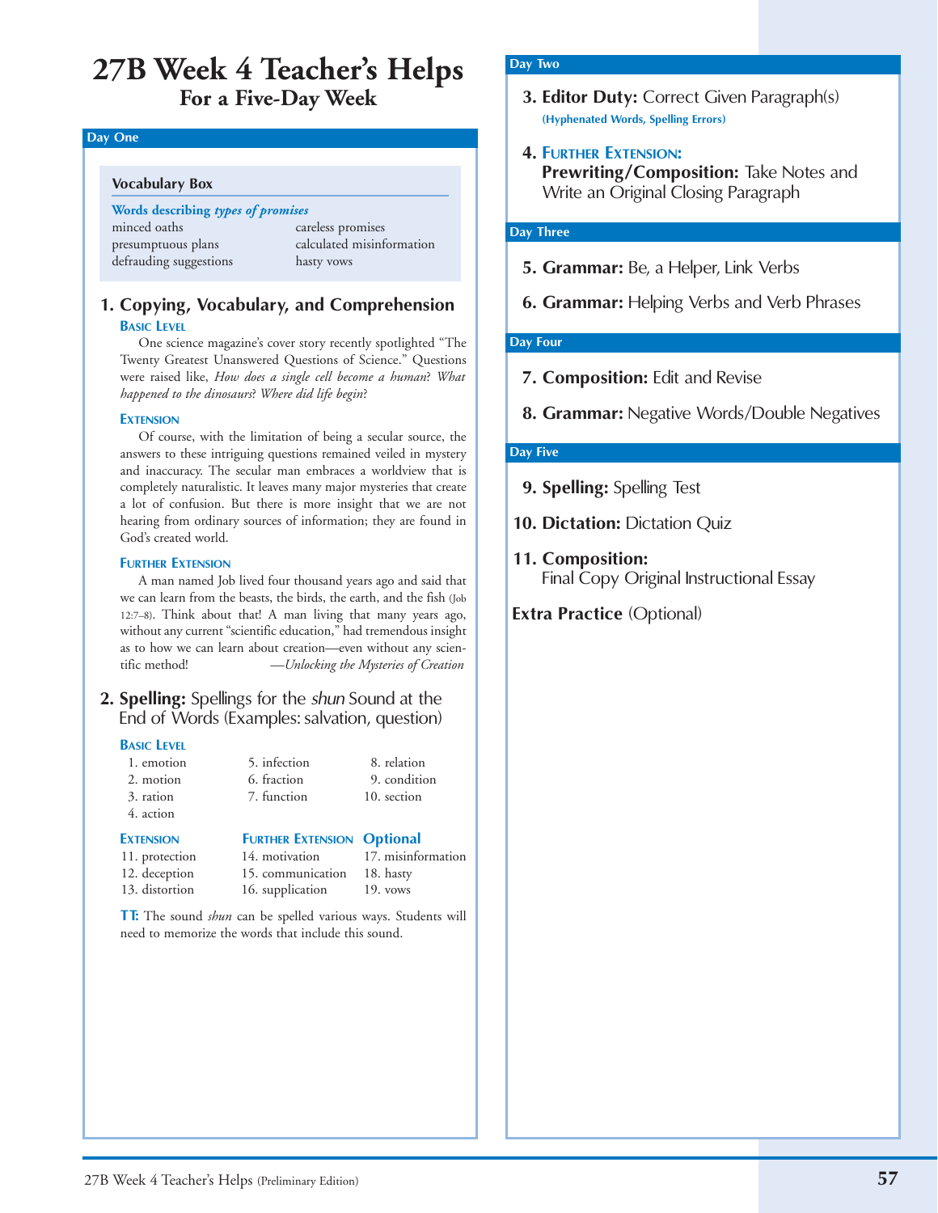# 27B Week 4 Teacher's Helps

## For a Five-Day Week

### Day One

**Vocabulary Box**

**Words describing *types of promises***

| | |
|---|---|
| minced oaths | careless promises |
| presumptuous plans | calculated misinformation |
| defrauding suggestions | hasty vows |

### 1. Copying, Vocabulary, and Comprehension

**Basic Level**

One science magazine's cover story recently spotlighted "The Twenty Greatest Unanswered Questions of Science." Questions were raised like, *How does a single cell become a human*? *What happened to the dinosaurs*? *Where did life begin*?

**Extension**

Of course, with the limitation of being a secular source, the answers to these intriguing questions remained veiled in mystery and inaccuracy. The secular man embraces a worldview that is completely naturalistic. It leaves many major mysteries that create a lot of confusion. But there is more insight that we are not hearing from ordinary sources of information; they are found in God's created world.

**Further Extension**

A man named Job lived four thousand years ago and said that we can learn from the beasts, the birds, the earth, and the fish (Job 12:7–8). Think about that! A man living that many years ago, without any current "scientific education," had tremendous insight as to how we can learn about creation—even without any scientific method! —*Unlocking the Mysteries of Creation*

### 2. Spelling: Spellings for the *shun* Sound at the End of Words (Examples: salvation, question)

**Basic Level**

1. emotion
2. motion
3. ration
4. action
5. infection
6. fraction
7. function
8. relation
9. condition
10. section

**Extension**

11. protection
12. deception
13. distortion

**Further Extension**

14. motivation
15. communication
16. supplication

**Optional**

17. misinformation
18. hasty
19. vows

**TT:** The sound *shun* can be spelled various ways. Students will need to memorize the words that include this sound.

### Day Two

**3. Editor Duty:** Correct Given Paragraph(s)
(Hyphenated Words, Spelling Errors)

**4. Further Extension:**
**Prewriting/Composition:** Take Notes and Write an Original Closing Paragraph

### Day Three

**5. Grammar:** Be, a Helper, Link Verbs

**6. Grammar:** Helping Verbs and Verb Phrases

### Day Four

**7. Composition:** Edit and Revise

**8. Grammar:** Negative Words/Double Negatives

### Day Five

**9. Spelling:** Spelling Test

**10. Dictation:** Dictation Quiz

**11. Composition:**
Final Copy Original Instructional Essay

**Extra Practice** (Optional)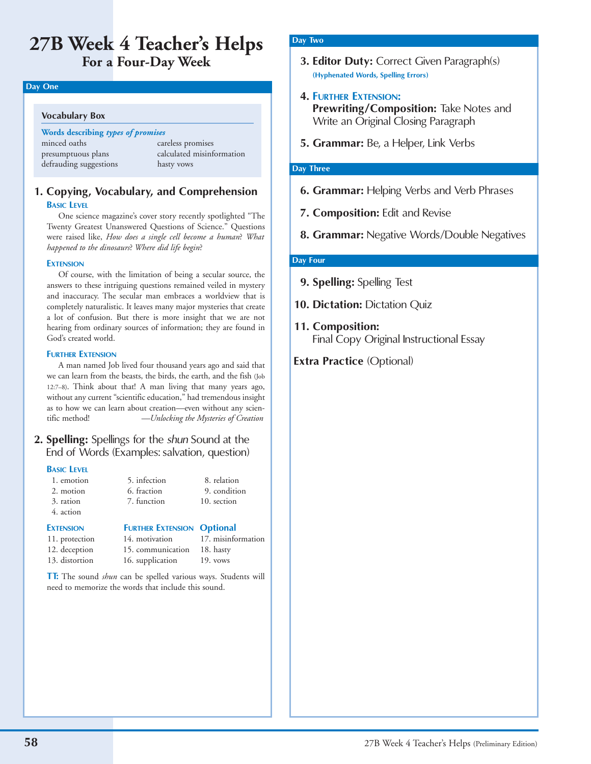# 27B Week 4 Teacher's Helps
## For a Four-Day Week

### Day One

**Vocabulary Box**

**Words describing *types of promises***

| | |
|---|---|
| minced oaths | careless promises |
| presumptuous plans | calculated misinformation |
| defrauding suggestions | hasty vows |

### 1. Copying, Vocabulary, and Comprehension

**Basic Level**

One science magazine's cover story recently spotlighted "The Twenty Greatest Unanswered Questions of Science." Questions were raised like, *How does a single cell become a human*? *What happened to the dinosaurs*? *Where did life begin*?

**Extension**

Of course, with the limitation of being a secular source, the answers to these intriguing questions remained veiled in mystery and inaccuracy. The secular man embraces a worldview that is completely naturalistic. It leaves many major mysteries that create a lot of confusion. But there is more insight that we are not hearing from ordinary sources of information; they are found in God's created world.

**Further Extension**

A man named Job lived four thousand years ago and said that we can learn from the beasts, the birds, the earth, and the fish (Job 12:7–8). Think about that! A man living that many years ago, without any current "scientific education," had tremendous insight as to how we can learn about creation—even without any scientific method! —*Unlocking the Mysteries of Creation*

### 2. Spelling: Spellings for the *shun* Sound at the End of Words (Examples: salvation, question)

**Basic Level**

1. emotion
2. motion
3. ration
4. action
5. infection
6. fraction
7. function
8. relation
9. condition
10. section

**Extension**

11. protection
12. deception
13. distortion

**Further Extension**

14. motivation
15. communication
16. supplication

**Optional**

17. misinformation
18. hasty
19. vows

**TT:** The sound *shun* can be spelled various ways. Students will need to memorize the words that include this sound.

### Day Two

**3. Editor Duty:** Correct Given Paragraph(s)
**(Hyphenated Words, Spelling Errors)**

**4. Further Extension:**
**Prewriting/Composition:** Take Notes and Write an Original Closing Paragraph

**5. Grammar:** Be, a Helper, Link Verbs

### Day Three

**6. Grammar:** Helping Verbs and Verb Phrases

**7. Composition:** Edit and Revise

**8. Grammar:** Negative Words/Double Negatives

### Day Four

**9. Spelling:** Spelling Test

**10. Dictation:** Dictation Quiz

**11. Composition:**
Final Copy Original Instructional Essay

**Extra Practice** (Optional)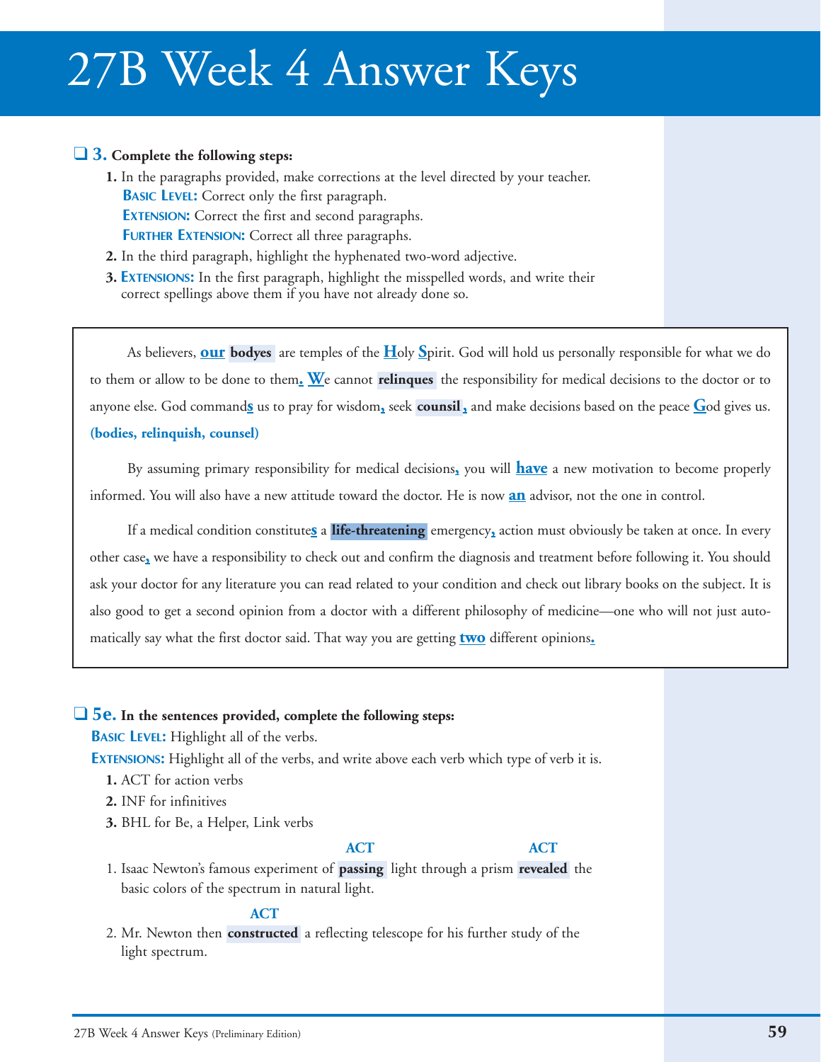# 27B Week 4 Answer Keys

❑ **3. Complete the following steps:**

1. In the paragraphs provided, make corrections at the level directed by your teacher.
   **BASIC LEVEL:** Correct only the first paragraph.
   **EXTENSION:** Correct the first and second paragraphs.
   **FURTHER EXTENSION:** Correct all three paragraphs.
2. In the third paragraph, highlight the hyphenated two-word adjective.
3. **EXTENSIONS:** In the first paragraph, highlight the misspelled words, and write their correct spellings above them if you have not already done so.

As believers, **our** **bodyes** are temples of the **H**oly **S**pirit. God will hold us personally responsible for what we do to them or allow to be done to them**. W**e cannot **relinques** the responsibility for medical decisions to the doctor or to anyone else. God command**s** us to pray for wisdom**,** seek **counsil** **,** and make decisions based on the peace **G**od gives us. **(bodies, relinquish, counsel)**

By assuming primary responsibility for medical decisions**,** you will **have** a new motivation to become properly informed. You will also have a new attitude toward the doctor. He is now **an** advisor, not the one in control.

If a medical condition constitute**s** a **life-threatening** emergency**,** action must obviously be taken at once. In every other case**,** we have a responsibility to check out and confirm the diagnosis and treatment before following it. You should ask your doctor for any literature you can read related to your condition and check out library books on the subject. It is also good to get a second opinion from a doctor with a different philosophy of medicine—one who will not just automatically say what the first doctor said. That way you are getting **two** different opinions**.**

❑ **5e. In the sentences provided, complete the following steps:**

**BASIC LEVEL:** Highlight all of the verbs.

**EXTENSIONS:** Highlight all of the verbs, and write above each verb which type of verb it is.

1. ACT for action verbs
2. INF for infinitives
3. BHL for Be, a Helper, Link verbs

1. Isaac Newton's famous experiment of **passing** (ACT) light through a prism **revealed** (ACT) the basic colors of the spectrum in natural light.

2. Mr. Newton then **constructed** (ACT) a reflecting telescope for his further study of the light spectrum.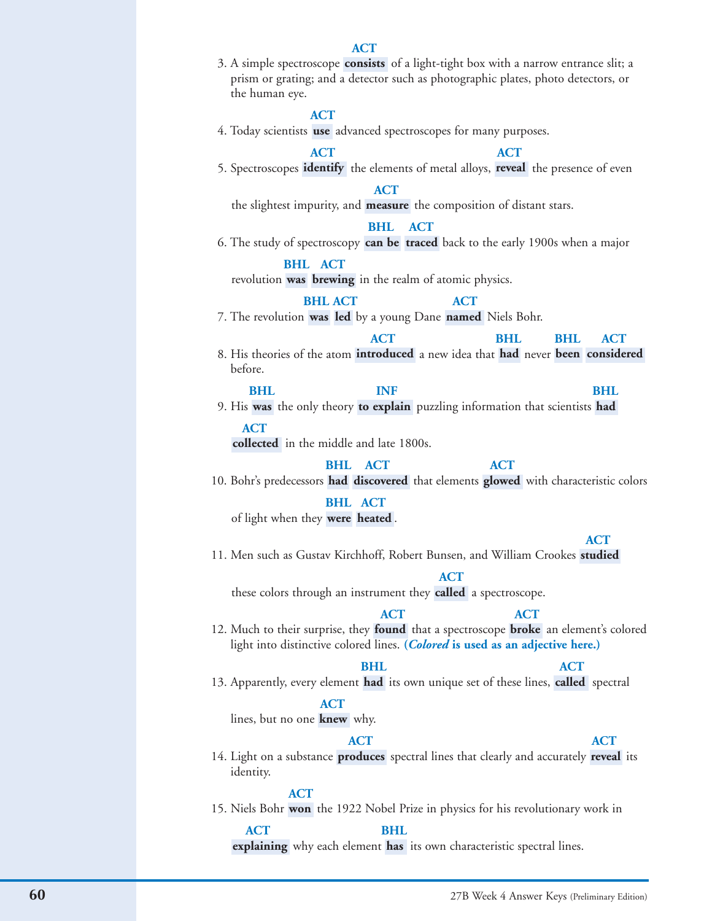3. A simple spectroscope **consists** [ACT] of a light-tight box with a narrow entrance slit; a prism or grating; and a detector such as photographic plates, photo detectors, or the human eye.

4. Today scientists **use** [ACT] advanced spectroscopes for many purposes.

5. Spectroscopes **identify** [ACT] the elements of metal alloys, **reveal** [ACT] the presence of even the slightest impurity, and **measure** [ACT] the composition of distant stars.

6. The study of spectroscopy **can be** [BHL] **traced** [ACT] back to the early 1900s when a major revolution **was** [BHL] **brewing** [ACT] in the realm of atomic physics.

7. The revolution **was** [BHL] **led** [ACT] by a young Dane **named** [ACT] Niels Bohr.

8. His theories of the atom **introduced** [ACT] a new idea that **had** [BHL] never **been** [BHL] **considered** [ACT] before.

9. His **was** [BHL] the only theory **to explain** [INF] puzzling information that scientists **had** [BHL] **collected** [ACT] in the middle and late 1800s.

10. Bohr's predecessors **had** [BHL] **discovered** [ACT] that elements **glowed** [ACT] with characteristic colors of light when they **were** [BHL] **heated** [ACT].

11. Men such as Gustav Kirchhoff, Robert Bunsen, and William Crookes **studied** [ACT] these colors through an instrument they **called** [ACT] a spectroscope.

12. Much to their surprise, they **found** [ACT] that a spectroscope **broke** [ACT] an element's colored light into distinctive colored lines. **(*Colored* is used as an adjective here.)**

13. Apparently, every element **had** [BHL] its own unique set of these lines, **called** [ACT] spectral lines, but no one **knew** [ACT] why.

14. Light on a substance **produces** [ACT] spectral lines that clearly and accurately **reveal** [ACT] its identity.

15. Niels Bohr **won** [ACT] the 1922 Nobel Prize in physics for his revolutionary work in **explaining** [ACT] why each element **has** [BHL] its own characteristic spectral lines.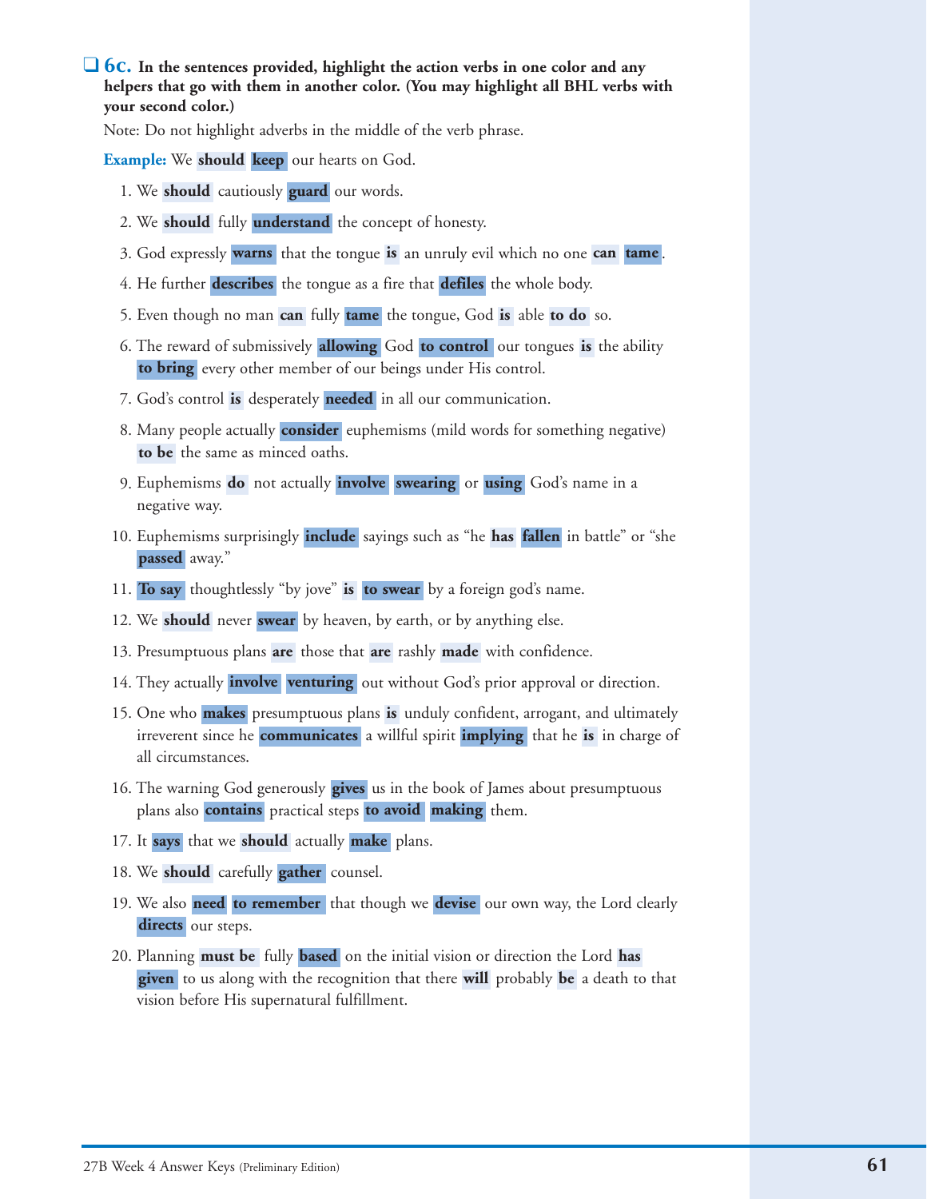❑ **6c. In the sentences provided, highlight the action verbs in one color and any helpers that go with them in another color. (You may highlight all BHL verbs with your second color.)**

Note: Do not highlight adverbs in the middle of the verb phrase.

**Example:** We **should** **keep** our hearts on God.

1. We **should** cautiously **guard** our words.
2. We **should** fully **understand** the concept of honesty.
3. God expressly **warns** that the tongue **is** an unruly evil which no one **can** **tame**.
4. He further **describes** the tongue as a fire that **defiles** the whole body.
5. Even though no man **can** fully **tame** the tongue, God **is** able **to do** so.
6. The reward of submissively **allowing** God **to control** our tongues **is** the ability **to bring** every other member of our beings under His control.
7. God's control **is** desperately **needed** in all our communication.
8. Many people actually **consider** euphemisms (mild words for something negative) **to be** the same as minced oaths.
9. Euphemisms **do** not actually **involve** **swearing** or **using** God's name in a negative way.
10. Euphemisms surprisingly **include** sayings such as "he **has** **fallen** in battle" or "she **passed** away."
11. **To say** thoughtlessly "by jove" **is** **to swear** by a foreign god's name.
12. We **should** never **swear** by heaven, by earth, or by anything else.
13. Presumptuous plans **are** those that **are** rashly **made** with confidence.
14. They actually **involve** **venturing** out without God's prior approval or direction.
15. One who **makes** presumptuous plans **is** unduly confident, arrogant, and ultimately irreverent since he **communicates** a willful spirit **implying** that he **is** in charge of all circumstances.
16. The warning God generously **gives** us in the book of James about presumptuous plans also **contains** practical steps **to avoid** **making** them.
17. It **says** that we **should** actually **make** plans.
18. We **should** carefully **gather** counsel.
19. We also **need** **to remember** that though we **devise** our own way, the Lord clearly **directs** our steps.
20. Planning **must be** fully **based** on the initial vision or direction the Lord **has** **given** to us along with the recognition that there **will** probably **be** a death to that vision before His supernatural fulfillment.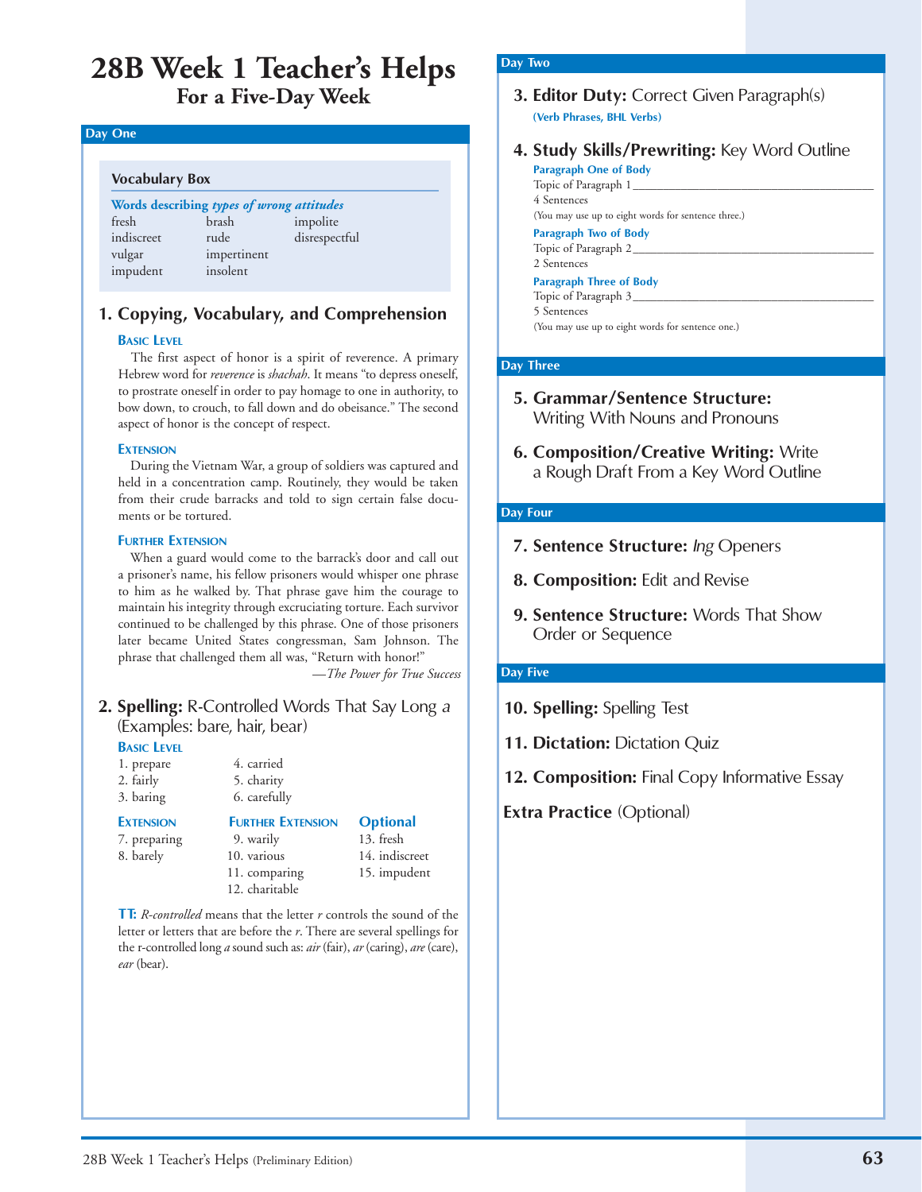# 28B Week 1 Teacher's Helps

## For a Five-Day Week

### Day One

**Vocabulary Box**

**Words describing *types of wrong attitudes***

| | | |
|---|---|---|
| fresh | brash | impolite |
| indiscreet | rude | disrespectful |
| vulgar | impertinent | |
| impudent | insolent | |

#### 1. Copying, Vocabulary, and Comprehension

**Basic Level**

The first aspect of honor is a spirit of reverence. A primary Hebrew word for *reverence* is *shachah*. It means "to depress oneself, to prostrate oneself in order to pay homage to one in authority, to bow down, to crouch, to fall down and do obeisance." The second aspect of honor is the concept of respect.

**Extension**

During the Vietnam War, a group of soldiers was captured and held in a concentration camp. Routinely, they would be taken from their crude barracks and told to sign certain false documents or be tortured.

**Further Extension**

When a guard would come to the barrack's door and call out a prisoner's name, his fellow prisoners would whisper one phrase to him as he walked by. That phrase gave him the courage to maintain his integrity through excruciating torture. Each survivor continued to be challenged by this phrase. One of those prisoners later became United States congressman, Sam Johnson. The phrase that challenged them all was, "Return with honor!"

—*The Power for True Success*

#### 2. Spelling: R-Controlled Words That Say Long *a* (Examples: bare, hair, bear)

**Basic Level**

1. prepare
2. fairly
3. baring
4. carried
5. charity
6. carefully

**Extension**

7. preparing
8. barely

**Further Extension**

9. warily
10. various
11. comparing
12. charitable

**Optional**

13. fresh
14. indiscreet
15. impudent

**TT:** *R-controlled* means that the letter *r* controls the sound of the letter or letters that are before the *r*. There are several spellings for the r-controlled long *a* sound such as: *air* (fair), *ar* (caring), *are* (care), *ear* (bear).

### Day Two

#### 3. Editor Duty: Correct Given Paragraph(s)

**(Verb Phrases, BHL Verbs)**

#### 4. Study Skills/Prewriting: Key Word Outline

**Paragraph One of Body**

Topic of Paragraph 1 ________________________________

4 Sentences

(You may use up to eight words for sentence three.)

**Paragraph Two of Body**

Topic of Paragraph 2 ________________________________

2 Sentences

**Paragraph Three of Body**

Topic of Paragraph 3 ________________________________

5 Sentences

(You may use up to eight words for sentence one.)

### Day Three

#### 5. Grammar/Sentence Structure: Writing With Nouns and Pronouns

#### 6. Composition/Creative Writing: Write a Rough Draft From a Key Word Outline

### Day Four

#### 7. Sentence Structure: *Ing* Openers

#### 8. Composition: Edit and Revise

#### 9. Sentence Structure: Words That Show Order or Sequence

### Day Five

#### 10. Spelling: Spelling Test

#### 11. Dictation: Dictation Quiz

#### 12. Composition: Final Copy Informative Essay

#### Extra Practice (Optional)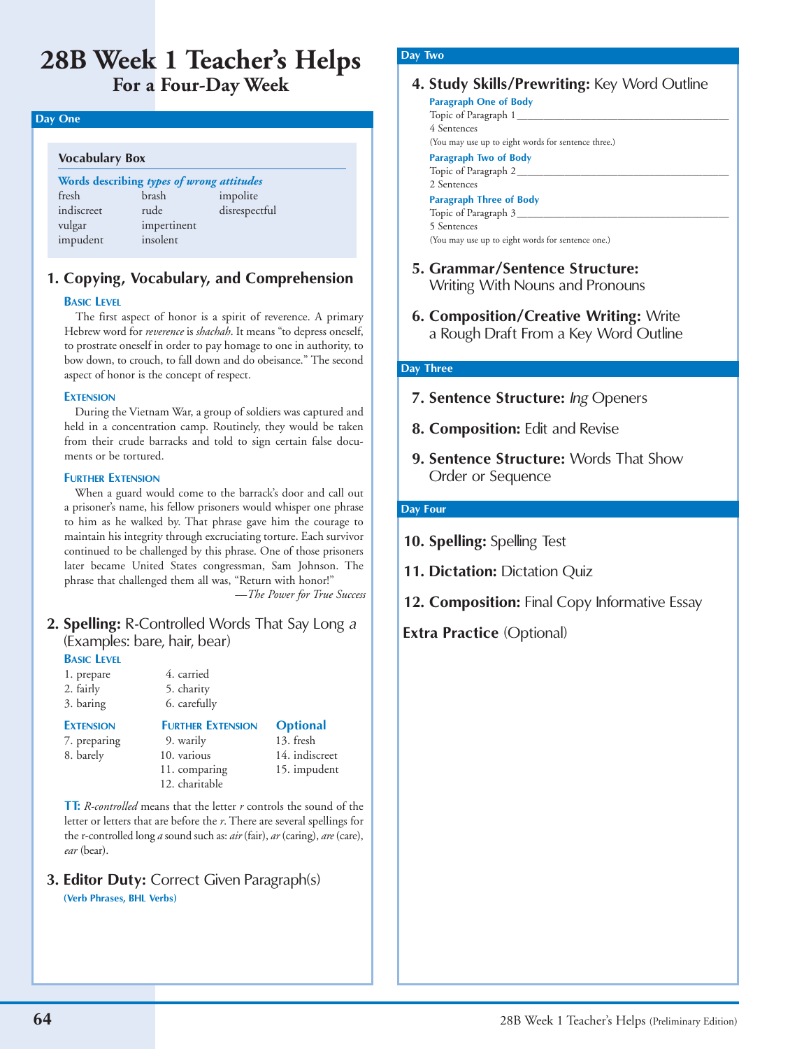# 28B Week 1 Teacher's Helps

## For a Four-Day Week

### Day One

**Vocabulary Box**

**Words describing *types of wrong attitudes***

| | | |
|---|---|---|
| fresh | brash | impolite |
| indiscreet | rude | disrespectful |
| vulgar | impertinent | |
| impudent | insolent | |

#### 1. Copying, Vocabulary, and Comprehension

**Basic Level**

The first aspect of honor is a spirit of reverence. A primary Hebrew word for *reverence* is *shachah*. It means "to depress oneself, to prostrate oneself in order to pay homage to one in authority, to bow down, to crouch, to fall down and do obeisance." The second aspect of honor is the concept of respect.

**Extension**

During the Vietnam War, a group of soldiers was captured and held in a concentration camp. Routinely, they would be taken from their crude barracks and told to sign certain false documents or be tortured.

**Further Extension**

When a guard would come to the barrack's door and call out a prisoner's name, his fellow prisoners would whisper one phrase to him as he walked by. That phrase gave him the courage to maintain his integrity through excruciating torture. Each survivor continued to be challenged by this phrase. One of those prisoners later became United States congressman, Sam Johnson. The phrase that challenged them all was, "Return with honor!"

—*The Power for True Success*

#### 2. Spelling: R-Controlled Words That Say Long *a* (Examples: bare, hair, bear)

**Basic Level**

1. prepare
2. fairly
3. baring
4. carried
5. charity
6. carefully

**Extension**

7. preparing
8. barely

**Further Extension**

9. warily
10. various
11. comparing
12. charitable

**Optional**

13. fresh
14. indiscreet
15. impudent

**TT:** *R-controlled* means that the letter *r* controls the sound of the letter or letters that are before the *r*. There are several spellings for the r-controlled long *a* sound such as: *air* (fair), *ar* (caring), *are* (care), *ear* (bear).

#### 3. Editor Duty: Correct Given Paragraph(s)

**(Verb Phrases, BHL Verbs)**

### Day Two

#### 4. Study Skills/Prewriting: Key Word Outline

**Paragraph One of Body**

Topic of Paragraph 1 ______________________________

4 Sentences

(You may use up to eight words for sentence three.)

**Paragraph Two of Body**

Topic of Paragraph 2 ______________________________

2 Sentences

**Paragraph Three of Body**

Topic of Paragraph 3 ______________________________

5 Sentences

(You may use up to eight words for sentence one.)

#### 5. Grammar/Sentence Structure: Writing With Nouns and Pronouns

#### 6. Composition/Creative Writing: Write a Rough Draft From a Key Word Outline

### Day Three

#### 7. Sentence Structure: *Ing* Openers

#### 8. Composition: Edit and Revise

#### 9. Sentence Structure: Words That Show Order or Sequence

### Day Four

#### 10. Spelling: Spelling Test

#### 11. Dictation: Dictation Quiz

#### 12. Composition: Final Copy Informative Essay

#### Extra Practice (Optional)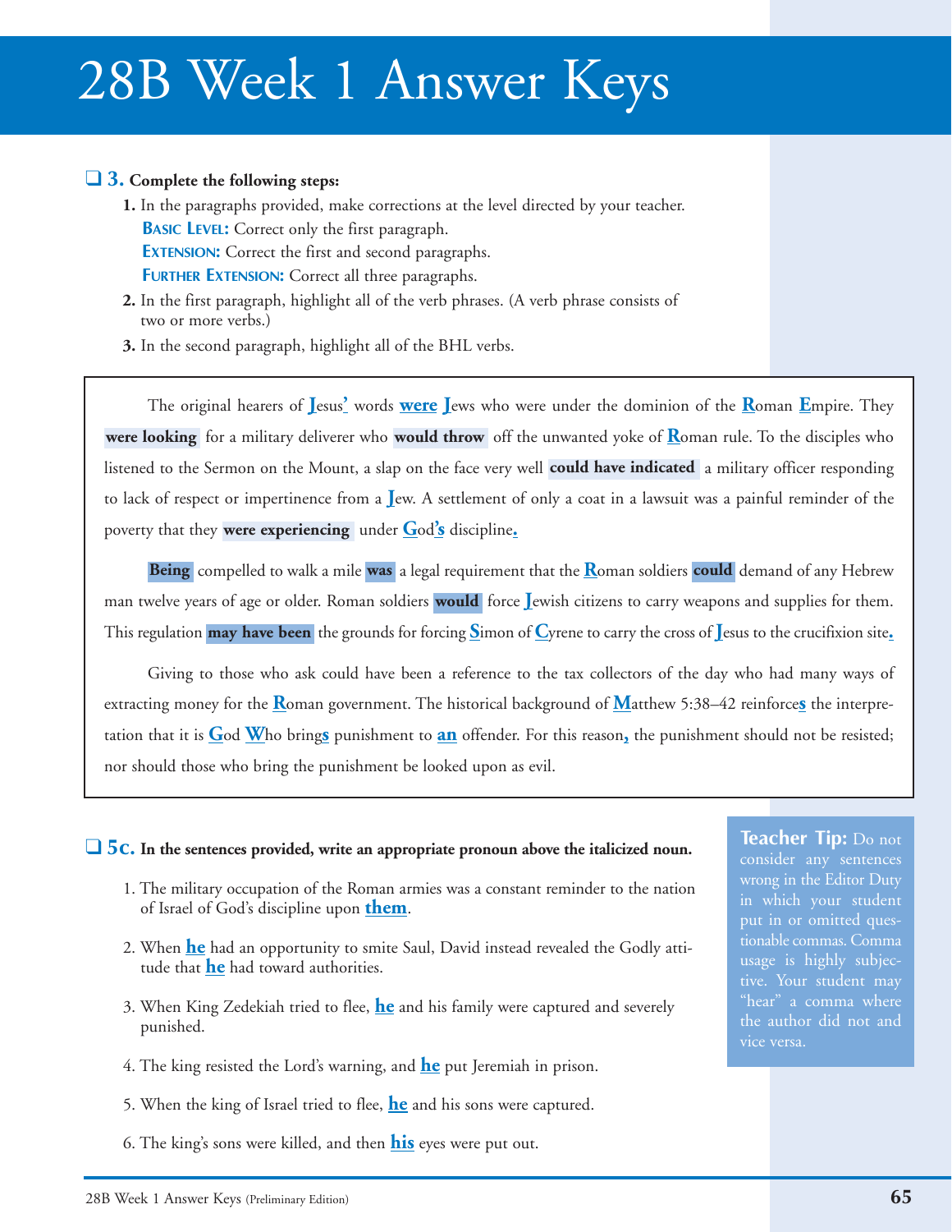# 28B Week 1 Answer Keys

❑ **3. Complete the following steps:**

1. In the paragraphs provided, make corrections at the level directed by your teacher.
   **BASIC LEVEL:** Correct only the first paragraph.
   **EXTENSION:** Correct the first and second paragraphs.
   **FURTHER EXTENSION:** Correct all three paragraphs.
2. In the first paragraph, highlight all of the verb phrases. (A verb phrase consists of two or more verbs.)
3. In the second paragraph, highlight all of the BHL verbs.

The original hearers of **J**esus**'** words **were** **J**ews who were under the dominion of the **R**oman **E**mpire. They **were looking** for a military deliverer who **would throw** off the unwanted yoke of **R**oman rule. To the disciples who listened to the Sermon on the Mount, a slap on the face very well **could have indicated** a military officer responding to lack of respect or impertinence from a **J**ew. A settlement of only a coat in a lawsuit was a painful reminder of the poverty that they **were experiencing** under **G**od**'s** discipline**.**

**Being** compelled to walk a mile **was** a legal requirement that the **R**oman soldiers **could** demand of any Hebrew man twelve years of age or older. Roman soldiers **would** force **J**ewish citizens to carry weapons and supplies for them. This regulation **may have been** the grounds for forcing **S**imon of **C**yrene to carry the cross of **J**esus to the crucifixion site**.**

Giving to those who ask could have been a reference to the tax collectors of the day who had many ways of extracting money for the **R**oman government. The historical background of **M**atthew 5:38–42 reinforce**s** the interpretation that it is **G**od **W**ho bring**s** punishment to **an** offender. For this reason**,** the punishment should not be resisted; nor should those who bring the punishment be looked upon as evil.

❑ **5c. In the sentences provided, write an appropriate pronoun above the italicized noun.**

1. The military occupation of the Roman armies was a constant reminder to the nation of Israel of God's discipline upon **them**.
2. When **he** had an opportunity to smite Saul, David instead revealed the Godly attitude that **he** had toward authorities.
3. When King Zedekiah tried to flee, **he** and his family were captured and severely punished.
4. The king resisted the Lord's warning, and **he** put Jeremiah in prison.
5. When the king of Israel tried to flee, **he** and his sons were captured.
6. The king's sons were killed, and then **his** eyes were put out.

**Teacher Tip:** Do not consider any sentences wrong in the Editor Duty in which your student put in or omitted questionable commas. Comma usage is highly subjective. Your student may "hear" a comma where the author did not and vice versa.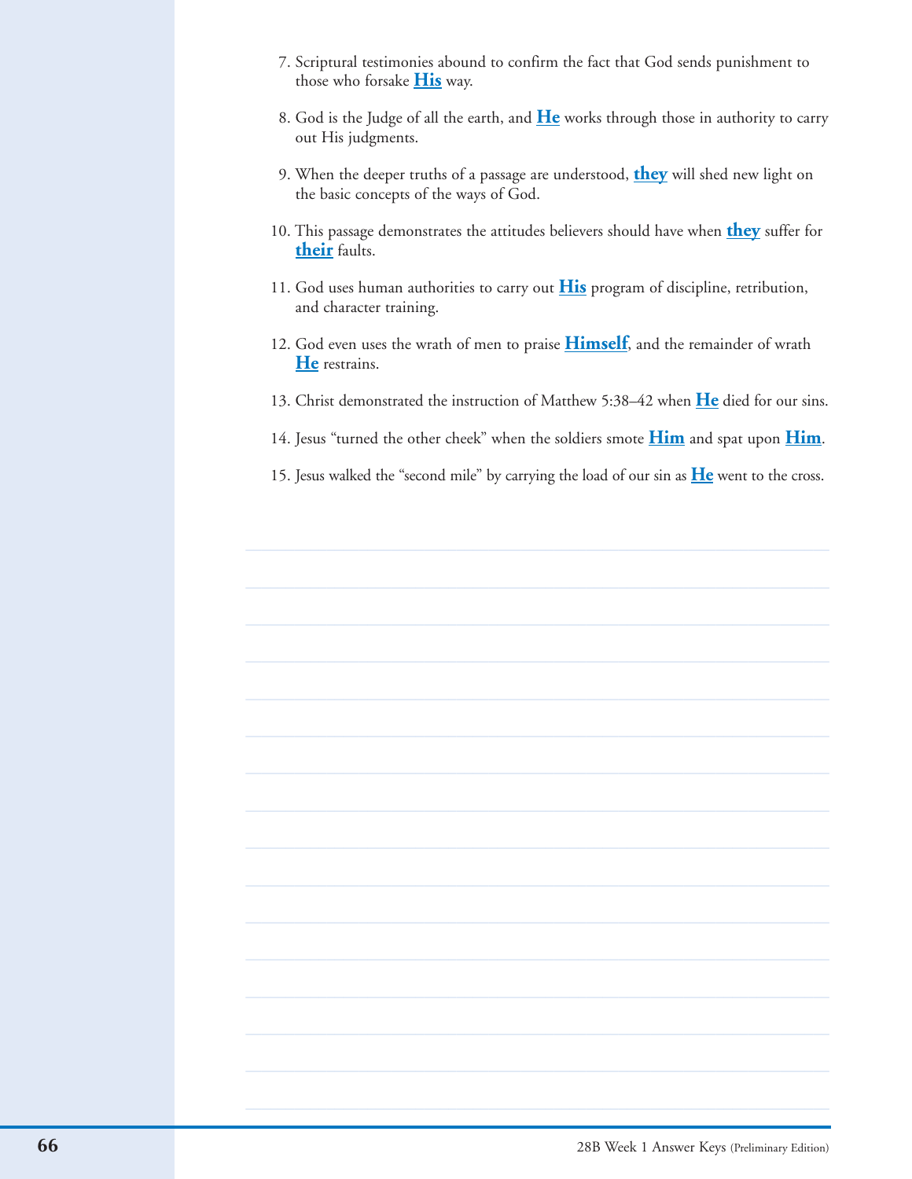7. Scriptural testimonies abound to confirm the fact that God sends punishment to those who forsake **His** way.

8. God is the Judge of all the earth, and **He** works through those in authority to carry out His judgments.

9. When the deeper truths of a passage are understood, **they** will shed new light on the basic concepts of the ways of God.

10. This passage demonstrates the attitudes believers should have when **they** suffer for **their** faults.

11. God uses human authorities to carry out **His** program of discipline, retribution, and character training.

12. God even uses the wrath of men to praise **Himself**, and the remainder of wrath **He** restrains.

13. Christ demonstrated the instruction of Matthew 5:38–42 when **He** died for our sins.

14. Jesus "turned the other cheek" when the soldiers smote **Him** and spat upon **Him**.

15. Jesus walked the "second mile" by carrying the load of our sin as **He** went to the cross.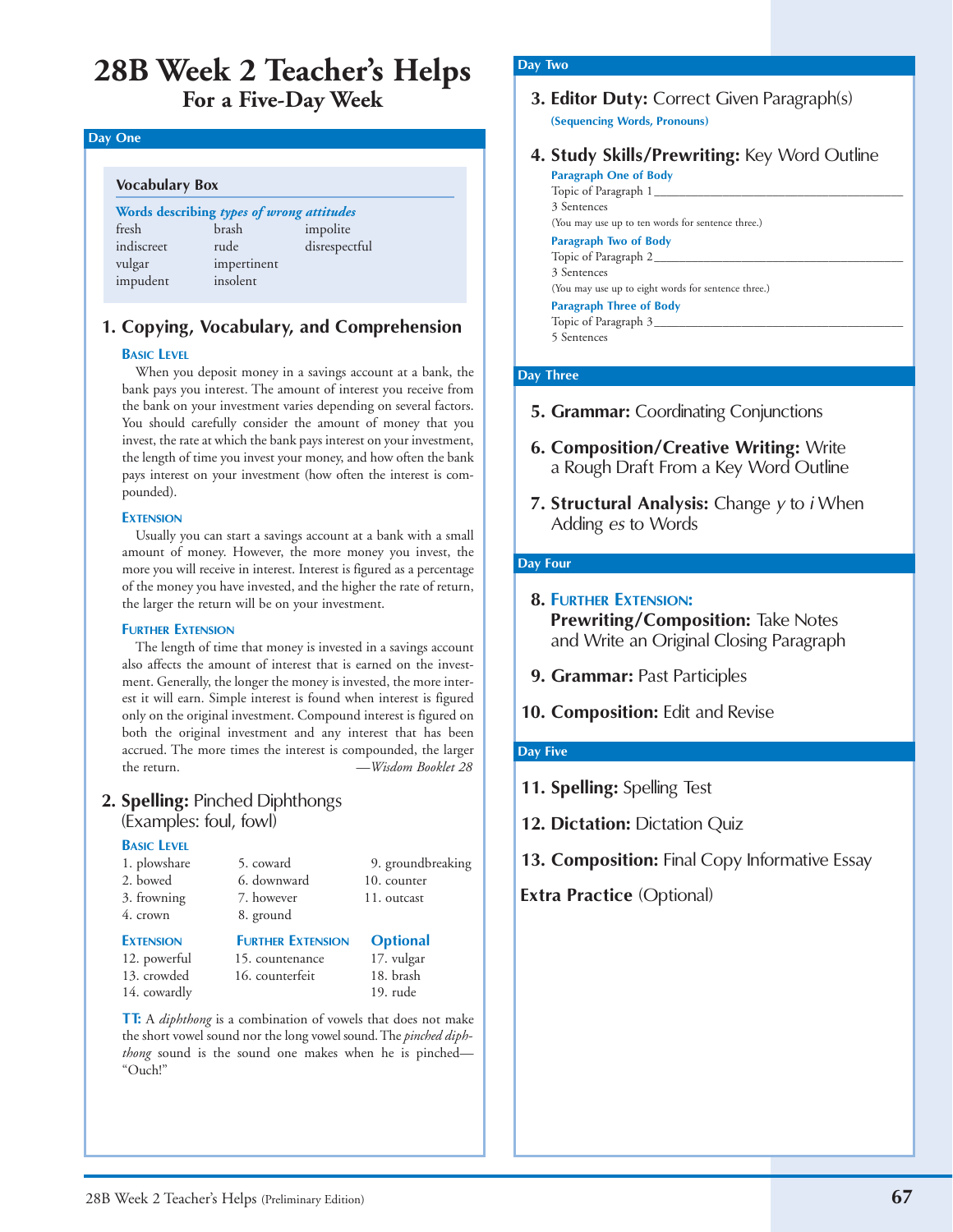# 28B Week 2 Teacher's Helps

## For a Five-Day Week

### Day One

**Vocabulary Box**

Words describing *types of wrong attitudes*

| | | |
|---|---|---|
| fresh | brash | impolite |
| indiscreet | rude | disrespectful |
| vulgar | impertinent | |
| impudent | insolent | |

#### 1. Copying, Vocabulary, and Comprehension

**Basic Level**

When you deposit money in a savings account at a bank, the bank pays you interest. The amount of interest you receive from the bank on your investment varies depending on several factors. You should carefully consider the amount of money that you invest, the rate at which the bank pays interest on your investment, the length of time you invest your money, and how often the bank pays interest on your investment (how often the interest is compounded).

**Extension**

Usually you can start a savings account at a bank with a small amount of money. However, the more money you invest, the more you will receive in interest. Interest is figured as a percentage of the money you have invested, and the higher the rate of return, the larger the return will be on your investment.

**Further Extension**

The length of time that money is invested in a savings account also affects the amount of interest that is earned on the investment. Generally, the longer the money is invested, the more interest it will earn. Simple interest is found when interest is figured only on the original investment. Compound interest is figured on both the original investment and any interest that has been accrued. The more times the interest is compounded, the larger the return. —*Wisdom Booklet 28*

#### 2. Spelling: Pinched Diphthongs (Examples: foul, fowl)

**Basic Level**

1. plowshare
2. bowed
3. frowning
4. crown
5. coward
6. downward
7. however
8. ground
9. groundbreaking
10. counter
11. outcast

**Extension**

12. powerful
13. crowded
14. cowardly

**Further Extension**

15. countenance
16. counterfeit

**Optional**

17. vulgar
18. brash
19. rude

**TT:** A *diphthong* is a combination of vowels that does not make the short vowel sound nor the long vowel sound. The *pinched diphthong* sound is the sound one makes when he is pinched—"Ouch!"

### Day Two

#### 3. Editor Duty: Correct Given Paragraph(s)

(Sequencing Words, Pronouns)

#### 4. Study Skills/Prewriting: Key Word Outline

**Paragraph One of Body**

Topic of Paragraph 1 ________________________________

3 Sentences

(You may use up to ten words for sentence three.)

**Paragraph Two of Body**

Topic of Paragraph 2 ________________________________

3 Sentences

(You may use up to eight words for sentence three.)

**Paragraph Three of Body**

Topic of Paragraph 3 ________________________________

5 Sentences

### Day Three

#### 5. Grammar: Coordinating Conjunctions

#### 6. Composition/Creative Writing: Write a Rough Draft From a Key Word Outline

#### 7. Structural Analysis: Change *y* to *i* When Adding *es* to Words

### Day Four

#### 8. Further Extension: Prewriting/Composition: Take Notes and Write an Original Closing Paragraph

#### 9. Grammar: Past Participles

#### 10. Composition: Edit and Revise

### Day Five

#### 11. Spelling: Spelling Test

#### 12. Dictation: Dictation Quiz

#### 13. Composition: Final Copy Informative Essay

**Extra Practice** (Optional)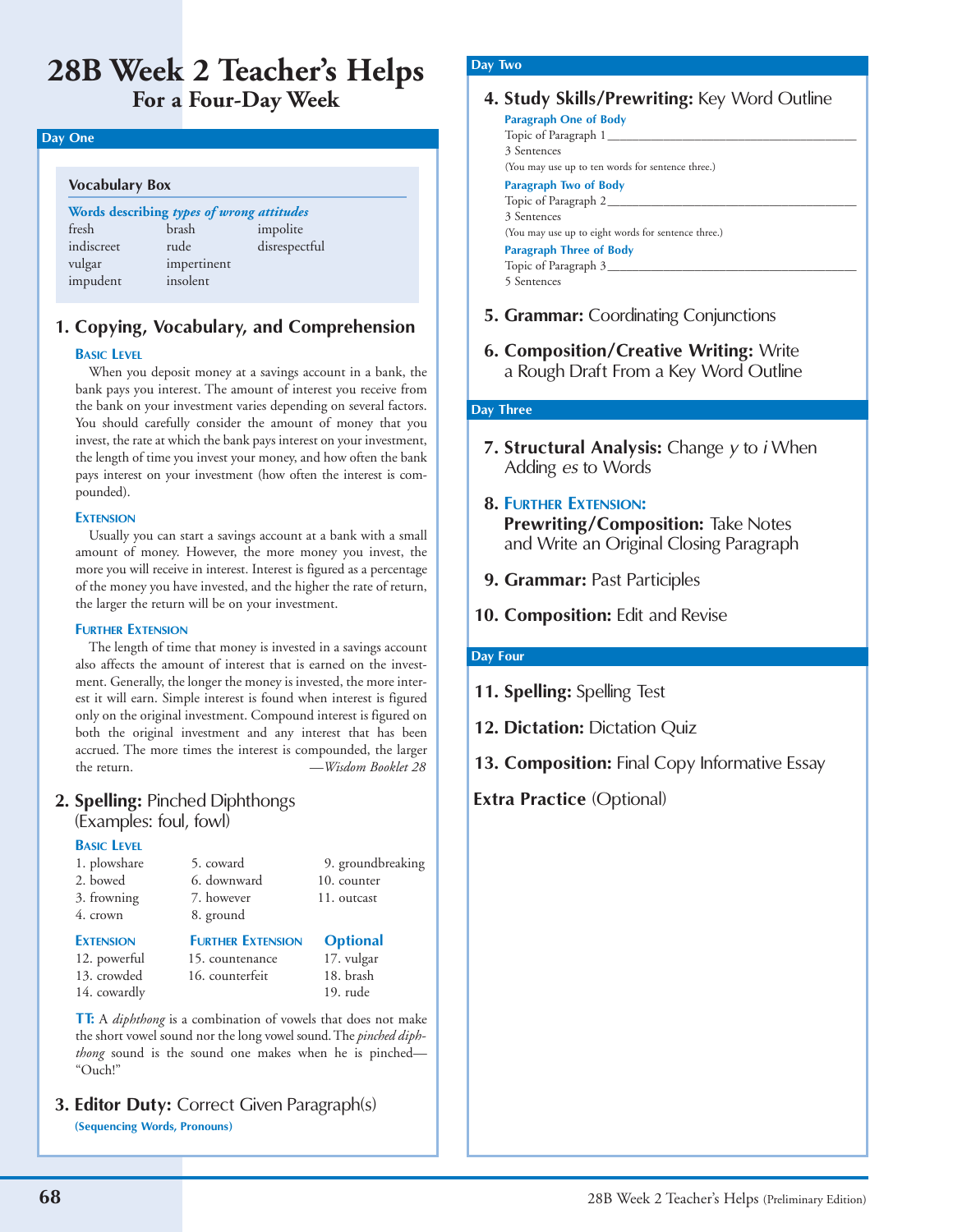# 28B Week 2 Teacher's Helps

## For a Four-Day Week

### Day One

**Vocabulary Box**

Words describing *types of wrong attitudes*

| | | |
|---|---|---|
| fresh | brash | impolite |
| indiscreet | rude | disrespectful |
| vulgar | impertinent | |
| impudent | insolent | |

#### 1. Copying, Vocabulary, and Comprehension

**Basic Level**

When you deposit money at a savings account in a bank, the bank pays you interest. The amount of interest you receive from the bank on your investment varies depending on several factors. You should carefully consider the amount of money that you invest, the rate at which the bank pays interest on your investment, the length of time you invest your money, and how often the bank pays interest on your investment (how often the interest is compounded).

**Extension**

Usually you can start a savings account at a bank with a small amount of money. However, the more money you invest, the more you will receive in interest. Interest is figured as a percentage of the money you have invested, and the higher the rate of return, the larger the return will be on your investment.

**Further Extension**

The length of time that money is invested in a savings account also affects the amount of interest that is earned on the investment. Generally, the longer the money is invested, the more interest it will earn. Simple interest is found when interest is figured only on the original investment. Compound interest is figured on both the original investment and any interest that has been accrued. The more times the interest is compounded, the larger the return. —*Wisdom Booklet 28*

#### 2. Spelling: Pinched Diphthongs (Examples: foul, fowl)

**Basic Level**

1. plowshare
2. bowed
3. frowning
4. crown
5. coward
6. downward
7. however
8. ground
9. groundbreaking
10. counter
11. outcast

**Extension**

12. powerful
13. crowded
14. cowardly

**Further Extension**

15. countenance
16. counterfeit

**Optional**

17. vulgar
18. brash
19. rude

**TT:** A *diphthong* is a combination of vowels that does not make the short vowel sound nor the long vowel sound. The *pinched diphthong* sound is the sound one makes when he is pinched—"Ouch!"

#### 3. Editor Duty: Correct Given Paragraph(s)

**(Sequencing Words, Pronouns)**

### Day Two

#### 4. Study Skills/Prewriting: Key Word Outline

**Paragraph One of Body**

Topic of Paragraph 1 ________________________

3 Sentences

(You may use up to ten words for sentence three.)

**Paragraph Two of Body**

Topic of Paragraph 2 ________________________

3 Sentences

(You may use up to eight words for sentence three.)

**Paragraph Three of Body**

Topic of Paragraph 3 ________________________

5 Sentences

#### 5. Grammar: Coordinating Conjunctions

#### 6. Composition/Creative Writing: Write a Rough Draft From a Key Word Outline

### Day Three

#### 7. Structural Analysis: Change *y* to *i* When Adding *es* to Words

#### 8. Further Extension: Prewriting/Composition: Take Notes and Write an Original Closing Paragraph

#### 9. Grammar: Past Participles

#### 10. Composition: Edit and Revise

### Day Four

#### 11. Spelling: Spelling Test

#### 12. Dictation: Dictation Quiz

#### 13. Composition: Final Copy Informative Essay

**Extra Practice** (Optional)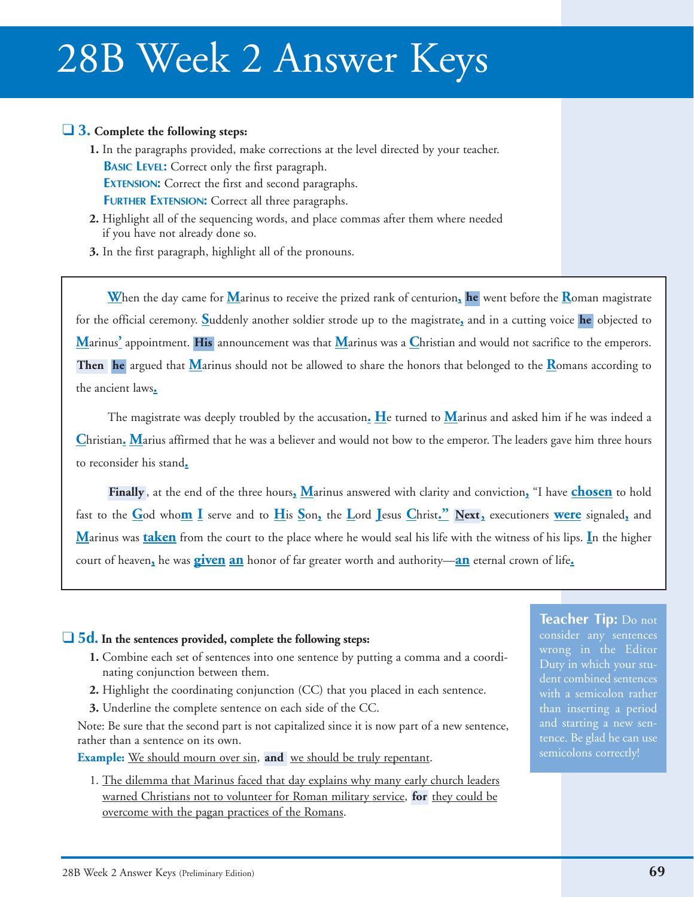# 28B Week 2 Answer Keys

❑ **3. Complete the following steps:**

1. In the paragraphs provided, make corrections at the level directed by your teacher.
   **Basic Level:** Correct only the first paragraph.
   **Extension:** Correct the first and second paragraphs.
   **Further Extension:** Correct all three paragraphs.
2. Highlight all of the sequencing words, and place commas after them where needed if you have not already done so.
3. In the first paragraph, highlight all of the pronouns.

---

When the day came for Marinus to receive the prized rank of centurion, **he** went before the Roman magistrate for the official ceremony. Suddenly another soldier strode up to the magistrate, and in a cutting voice **he** objected to Marinus' appointment. **His** announcement was that Marinus was a Christian and would not sacrifice to the emperors. **Then** **he** argued that Marinus should not be allowed to share the honors that belonged to the Romans according to the ancient laws.

The magistrate was deeply troubled by the accusation. He turned to Marinus and asked him if he was indeed a Christian. Marius affirmed that he was a believer and would not bow to the emperor. The leaders gave him three hours to reconsider his stand.

**Finally**, at the end of the three hours, Marinus answered with clarity and conviction, "I have **chosen** to hold fast to the God whom I serve and to His Son, the Lord Jesus Christ." **Next**, executioners **were** signaled, and Marinus was **taken** from the court to the place where he would seal his life with the witness of his lips. In the higher court of heaven, he was **given** **an** honor of far greater worth and authority—**an** eternal crown of life.

---

❑ **5d. In the sentences provided, complete the following steps:**

1. Combine each set of sentences into one sentence by putting a comma and a coordinating conjunction between them.
2. Highlight the coordinating conjunction (CC) that you placed in each sentence.
3. Underline the complete sentence on each side of the CC.

Note: Be sure that the second part is not capitalized since it is now part of a new sentence, rather than a sentence on its own.

**Example:** <u>We should mourn over sin</u>, **and** <u>we should be truly repentant</u>.

1. <u>The dilemma that Marinus faced that day explains why many early church leaders warned Christians not to volunteer for Roman military service</u>, **for** <u>they could be overcome with the pagan practices of the Romans</u>.

**Teacher Tip:** Do not consider any sentences wrong in the Editor Duty in which your student combined sentences with a semicolon rather than inserting a period and starting a new sentence. Be glad he can use semicolons correctly!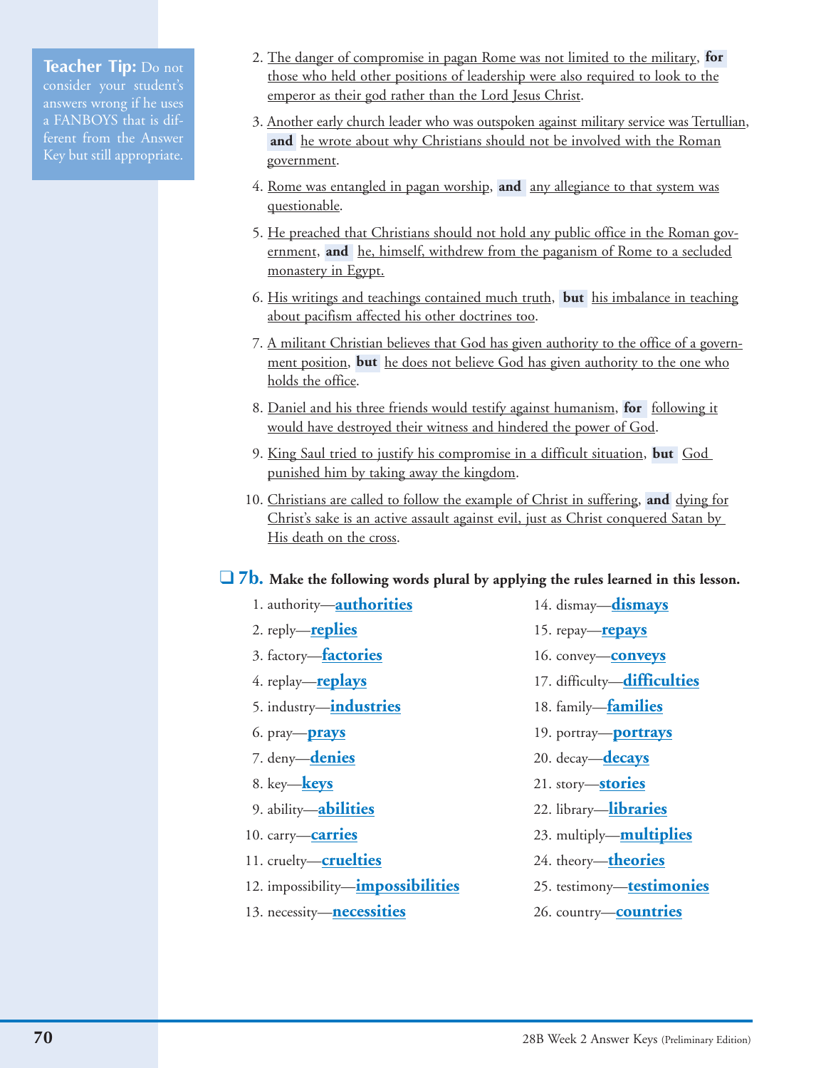**Teacher Tip:** Do not consider your student's answers wrong if he uses a FANBOYS that is different from the Answer Key but still appropriate.

2. The danger of compromise in pagan Rome was not limited to the military, **for** those who held other positions of leadership were also required to look to the emperor as their god rather than the Lord Jesus Christ.
3. Another early church leader who was outspoken against military service was Tertullian, **and** he wrote about why Christians should not be involved with the Roman government.
4. Rome was entangled in pagan worship, **and** any allegiance to that system was questionable.
5. He preached that Christians should not hold any public office in the Roman government, **and** he, himself, withdrew from the paganism of Rome to a secluded monastery in Egypt.
6. His writings and teachings contained much truth, **but** his imbalance in teaching about pacifism affected his other doctrines too.
7. A militant Christian believes that God has given authority to the office of a government position, **but** he does not believe God has given authority to the one who holds the office.
8. Daniel and his three friends would testify against humanism, **for** following it would have destroyed their witness and hindered the power of God.
9. King Saul tried to justify his compromise in a difficult situation, **but** God punished him by taking away the kingdom.
10. Christians are called to follow the example of Christ in suffering, **and** dying for Christ's sake is an active assault against evil, just as Christ conquered Satan by His death on the cross.

## ❑ 7b. Make the following words plural by applying the rules learned in this lesson.

1. authority—**authorities**
2. reply—**replies**
3. factory—**factories**
4. replay—**replays**
5. industry—**industries**
6. pray—**prays**
7. deny—**denies**
8. key—**keys**
9. ability—**abilities**
10. carry—**carries**
11. cruelty—**cruelties**
12. impossibility—**impossibilities**
13. necessity—**necessities**
14. dismay—**dismays**
15. repay—**repays**
16. convey—**conveys**
17. difficulty—**difficulties**
18. family—**families**
19. portray—**portrays**
20. decay—**decays**
21. story—**stories**
22. library—**libraries**
23. multiply—**multiplies**
24. theory—**theories**
25. testimony—**testimonies**
26. country—**countries**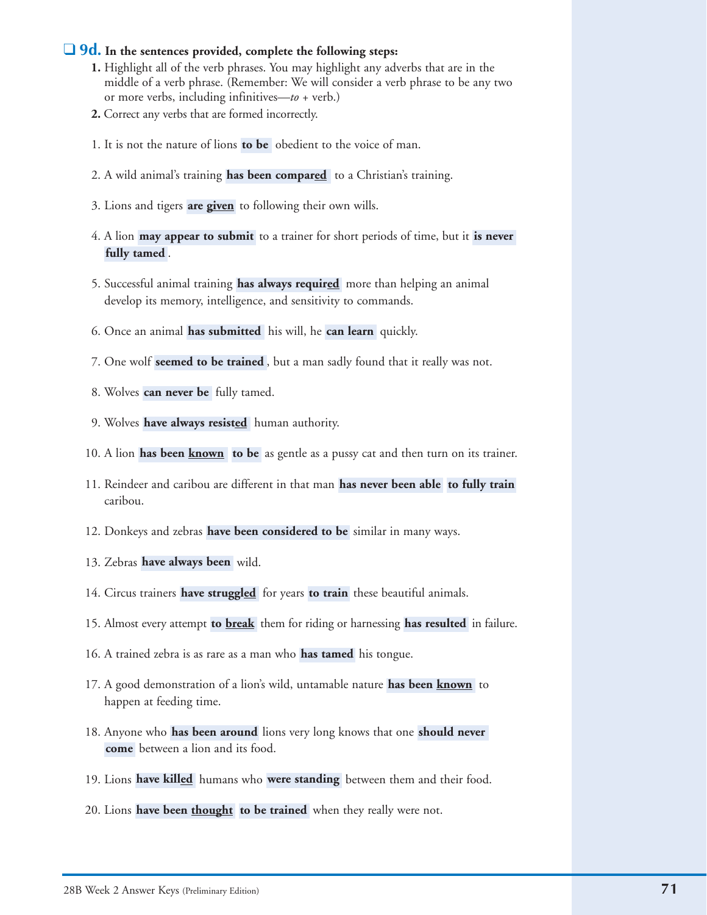**❑ 9d. In the sentences provided, complete the following steps:**

1. Highlight all of the verb phrases. You may highlight any adverbs that are in the middle of a verb phrase. (Remember: We will consider a verb phrase to be any two or more verbs, including infinitives—*to* + verb.)
2. Correct any verbs that are formed incorrectly.

1. It is not the nature of lions **to be** obedient to the voice of man.
2. A wild animal's training **has been compar<u>ed</u>** to a Christian's training.
3. Lions and tigers **are <u>given</u>** to following their own wills.
4. A lion **may appear to submit** to a trainer for short periods of time, but it **is never fully tamed**.
5. Successful animal training **has always requir<u>ed</u>** more than helping an animal develop its memory, intelligence, and sensitivity to commands.
6. Once an animal **has submitted** his will, he **can learn** quickly.
7. One wolf **seemed to be trained**, but a man sadly found that it really was not.
8. Wolves **can never be** fully tamed.
9. Wolves **have always resist<u>ed</u>** human authority.
10. A lion **has been <u>known</u>** **to be** as gentle as a pussy cat and then turn on its trainer.
11. Reindeer and caribou are different in that man **has never been able** **to fully train** caribou.
12. Donkeys and zebras **have been considered to be** similar in many ways.
13. Zebras **have always been** wild.
14. Circus trainers **have struggl<u>ed</u>** for years **to train** these beautiful animals.
15. Almost every attempt **to <u>break</u>** them for riding or harnessing **has resulted** in failure.
16. A trained zebra is as rare as a man who **has tamed** his tongue.
17. A good demonstration of a lion's wild, untamable nature **has been <u>known</u>** to happen at feeding time.
18. Anyone who **has been around** lions very long knows that one **should never come** between a lion and its food.
19. Lions **have kill<u>ed</u>** humans who **were standing** between them and their food.
20. Lions **have been <u>thought</u>** **to be trained** when they really were not.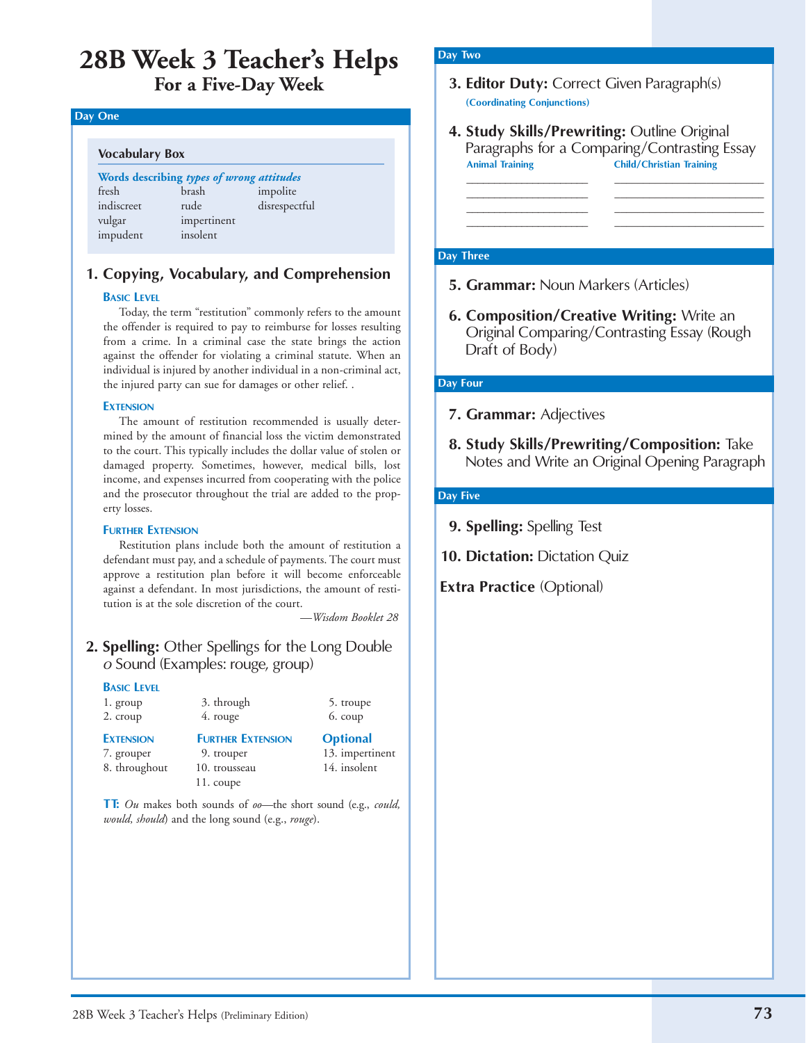# 28B Week 3 Teacher's Helps

## For a Five-Day Week

### Day One

**Vocabulary Box**

Words describing *types of wrong attitudes*

| | | |
|---|---|---|
| fresh | brash | impolite |
| indiscreet | rude | disrespectful |
| vulgar | impertinent | |
| impudent | insolent | |

### 1. Copying, Vocabulary, and Comprehension

**Basic Level**

Today, the term "restitution" commonly refers to the amount the offender is required to pay to reimburse for losses resulting from a crime. In a criminal case the state brings the action against the offender for violating a criminal statute. When an individual is injured by another individual in a non-criminal act, the injured party can sue for damages or other relief. .

**Extension**

The amount of restitution recommended is usually determined by the amount of financial loss the victim demonstrated to the court. This typically includes the dollar value of stolen or damaged property. Sometimes, however, medical bills, lost income, and expenses incurred from cooperating with the police and the prosecutor throughout the trial are added to the property losses.

**Further Extension**

Restitution plans include both the amount of restitution a defendant must pay, and a schedule of payments. The court must approve a restitution plan before it will become enforceable against a defendant. In most jurisdictions, the amount of restitution is at the sole discretion of the court.

—*Wisdom Booklet 28*

### 2. **Spelling:** Other Spellings for the Long Double *o* Sound (Examples: rouge, group)

**Basic Level**

1. group
2. croup
3. through
4. rouge
5. troupe
6. coup

**Extension**

7. grouper
8. throughout

**Further Extension**

9. trouper
10. trousseau
11. coupe

**Optional**

13. impertinent
14. insolent

**TT:** *Ou* makes both sounds of *oo*—the short sound (e.g., *could, would, should*) and the long sound (e.g., *rouge*).

### Day Two

### 3. **Editor Duty:** Correct Given Paragraph(s)

(Coordinating Conjunctions)

### 4. **Study Skills/Prewriting:** Outline Original Paragraphs for a Comparing/Contrasting Essay

| Animal Training | Child/Christian Training |
|---|---|
| ____________________ | ________________________ |
| ____________________ | ________________________ |
| ____________________ | ________________________ |
| ____________________ | ________________________ |

### Day Three

### 5. **Grammar:** Noun Markers (Articles)

### 6. **Composition/Creative Writing:** Write an Original Comparing/Contrasting Essay (Rough Draft of Body)

### Day Four

### 7. **Grammar:** Adjectives

### 8. **Study Skills/Prewriting/Composition:** Take Notes and Write an Original Opening Paragraph

### Day Five

### 9. **Spelling:** Spelling Test

### 10. **Dictation:** Dictation Quiz

**Extra Practice** (Optional)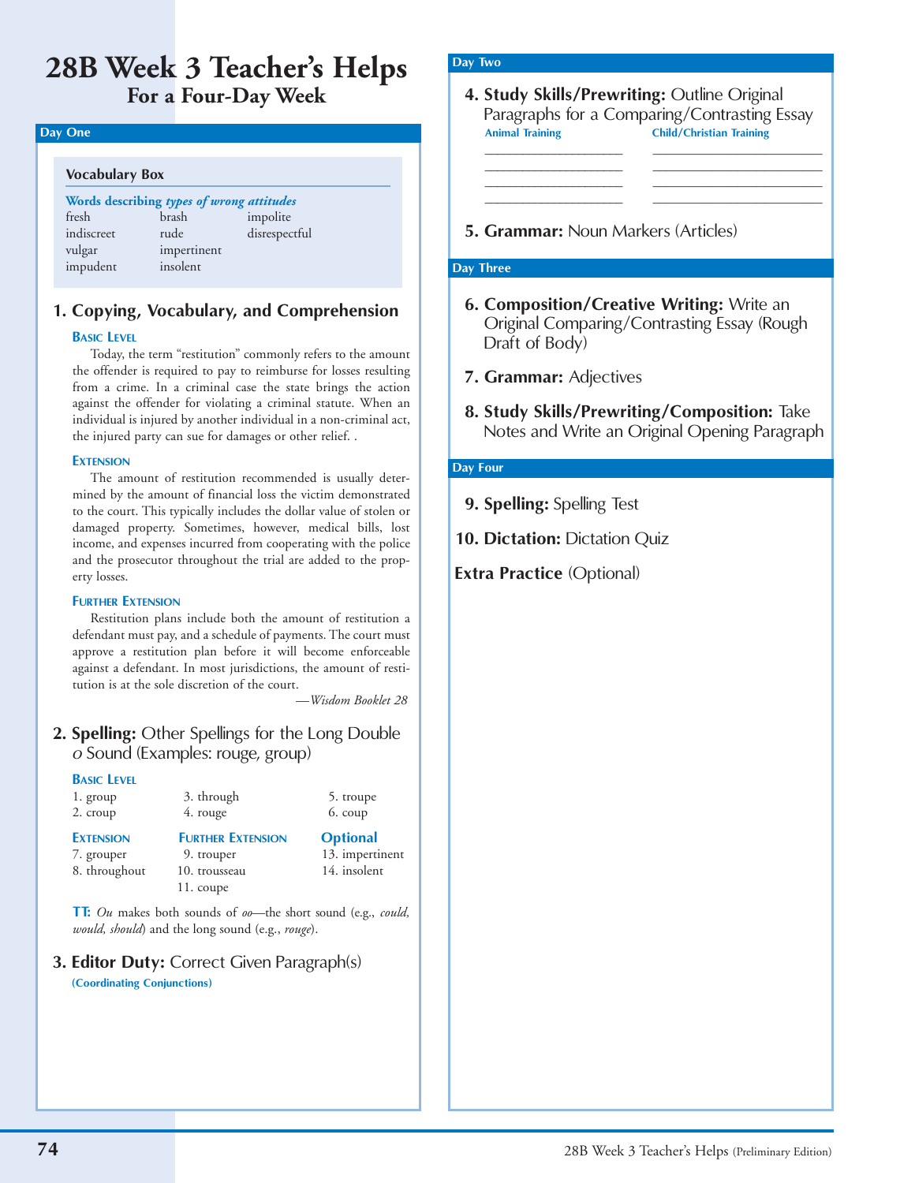# 28B Week 3 Teacher's Helps
## For a Four-Day Week

### Day One

**Vocabulary Box**

Words describing *types of wrong attitudes*

| | | |
|---|---|---|
| fresh | brash | impolite |
| indiscreet | rude | disrespectful |
| vulgar | impertinent | |
| impudent | insolent | |

### 1. Copying, Vocabulary, and Comprehension

**Basic Level**

Today, the term "restitution" commonly refers to the amount the offender is required to pay to reimburse for losses resulting from a crime. In a criminal case the state brings the action against the offender for violating a criminal statute. When an individual is injured by another individual in a non-criminal act, the injured party can sue for damages or other relief. .

**Extension**

The amount of restitution recommended is usually determined by the amount of financial loss the victim demonstrated to the court. This typically includes the dollar value of stolen or damaged property. Sometimes, however, medical bills, lost income, and expenses incurred from cooperating with the police and the prosecutor throughout the trial are added to the property losses.

**Further Extension**

Restitution plans include both the amount of restitution a defendant must pay, and a schedule of payments. The court must approve a restitution plan before it will become enforceable against a defendant. In most jurisdictions, the amount of restitution is at the sole discretion of the court.

—*Wisdom Booklet 28*

### 2. Spelling: Other Spellings for the Long Double *o* Sound (Examples: rouge, group)

**Basic Level**

1. group
2. croup
3. through
4. rouge
5. troupe
6. coup

**Extension**

7. grouper
8. throughout

**Further Extension**

9. trouper
10. trousseau
11. coupe

**Optional**

13. impertinent
14. insolent

**TT:** *Ou* makes both sounds of *oo*—the short sound (e.g., *could, would, should*) and the long sound (e.g., *rouge*).

### 3. Editor Duty: Correct Given Paragraph(s)

**(Coordinating Conjunctions)**

### Day Two

### 4. Study Skills/Prewriting: Outline Original Paragraphs for a Comparing/Contrasting Essay

| Animal Training | Child/Christian Training |
|---|---|
| ____________________ | ____________________ |
| ____________________ | ____________________ |
| ____________________ | ____________________ |
| ____________________ | ____________________ |

### 5. Grammar: Noun Markers (Articles)

### Day Three

### 6. Composition/Creative Writing: Write an Original Comparing/Contrasting Essay (Rough Draft of Body)

### 7. Grammar: Adjectives

### 8. Study Skills/Prewriting/Composition: Take Notes and Write an Original Opening Paragraph

### Day Four

### 9. Spelling: Spelling Test

### 10. Dictation: Dictation Quiz

### Extra Practice (Optional)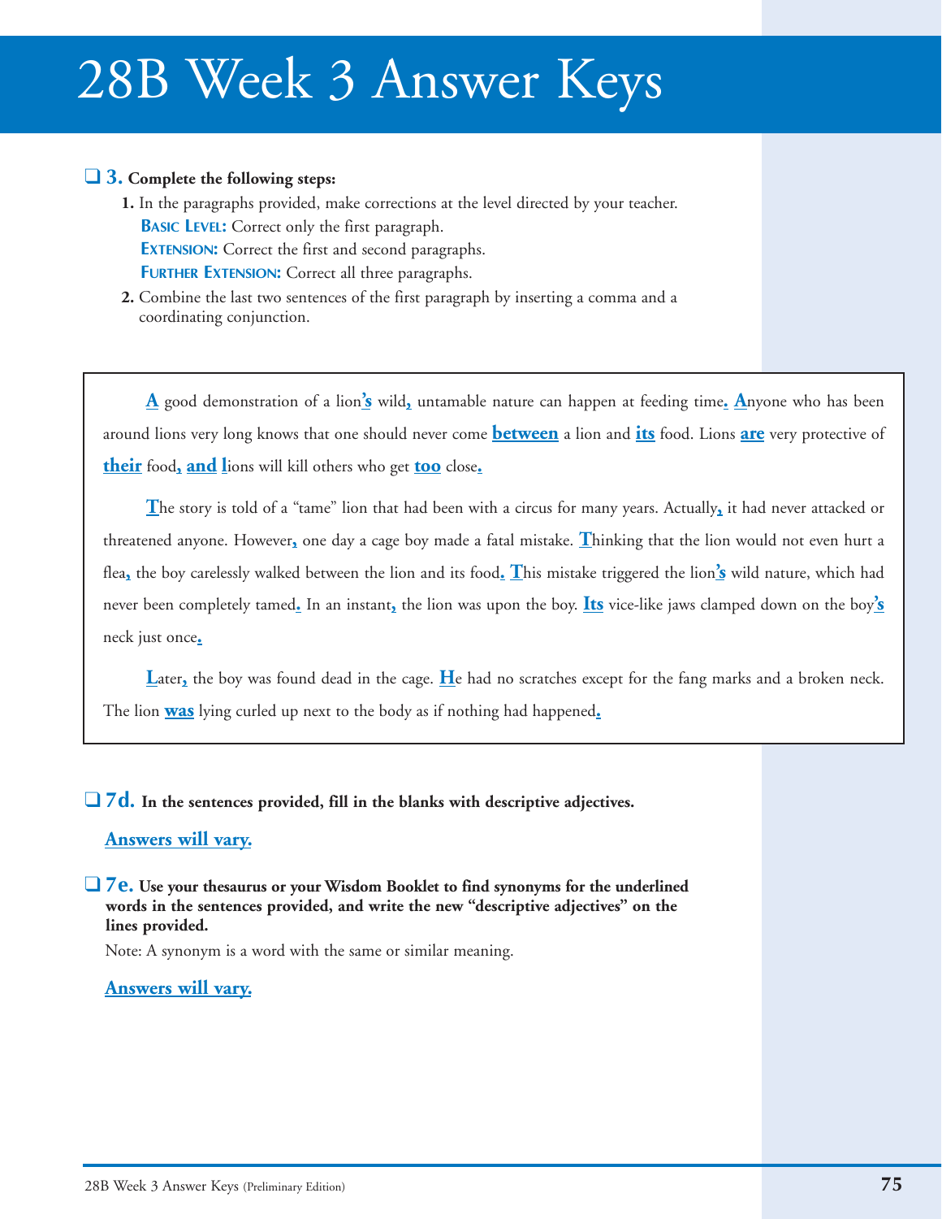# 28B Week 3 Answer Keys

❑ **3. Complete the following steps:**

1. In the paragraphs provided, make corrections at the level directed by your teacher.
   **BASIC LEVEL:** Correct only the first paragraph.
   **EXTENSION:** Correct the first and second paragraphs.
   **FURTHER EXTENSION:** Correct all three paragraphs.
2. Combine the last two sentences of the first paragraph by inserting a comma and a coordinating conjunction.

> **A** good demonstration of a lion**'s** wild**,** untamable nature can happen at feeding time**.** **A**nyone who has been around lions very long knows that one should never come **between** a lion and **its** food. Lions **are** very protective of **their** food**, and l**ions will kill others who get **too** close**.**
>
> **T**he story is told of a "tame" lion that had been with a circus for many years. Actually**,** it had never attacked or threatened anyone. However**,** one day a cage boy made a fatal mistake. **T**hinking that the lion would not even hurt a flea**,** the boy carelessly walked between the lion and its food**.** **T**his mistake triggered the lion**'s** wild nature, which had never been completely tamed**.** In an instant**,** the lion was upon the boy. **Its** vice-like jaws clamped down on the boy**'s** neck just once**.**
>
> **L**ater**,** the boy was found dead in the cage. **H**e had no scratches except for the fang marks and a broken neck. The lion **was** lying curled up next to the body as if nothing had happened**.**

❑ **7d. In the sentences provided, fill in the blanks with descriptive adjectives.**

**Answers will vary.**

❑ **7e. Use your thesaurus or your Wisdom Booklet to find synonyms for the underlined words in the sentences provided, and write the new "descriptive adjectives" on the lines provided.**

Note: A synonym is a word with the same or similar meaning.

**Answers will vary.**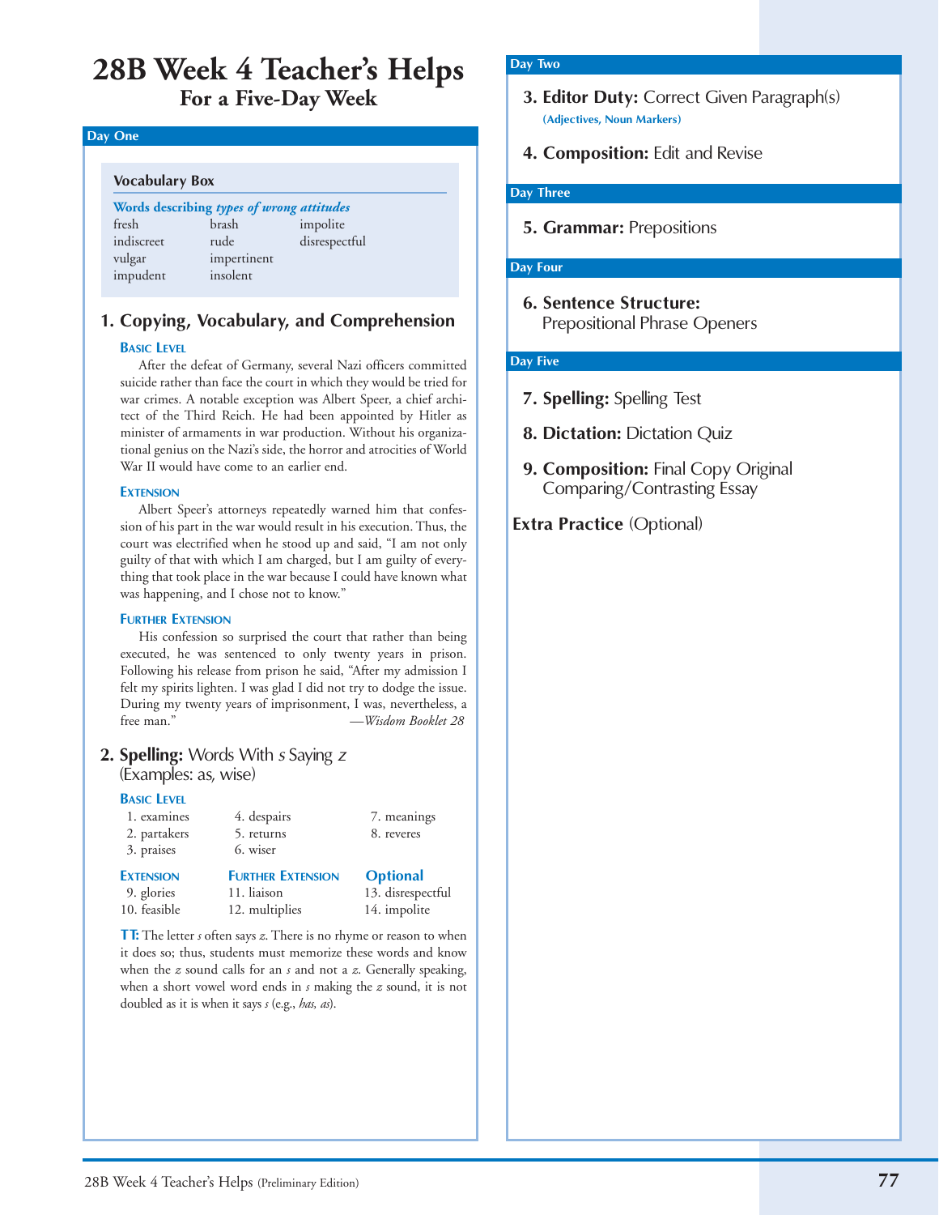# 28B Week 4 Teacher's Helps

## For a Five-Day Week

### Day One

**Vocabulary Box**

**Words describing *types of wrong attitudes***

| | | |
|---|---|---|
| fresh | brash | impolite |
| indiscreet | rude | disrespectful |
| vulgar | impertinent | |
| impudent | insolent | |

### 1. Copying, Vocabulary, and Comprehension

**Basic Level**

After the defeat of Germany, several Nazi officers committed suicide rather than face the court in which they would be tried for war crimes. A notable exception was Albert Speer, a chief architect of the Third Reich. He had been appointed by Hitler as minister of armaments in war production. Without his organizational genius on the Nazi's side, the horror and atrocities of World War II would have come to an earlier end.

**Extension**

Albert Speer's attorneys repeatedly warned him that confession of his part in the war would result in his execution. Thus, the court was electrified when he stood up and said, "I am not only guilty of that with which I am charged, but I am guilty of everything that took place in the war because I could have known what was happening, and I chose not to know."

**Further Extension**

His confession so surprised the court that rather than being executed, he was sentenced to only twenty years in prison. Following his release from prison he said, "After my admission I felt my spirits lighten. I was glad I did not try to dodge the issue. During my twenty years of imprisonment, I was, nevertheless, a free man." —*Wisdom Booklet 28*

### 2. Spelling: Words With *s* Saying *z* (Examples: as, wise)

**Basic Level**

1. examines
2. partakers
3. praises
4. despairs
5. returns
6. wiser
7. meanings
8. reveres

**Extension**

9. glories
10. feasible

**Further Extension**

11. liaison
12. multiplies

**Optional**

13. disrespectful
14. impolite

**TT:** The letter *s* often says *z*. There is no rhyme or reason to when it does so; thus, students must memorize these words and know when the *z* sound calls for an *s* and not a *z*. Generally speaking, when a short vowel word ends in *s* making the *z* sound, it is not doubled as it is when it says *s* (e.g., *has, as*).

### Day Two

**3. Editor Duty:** Correct Given Paragraph(s) (Adjectives, Noun Markers)

**4. Composition:** Edit and Revise

### Day Three

**5. Grammar:** Prepositions

### Day Four

**6. Sentence Structure:** Prepositional Phrase Openers

### Day Five

**7. Spelling:** Spelling Test

**8. Dictation:** Dictation Quiz

**9. Composition:** Final Copy Original Comparing/Contrasting Essay

**Extra Practice** (Optional)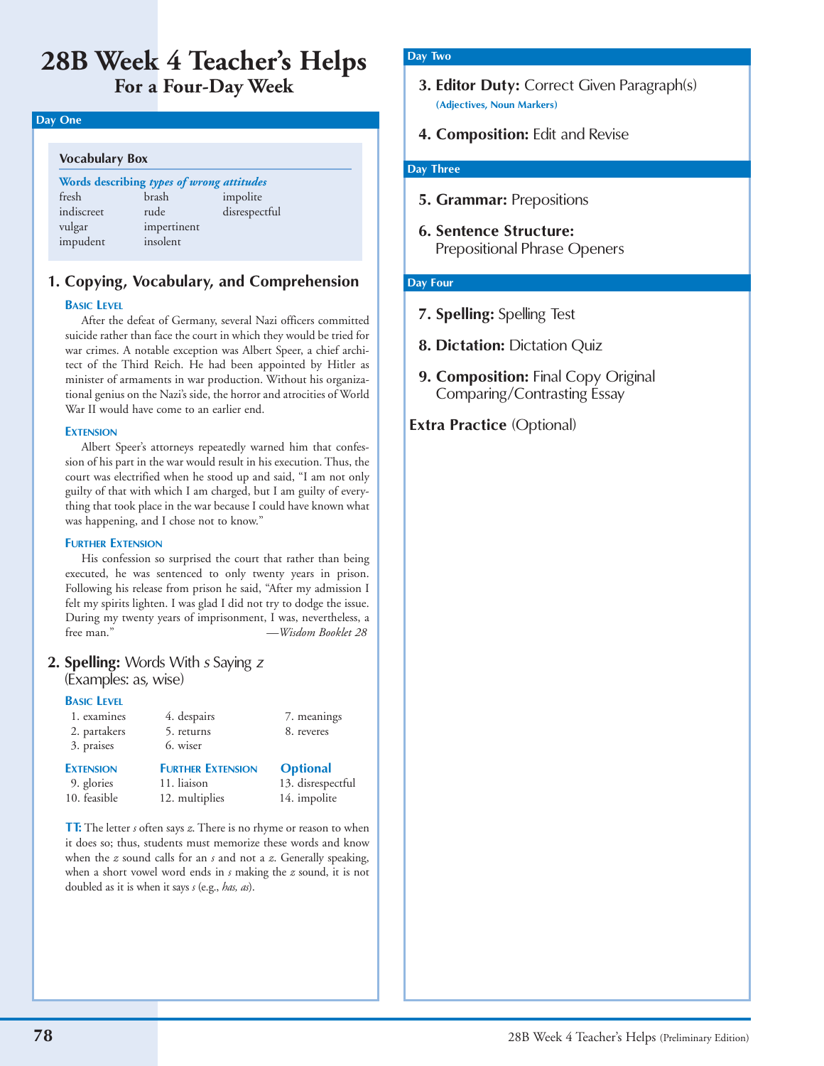# 28B Week 4 Teacher's Helps
## For a Four-Day Week

### Day One

**Vocabulary Box**

**Words describing *types of wrong attitudes***

| | | |
|---|---|---|
| fresh | brash | impolite |
| indiscreet | rude | disrespectful |
| vulgar | impertinent | |
| impudent | insolent | |

### 1. Copying, Vocabulary, and Comprehension

**Basic Level**

After the defeat of Germany, several Nazi officers committed suicide rather than face the court in which they would be tried for war crimes. A notable exception was Albert Speer, a chief architect of the Third Reich. He had been appointed by Hitler as minister of armaments in war production. Without his organizational genius on the Nazi's side, the horror and atrocities of World War II would have come to an earlier end.

**Extension**

Albert Speer's attorneys repeatedly warned him that confession of his part in the war would result in his execution. Thus, the court was electrified when he stood up and said, "I am not only guilty of that with which I am charged, but I am guilty of everything that took place in the war because I could have known what was happening, and I chose not to know."

**Further Extension**

His confession so surprised the court that rather than being executed, he was sentenced to only twenty years in prison. Following his release from prison he said, "After my admission I felt my spirits lighten. I was glad I did not try to dodge the issue. During my twenty years of imprisonment, I was, nevertheless, a free man."

—*Wisdom Booklet 28*

### 2. Spelling: Words With *s* Saying *z*
(Examples: as, wise)

**Basic Level**

1. examines
2. partakers
3. praises
4. despairs
5. returns
6. wiser
7. meanings
8. reveres

**Extension**

9. glories
10. feasible

**Further Extension**

11. liaison
12. multiplies

**Optional**

13. disrespectful
14. impolite

**TT:** The letter *s* often says *z*. There is no rhyme or reason to when it does so; thus, students must memorize these words and know when the *z* sound calls for an *s* and not a *z*. Generally speaking, when a short vowel word ends in *s* making the *z* sound, it is not doubled as it is when it says *s* (e.g., *has, as*).

### Day Two

**3. Editor Duty:** Correct Given Paragraph(s)
**(Adjectives, Noun Markers)**

**4. Composition:** Edit and Revise

### Day Three

**5. Grammar:** Prepositions

**6. Sentence Structure:** Prepositional Phrase Openers

### Day Four

**7. Spelling:** Spelling Test

**8. Dictation:** Dictation Quiz

**9. Composition:** Final Copy Original Comparing/Contrasting Essay

**Extra Practice** (Optional)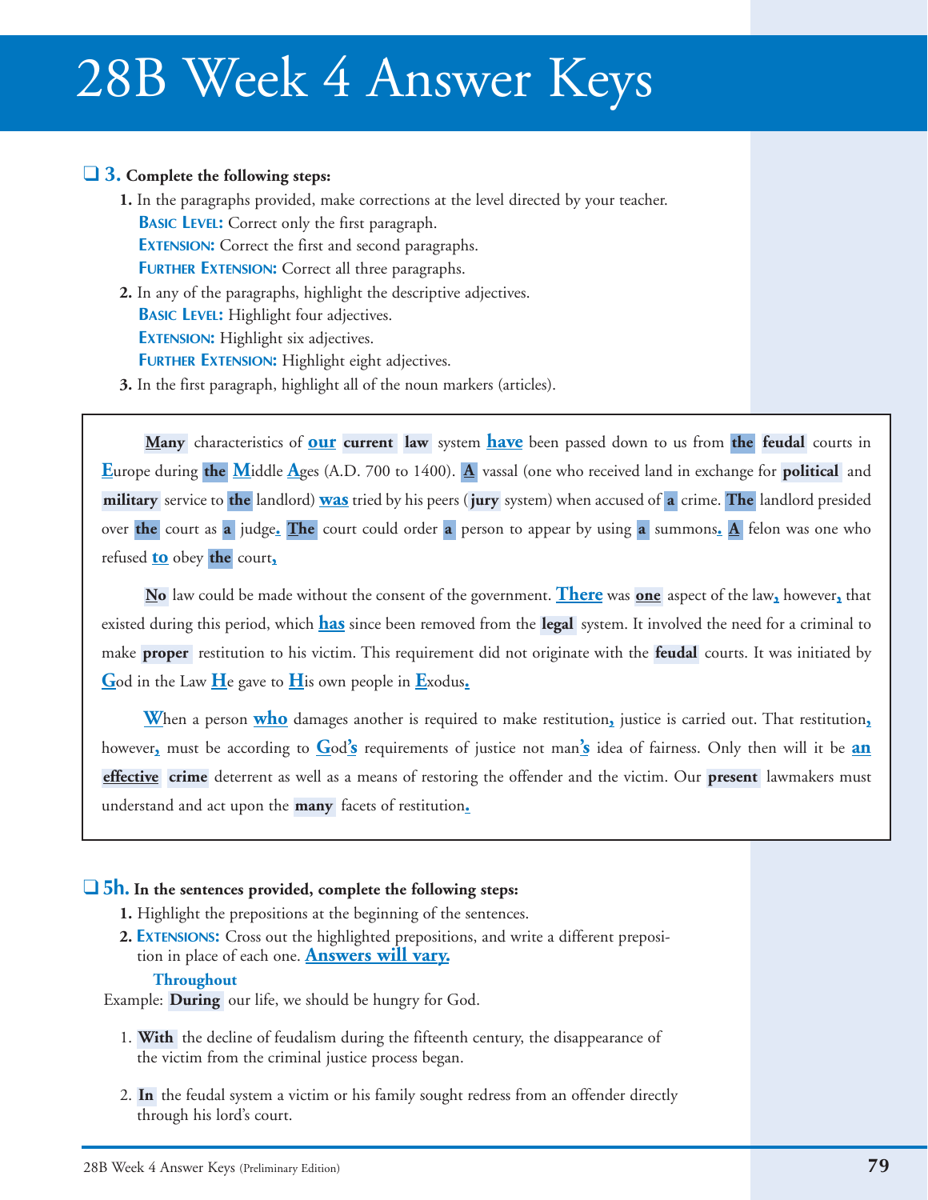# 28B Week 4 Answer Keys

❑ **3. Complete the following steps:**

1. In the paragraphs provided, make corrections at the level directed by your teacher.
   **BASIC LEVEL:** Correct only the first paragraph.
   **EXTENSION:** Correct the first and second paragraphs.
   **FURTHER EXTENSION:** Correct all three paragraphs.
2. In any of the paragraphs, highlight the descriptive adjectives.
   **BASIC LEVEL:** Highlight four adjectives.
   **EXTENSION:** Highlight six adjectives.
   **FURTHER EXTENSION:** Highlight eight adjectives.
3. In the first paragraph, highlight all of the noun markers (articles).

> **Many** characteristics of **our** **current** **law** system **have** been passed down to us from **the** **feudal** courts in **E**urope during **the** **M**iddle **A**ges (A.D. 700 to 1400). **A** vassal (one who received land in exchange for **political** and **military** service to **the** landlord) **was** tried by his peers (**jury** system) when accused of **a** crime. **The** landlord presided over **the** court as **a** judge**.** **The** court could order **a** person to appear by using **a** summons**.** **A** felon was one who refused **to** obey **the** court**,**
>
> **No** law could be made without the consent of the government. **There** was **one** aspect of the law**,** however**,** that existed during this period, which **has** since been removed from the **legal** system. It involved the need for a criminal to make **proper** restitution to his victim. This requirement did not originate with the **feudal** courts. It was initiated by **G**od in the Law **H**e gave to **H**is own people in **E**xodus**.**
>
> **W**hen a person **who** damages another is required to make restitution**,** justice is carried out. That restitution**,** however**,** must be according to **G**od**'s** requirements of justice not man**'s** idea of fairness. Only then will it be **an** **effective** **crime** deterrent as well as a means of restoring the offender and the victim. Our **present** lawmakers must understand and act upon the **many** facets of restitution**.**

❑ **5h. In the sentences provided, complete the following steps:**

1. Highlight the prepositions at the beginning of the sentences.
2. **EXTENSIONS:** Cross out the highlighted prepositions, and write a different preposition in place of each one. **Answers will vary.**

Example: ~~**During**~~ **Throughout** our life, we should be hungry for God.

1. **With** the decline of feudalism during the fifteenth century, the disappearance of the victim from the criminal justice process began.

2. **In** the feudal system a victim or his family sought redress from an offender directly through his lord's court.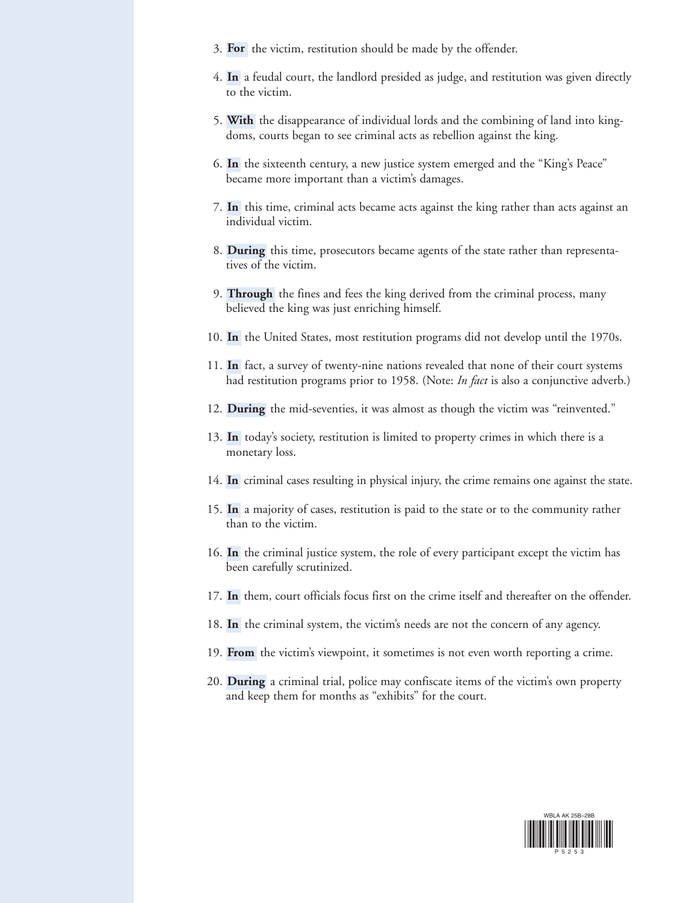3. **For** the victim, restitution should be made by the offender.

4. **In** a feudal court, the landlord presided as judge, and restitution was given directly to the victim.

5. **With** the disappearance of individual lords and the combining of land into kingdoms, courts began to see criminal acts as rebellion against the king.

6. **In** the sixteenth century, a new justice system emerged and the "King's Peace" became more important than a victim's damages.

7. **In** this time, criminal acts became acts against the king rather than acts against an individual victim.

8. **During** this time, prosecutors became agents of the state rather than representatives of the victim.

9. **Through** the fines and fees the king derived from the criminal process, many believed the king was just enriching himself.

10. **In** the United States, most restitution programs did not develop until the 1970s.

11. **In** fact, a survey of twenty-nine nations revealed that none of their court systems had restitution programs prior to 1958. (Note: *In fact* is also a conjunctive adverb.)

12. **During** the mid-seventies, it was almost as though the victim was "reinvented."

13. **In** today's society, restitution is limited to property crimes in which there is a monetary loss.

14. **In** criminal cases resulting in physical injury, the crime remains one against the state.

15. **In** a majority of cases, restitution is paid to the state or to the community rather than to the victim.

16. **In** the criminal justice system, the role of every participant except the victim has been carefully scrutinized.

17. **In** them, court officials focus first on the crime itself and thereafter on the offender.

18. **In** the criminal system, the victim's needs are not the concern of any agency.

19. **From** the victim's viewpoint, it sometimes is not even worth reporting a crime.

20. **During** a criminal trial, police may confiscate items of the victim's own property and keep them for months as "exhibits" for the court.

WBLA AK 25B–28B

P 5 2 5 3